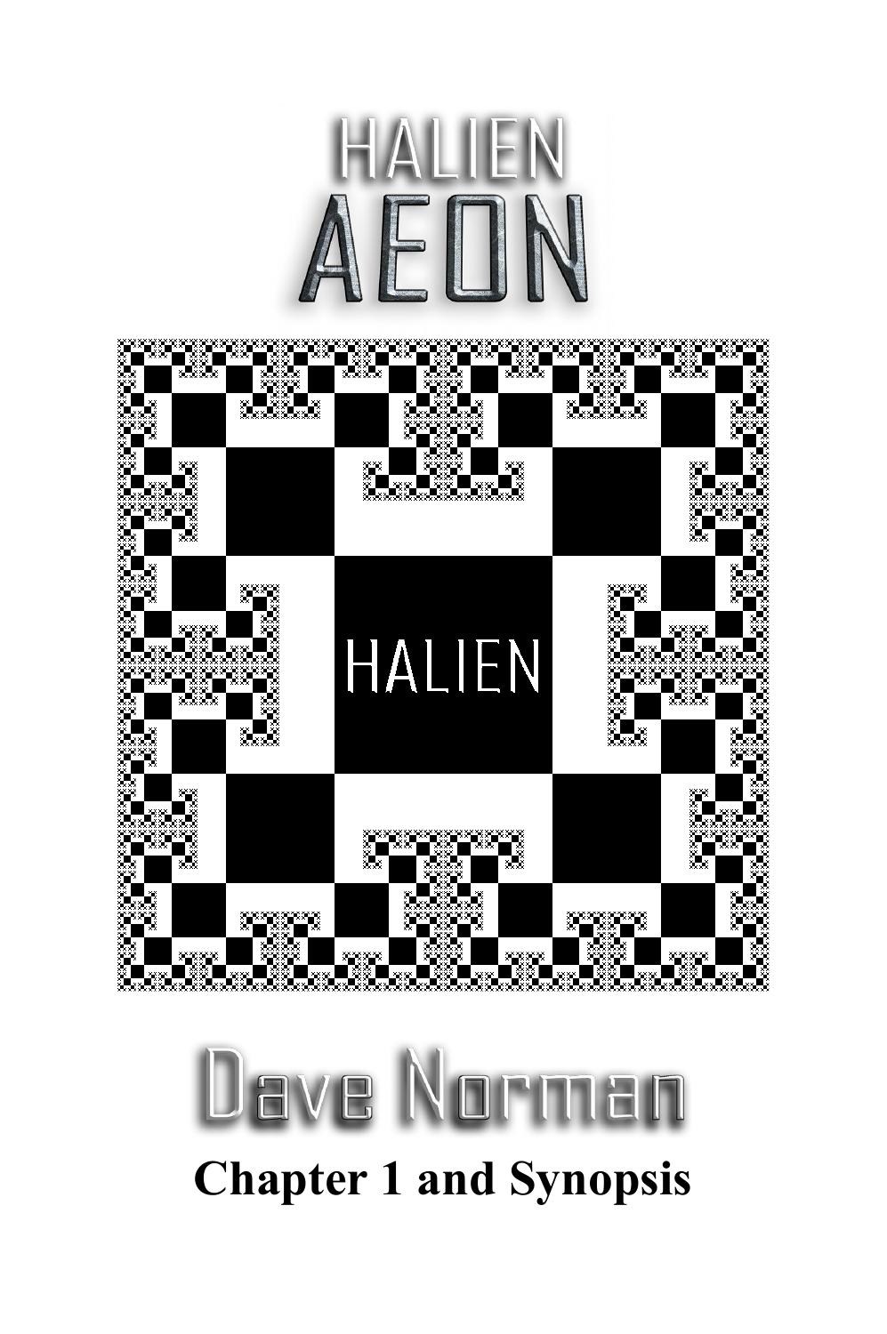# HALIEN AEON

HALIEN

Dave Norman

**Chapter 1 and Synopsis**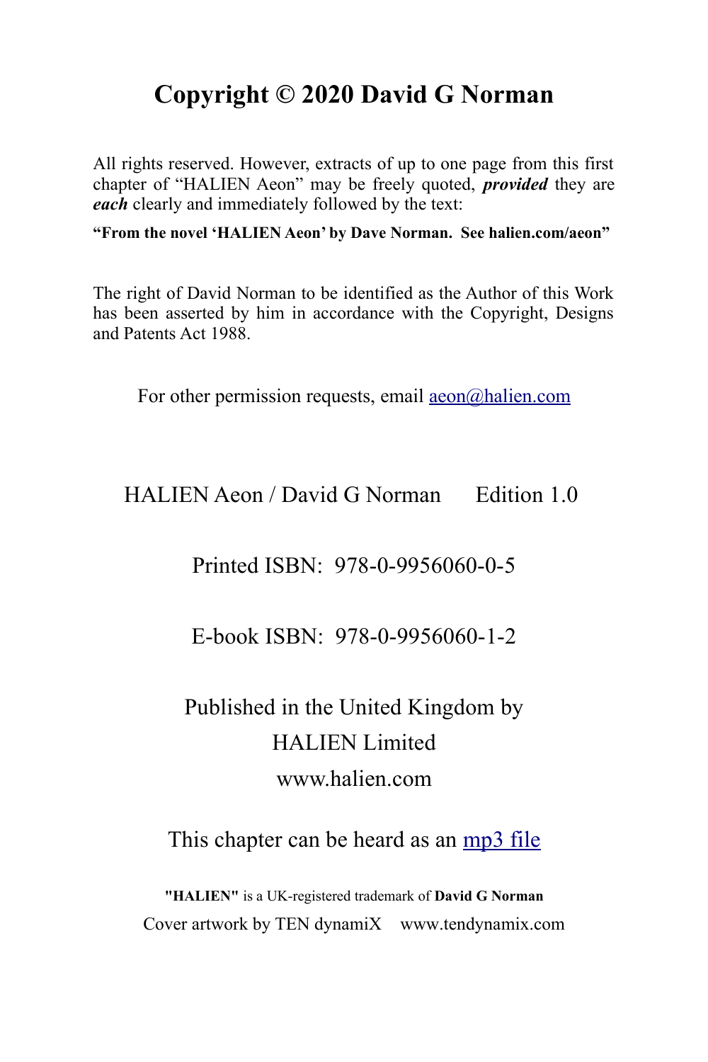# Copyright © 2020 David G Norman

All rights reserved. However, extracts of up to one page from this first chapter of "HALIEN Aeon" may be freely quoted, ***provided*** they are ***each*** clearly and immediately followed by the text:

**"From the novel 'HALIEN Aeon' by Dave Norman. See halien.com/aeon"**

The right of David Norman to be identified as the Author of this Work has been asserted by him in accordance with the Copyright, Designs and Patents Act 1988.

For other permission requests, email aeon@halien.com

HALIEN Aeon / David G Norman Edition 1.0

Printed ISBN: 978-0-9956060-0-5

E-book ISBN: 978-0-9956060-1-2

Published in the United Kingdom by
HALIEN Limited
www.halien.com

This chapter can be heard as an mp3 file

**"HALIEN"** is a UK-registered trademark of **David G Norman**
Cover artwork by TEN dynamiX www.tendynamix.com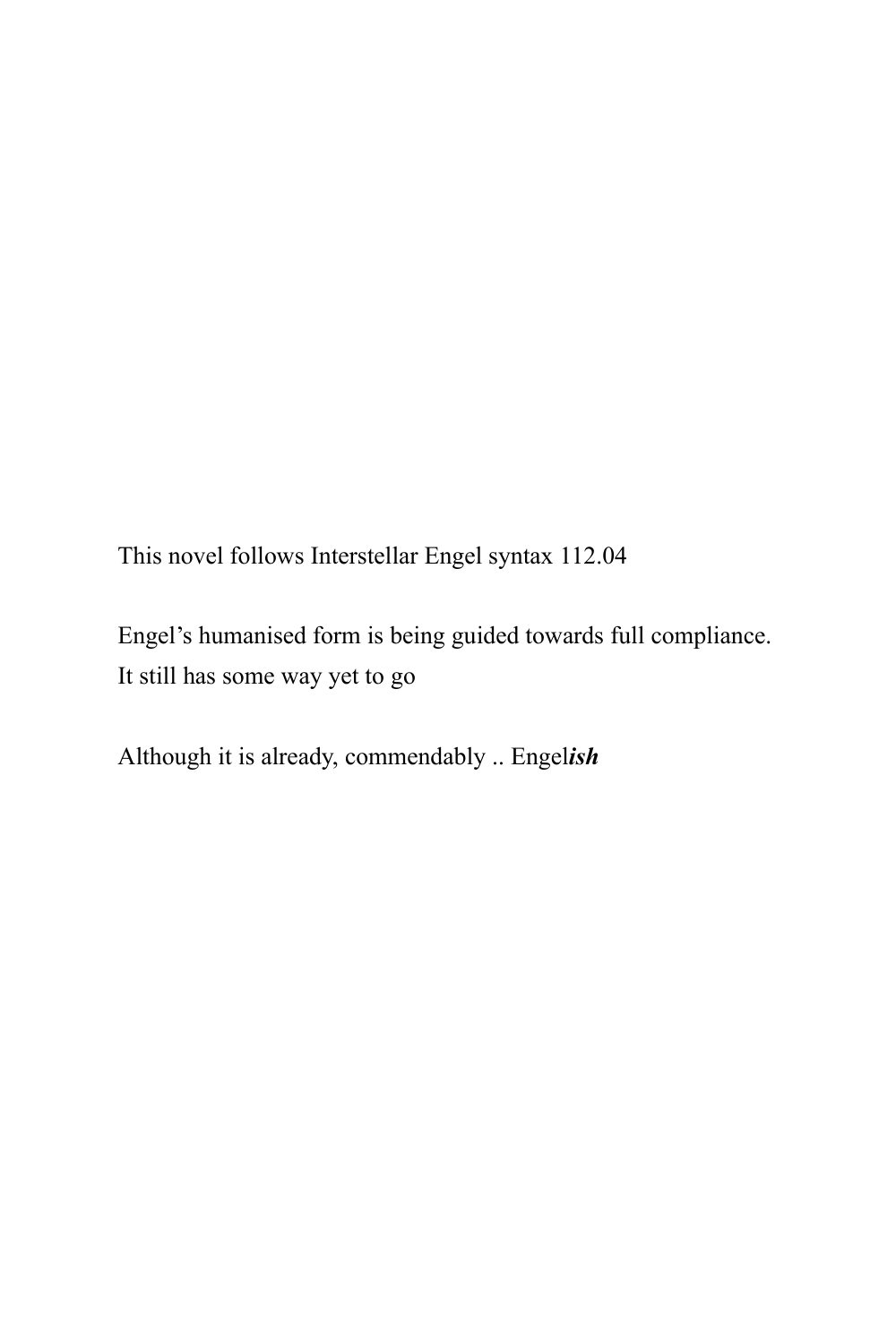This novel follows Interstellar Engel syntax 112.04

Engel's humanised form is being guided towards full compliance.
It still has some way yet to go

Although it is already, commendably .. Engel***ish***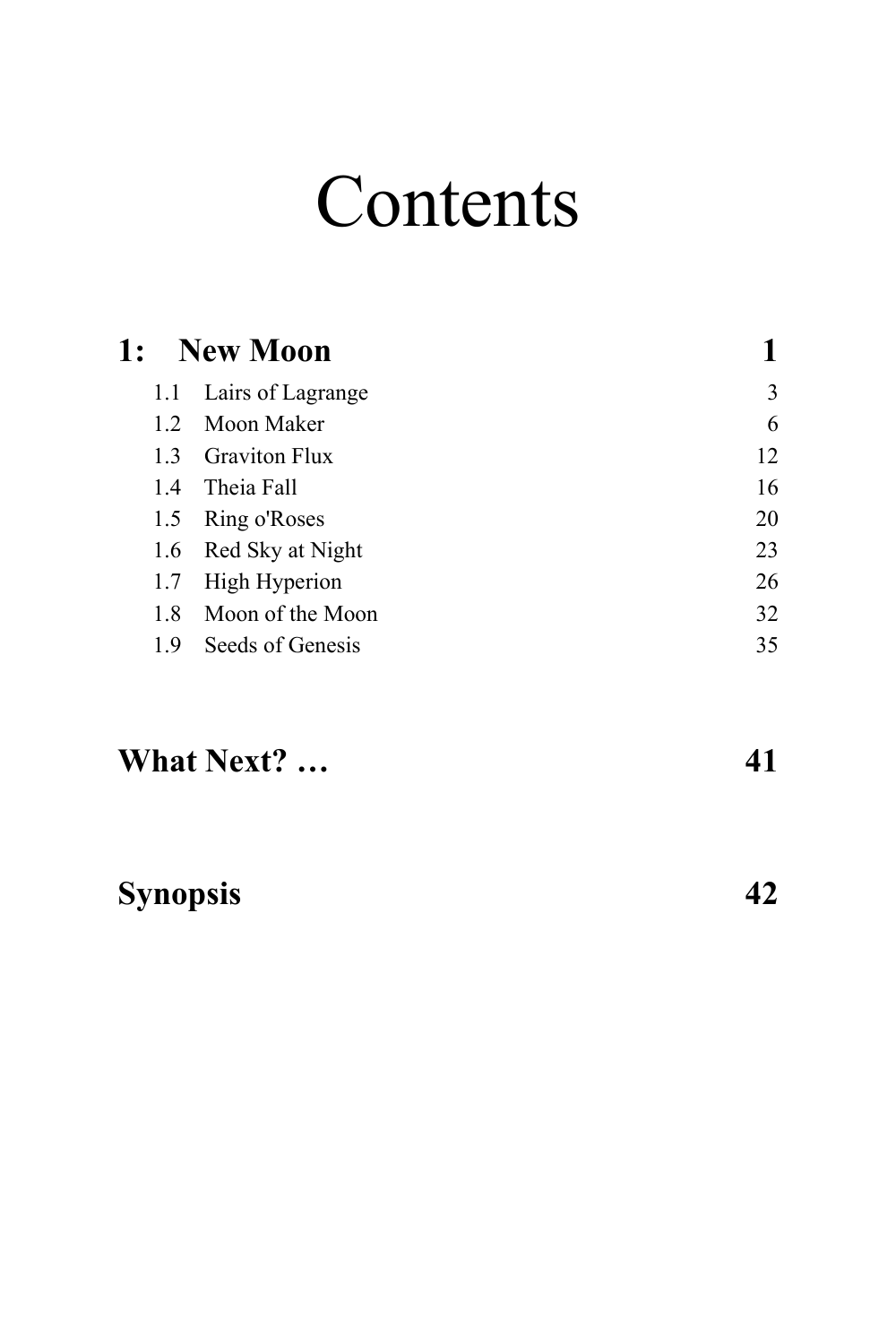# Contents

| | | |
|---|---|---|
| **1:** | **New Moon** | **1** |
| 1.1 | Lairs of Lagrange | 3 |
| 1.2 | Moon Maker | 6 |
| 1.3 | Graviton Flux | 12 |
| 1.4 | Theia Fall | 16 |
| 1.5 | Ring o'Roses | 20 |
| 1.6 | Red Sky at Night | 23 |
| 1.7 | High Hyperion | 26 |
| 1.8 | Moon of the Moon | 32 |
| 1.9 | Seeds of Genesis | 35 |
| | **What Next? …** | **41** |
| | **Synopsis** | **42** |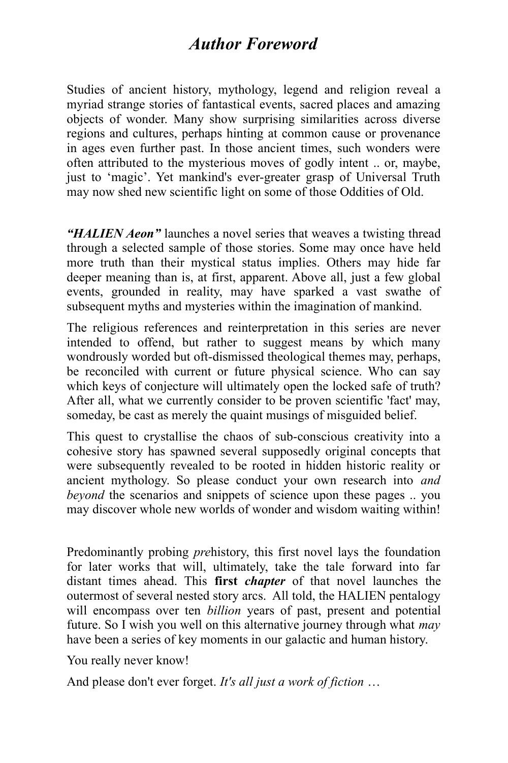# *Author Foreword*

Studies of ancient history, mythology, legend and religion reveal a myriad strange stories of fantastical events, sacred places and amazing objects of wonder. Many show surprising similarities across diverse regions and cultures, perhaps hinting at common cause or provenance in ages even further past. In those ancient times, such wonders were often attributed to the mysterious moves of godly intent .. or, maybe, just to 'magic'. Yet mankind's ever-greater grasp of Universal Truth may now shed new scientific light on some of those Oddities of Old.

***"HALIEN Aeon"*** launches a novel series that weaves a twisting thread through a selected sample of those stories. Some may once have held more truth than their mystical status implies. Others may hide far deeper meaning than is, at first, apparent. Above all, just a few global events, grounded in reality, may have sparked a vast swathe of subsequent myths and mysteries within the imagination of mankind.

The religious references and reinterpretation in this series are never intended to offend, but rather to suggest means by which many wondrously worded but oft-dismissed theological themes may, perhaps, be reconciled with current or future physical science. Who can say which keys of conjecture will ultimately open the locked safe of truth? After all, what we currently consider to be proven scientific 'fact' may, someday, be cast as merely the quaint musings of misguided belief.

This quest to crystallise the chaos of sub-conscious creativity into a cohesive story has spawned several supposedly original concepts that were subsequently revealed to be rooted in hidden historic reality or ancient mythology. So please conduct your own research into *and beyond* the scenarios and snippets of science upon these pages .. you may discover whole new worlds of wonder and wisdom waiting within!

Predominantly probing *pre*history, this first novel lays the foundation for later works that will, ultimately, take the tale forward into far distant times ahead. This **first *chapter*** of that novel launches the outermost of several nested story arcs. All told, the HALIEN pentalogy will encompass over ten *billion* years of past, present and potential future. So I wish you well on this alternative journey through what *may* have been a series of key moments in our galactic and human history.

You really never know!

And please don't ever forget. *It's all just a work of fiction* …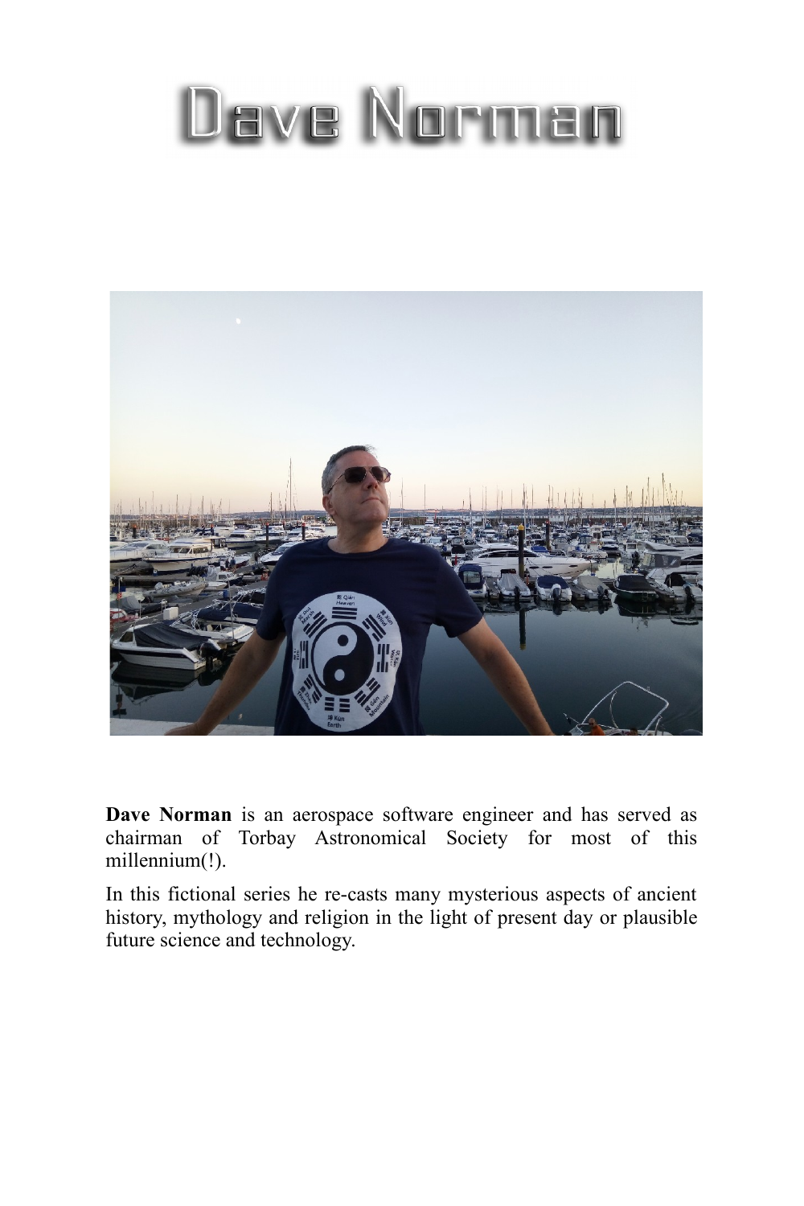# Dave Norman

**Dave Norman** is an aerospace software engineer and has served as chairman of Torbay Astronomical Society for most of this millennium(!).

In this fictional series he re-casts many mysterious aspects of ancient history, mythology and religion in the light of present day or plausible future science and technology.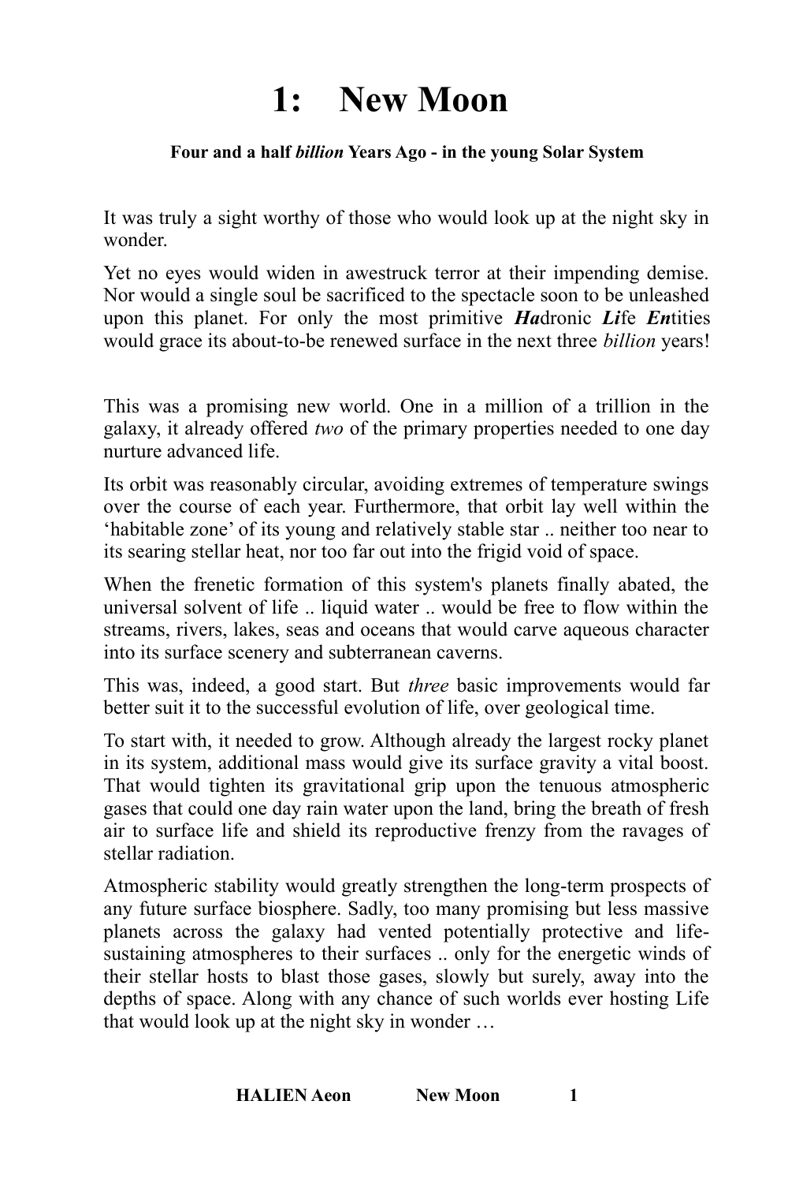# 1: New Moon

**Four and a half *billion* Years Ago - in the young Solar System**

It was truly a sight worthy of those who would look up at the night sky in wonder.

Yet no eyes would widen in awestruck terror at their impending demise. Nor would a single soul be sacrificed to the spectacle soon to be unleashed upon this planet. For only the most primitive ***Ha**dronic **Li**fe **En**tities* would grace its about-to-be renewed surface in the next three *billion* years!

This was a promising new world. One in a million of a trillion in the galaxy, it already offered *two* of the primary properties needed to one day nurture advanced life.

Its orbit was reasonably circular, avoiding extremes of temperature swings over the course of each year. Furthermore, that orbit lay well within the 'habitable zone' of its young and relatively stable star .. neither too near to its searing stellar heat, nor too far out into the frigid void of space.

When the frenetic formation of this system's planets finally abated, the universal solvent of life .. liquid water .. would be free to flow within the streams, rivers, lakes, seas and oceans that would carve aqueous character into its surface scenery and subterranean caverns.

This was, indeed, a good start. But *three* basic improvements would far better suit it to the successful evolution of life, over geological time.

To start with, it needed to grow. Although already the largest rocky planet in its system, additional mass would give its surface gravity a vital boost. That would tighten its gravitational grip upon the tenuous atmospheric gases that could one day rain water upon the land, bring the breath of fresh air to surface life and shield its reproductive frenzy from the ravages of stellar radiation.

Atmospheric stability would greatly strengthen the long-term prospects of any future surface biosphere. Sadly, too many promising but less massive planets across the galaxy had vented potentially protective and life-sustaining atmospheres to their surfaces .. only for the energetic winds of their stellar hosts to blast those gases, slowly but surely, away into the depths of space. Along with any chance of such worlds ever hosting Life that would look up at the night sky in wonder …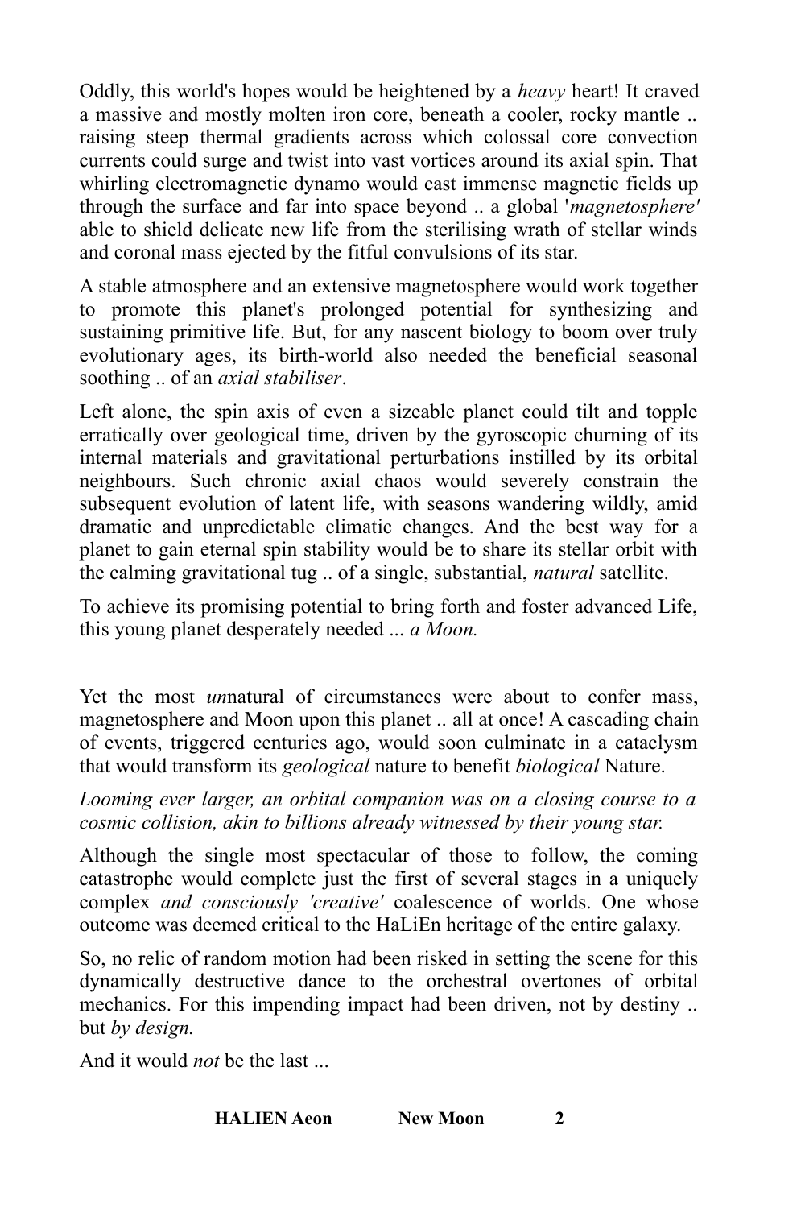Oddly, this world's hopes would be heightened by a *heavy* heart! It craved a massive and mostly molten iron core, beneath a cooler, rocky mantle .. raising steep thermal gradients across which colossal core convection currents could surge and twist into vast vortices around its axial spin. That whirling electromagnetic dynamo would cast immense magnetic fields up through the surface and far into space beyond .. a global '*magnetosphere'* able to shield delicate new life from the sterilising wrath of stellar winds and coronal mass ejected by the fitful convulsions of its star.

A stable atmosphere and an extensive magnetosphere would work together to promote this planet's prolonged potential for synthesizing and sustaining primitive life. But, for any nascent biology to boom over truly evolutionary ages, its birth-world also needed the beneficial seasonal soothing .. of an *axial stabiliser*.

Left alone, the spin axis of even a sizeable planet could tilt and topple erratically over geological time, driven by the gyroscopic churning of its internal materials and gravitational perturbations instilled by its orbital neighbours. Such chronic axial chaos would severely constrain the subsequent evolution of latent life, with seasons wandering wildly, amid dramatic and unpredictable climatic changes. And the best way for a planet to gain eternal spin stability would be to share its stellar orbit with the calming gravitational tug .. of a single, substantial, *natural* satellite.

To achieve its promising potential to bring forth and foster advanced Life, this young planet desperately needed ... *a Moon.*

Yet the most *un*natural of circumstances were about to confer mass, magnetosphere and Moon upon this planet .. all at once! A cascading chain of events, triggered centuries ago, would soon culminate in a cataclysm that would transform its *geological* nature to benefit *biological* Nature.

*Looming ever larger, an orbital companion was on a closing course to a cosmic collision, akin to billions already witnessed by their young star.*

Although the single most spectacular of those to follow, the coming catastrophe would complete just the first of several stages in a uniquely complex *and consciously 'creative'* coalescence of worlds. One whose outcome was deemed critical to the HaLiEn heritage of the entire galaxy.

So, no relic of random motion had been risked in setting the scene for this dynamically destructive dance to the orchestral overtones of orbital mechanics. For this impending impact had been driven, not by destiny .. but *by design.*

And it would *not* be the last ...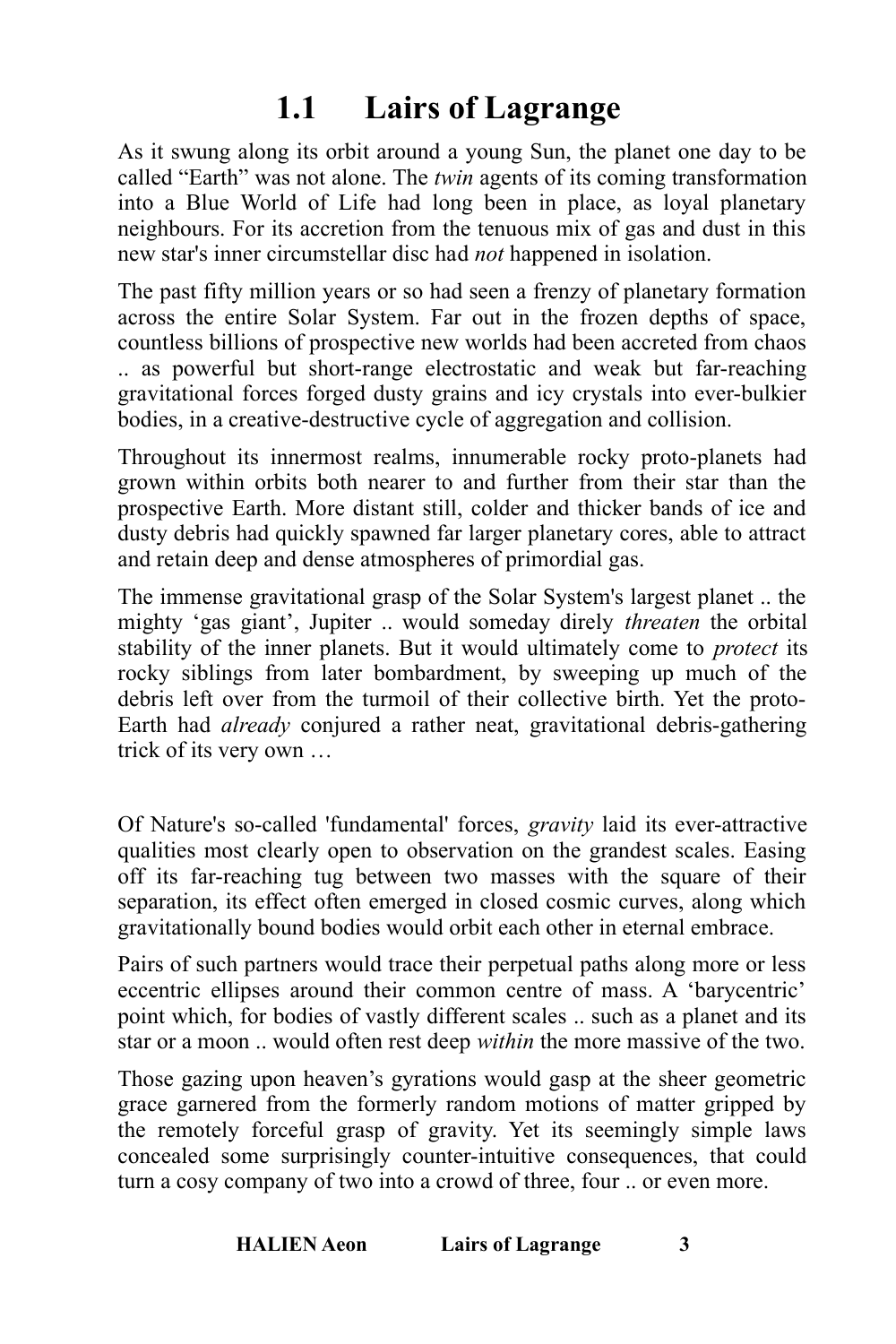# 1.1 Lairs of Lagrange

As it swung along its orbit around a young Sun, the planet one day to be called “Earth” was not alone. The *twin* agents of its coming transformation into a Blue World of Life had long been in place, as loyal planetary neighbours. For its accretion from the tenuous mix of gas and dust in this new star's inner circumstellar disc had *not* happened in isolation.

The past fifty million years or so had seen a frenzy of planetary formation across the entire Solar System. Far out in the frozen depths of space, countless billions of prospective new worlds had been accreted from chaos .. as powerful but short-range electrostatic and weak but far-reaching gravitational forces forged dusty grains and icy crystals into ever-bulkier bodies, in a creative-destructive cycle of aggregation and collision.

Throughout its innermost realms, innumerable rocky proto-planets had grown within orbits both nearer to and further from their star than the prospective Earth. More distant still, colder and thicker bands of ice and dusty debris had quickly spawned far larger planetary cores, able to attract and retain deep and dense atmospheres of primordial gas.

The immense gravitational grasp of the Solar System's largest planet .. the mighty ‘gas giant’, Jupiter .. would someday direly *threaten* the orbital stability of the inner planets. But it would ultimately come to *protect* its rocky siblings from later bombardment, by sweeping up much of the debris left over from the turmoil of their collective birth. Yet the proto-Earth had *already* conjured a rather neat, gravitational debris-gathering trick of its very own …

Of Nature's so-called 'fundamental' forces, *gravity* laid its ever-attractive qualities most clearly open to observation on the grandest scales. Easing off its far-reaching tug between two masses with the square of their separation, its effect often emerged in closed cosmic curves, along which gravitationally bound bodies would orbit each other in eternal embrace.

Pairs of such partners would trace their perpetual paths along more or less eccentric ellipses around their common centre of mass. A ‘barycentric’ point which, for bodies of vastly different scales .. such as a planet and its star or a moon .. would often rest deep *within* the more massive of the two.

Those gazing upon heaven’s gyrations would gasp at the sheer geometric grace garnered from the formerly random motions of matter gripped by the remotely forceful grasp of gravity. Yet its seemingly simple laws concealed some surprisingly counter-intuitive consequences, that could turn a cosy company of two into a crowd of three, four .. or even more.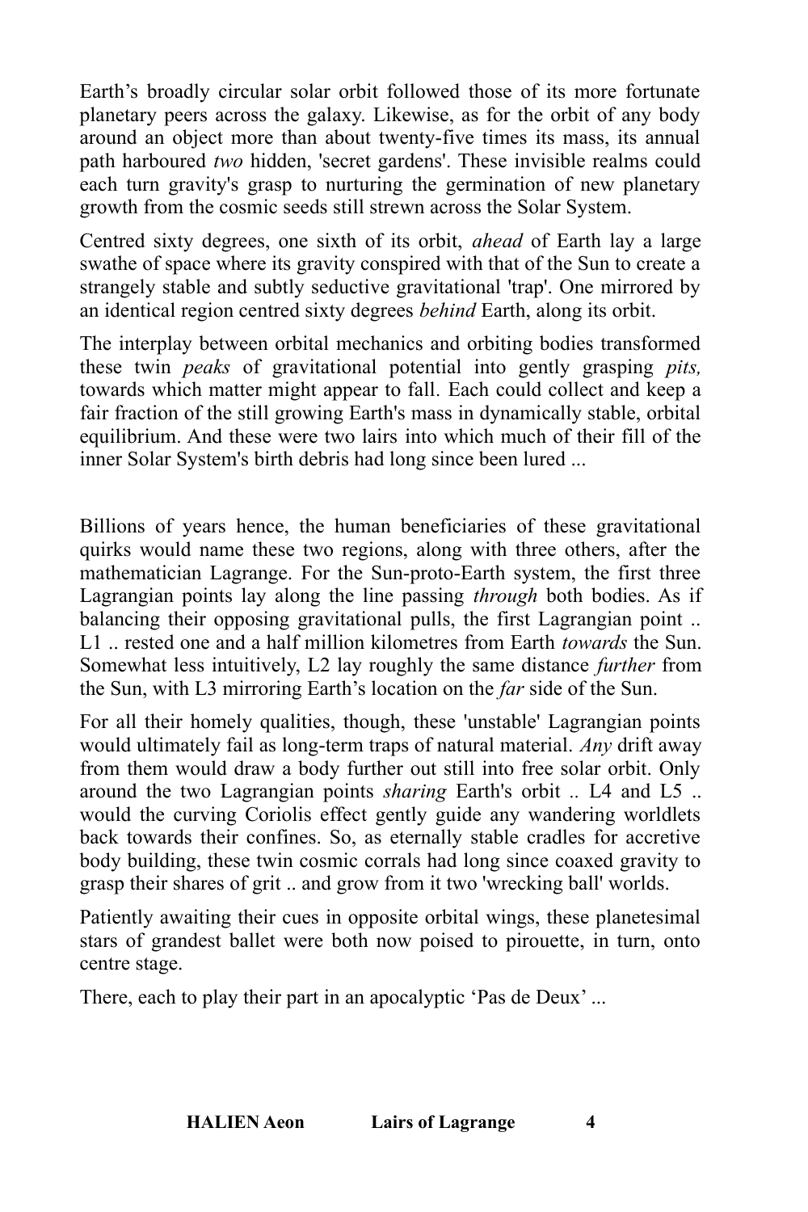Earth's broadly circular solar orbit followed those of its more fortunate planetary peers across the galaxy. Likewise, as for the orbit of any body around an object more than about twenty-five times its mass, its annual path harboured *two* hidden, 'secret gardens'. These invisible realms could each turn gravity's grasp to nurturing the germination of new planetary growth from the cosmic seeds still strewn across the Solar System.

Centred sixty degrees, one sixth of its orbit, *ahead* of Earth lay a large swathe of space where its gravity conspired with that of the Sun to create a strangely stable and subtly seductive gravitational 'trap'. One mirrored by an identical region centred sixty degrees *behind* Earth, along its orbit.

The interplay between orbital mechanics and orbiting bodies transformed these twin *peaks* of gravitational potential into gently grasping *pits,* towards which matter might appear to fall. Each could collect and keep a fair fraction of the still growing Earth's mass in dynamically stable, orbital equilibrium. And these were two lairs into which much of their fill of the inner Solar System's birth debris had long since been lured ...

Billions of years hence, the human beneficiaries of these gravitational quirks would name these two regions, along with three others, after the mathematician Lagrange. For the Sun-proto-Earth system, the first three Lagrangian points lay along the line passing *through* both bodies. As if balancing their opposing gravitational pulls, the first Lagrangian point .. L1 .. rested one and a half million kilometres from Earth *towards* the Sun. Somewhat less intuitively, L2 lay roughly the same distance *further* from the Sun, with L3 mirroring Earth's location on the *far* side of the Sun.

For all their homely qualities, though, these 'unstable' Lagrangian points would ultimately fail as long-term traps of natural material. *Any* drift away from them would draw a body further out still into free solar orbit. Only around the two Lagrangian points *sharing* Earth's orbit .. L4 and L5 .. would the curving Coriolis effect gently guide any wandering worldlets back towards their confines. So, as eternally stable cradles for accretive body building, these twin cosmic corrals had long since coaxed gravity to grasp their shares of grit .. and grow from it two 'wrecking ball' worlds.

Patiently awaiting their cues in opposite orbital wings, these planetesimal stars of grandest ballet were both now poised to pirouette, in turn, onto centre stage.

There, each to play their part in an apocalyptic 'Pas de Deux' ...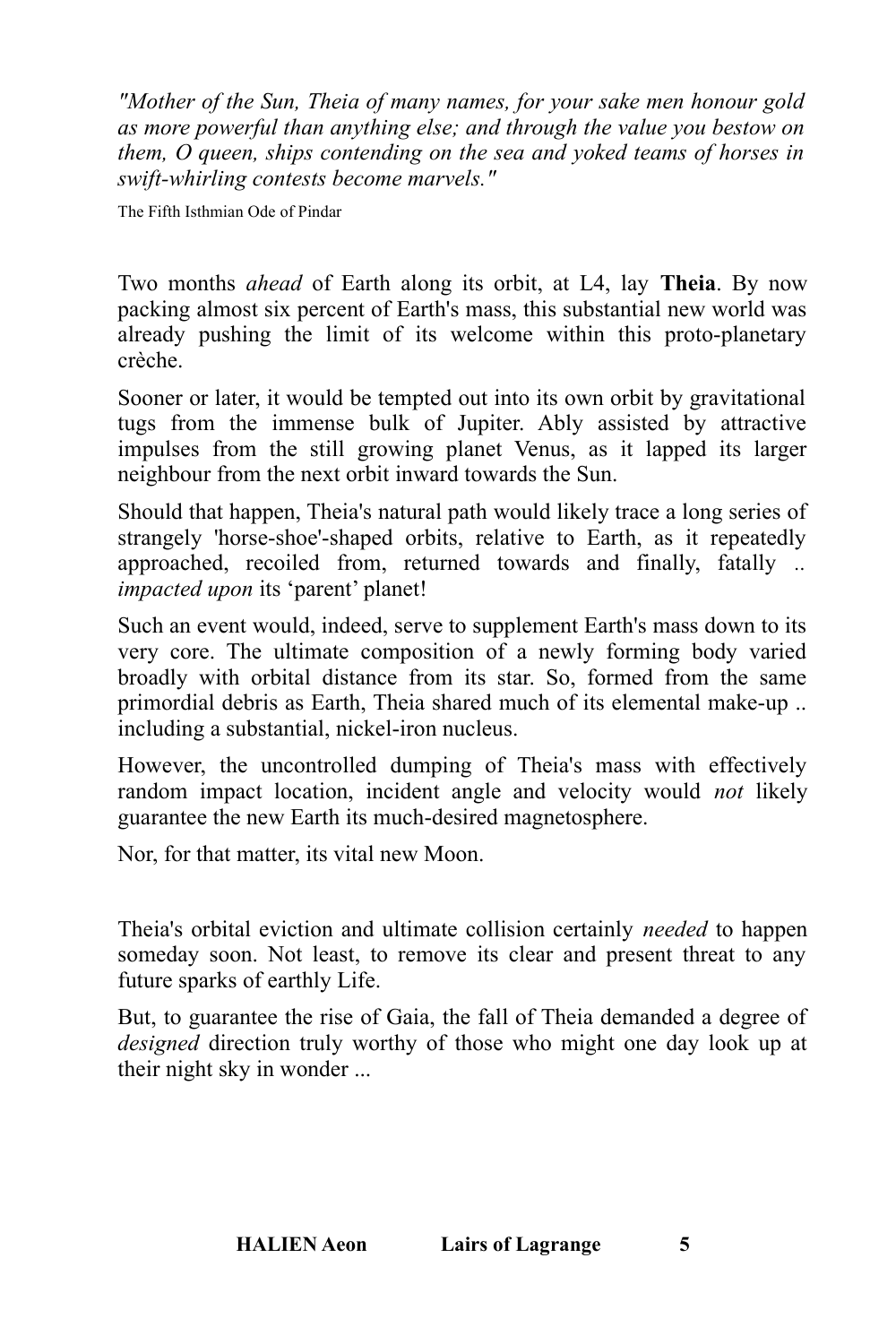*"Mother of the Sun, Theia of many names, for your sake men honour gold as more powerful than anything else; and through the value you bestow on them, O queen, ships contending on the sea and yoked teams of horses in swift-whirling contests become marvels."*

The Fifth Isthmian Ode of Pindar

Two months *ahead* of Earth along its orbit, at L4, lay **Theia**. By now packing almost six percent of Earth's mass, this substantial new world was already pushing the limit of its welcome within this proto-planetary crèche.

Sooner or later, it would be tempted out into its own orbit by gravitational tugs from the immense bulk of Jupiter. Ably assisted by attractive impulses from the still growing planet Venus, as it lapped its larger neighbour from the next orbit inward towards the Sun.

Should that happen, Theia's natural path would likely trace a long series of strangely 'horse-shoe'-shaped orbits, relative to Earth, as it repeatedly approached, recoiled from, returned towards and finally, fatally .. *impacted upon* its 'parent' planet!

Such an event would, indeed, serve to supplement Earth's mass down to its very core. The ultimate composition of a newly forming body varied broadly with orbital distance from its star. So, formed from the same primordial debris as Earth, Theia shared much of its elemental make-up .. including a substantial, nickel-iron nucleus.

However, the uncontrolled dumping of Theia's mass with effectively random impact location, incident angle and velocity would *not* likely guarantee the new Earth its much-desired magnetosphere.

Nor, for that matter, its vital new Moon.

Theia's orbital eviction and ultimate collision certainly *needed* to happen someday soon. Not least, to remove its clear and present threat to any future sparks of earthly Life.

But, to guarantee the rise of Gaia, the fall of Theia demanded a degree of *designed* direction truly worthy of those who might one day look up at their night sky in wonder ...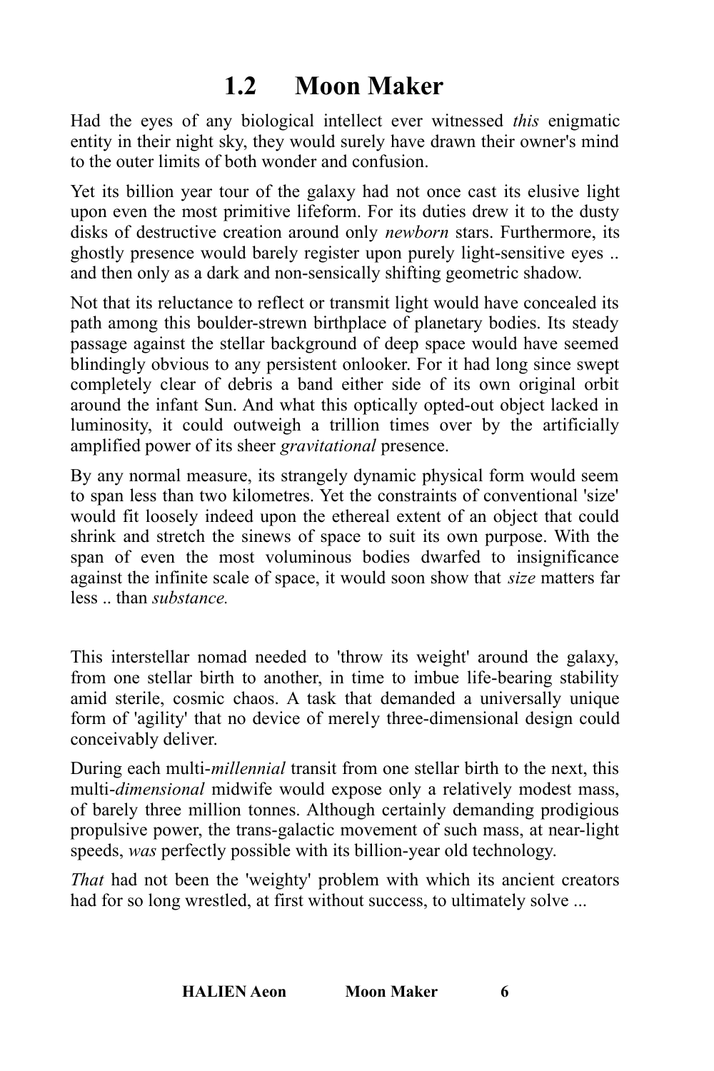# 1.2 Moon Maker

Had the eyes of any biological intellect ever witnessed *this* enigmatic entity in their night sky, they would surely have drawn their owner's mind to the outer limits of both wonder and confusion.

Yet its billion year tour of the galaxy had not once cast its elusive light upon even the most primitive lifeform. For its duties drew it to the dusty disks of destructive creation around only *newborn* stars. Furthermore, its ghostly presence would barely register upon purely light-sensitive eyes .. and then only as a dark and non-sensically shifting geometric shadow.

Not that its reluctance to reflect or transmit light would have concealed its path among this boulder-strewn birthplace of planetary bodies. Its steady passage against the stellar background of deep space would have seemed blindingly obvious to any persistent onlooker. For it had long since swept completely clear of debris a band either side of its own original orbit around the infant Sun. And what this optically opted-out object lacked in luminosity, it could outweigh a trillion times over by the artificially amplified power of its sheer *gravitational* presence.

By any normal measure, its strangely dynamic physical form would seem to span less than two kilometres. Yet the constraints of conventional 'size' would fit loosely indeed upon the ethereal extent of an object that could shrink and stretch the sinews of space to suit its own purpose. With the span of even the most voluminous bodies dwarfed to insignificance against the infinite scale of space, it would soon show that *size* matters far less .. than *substance.*

This interstellar nomad needed to 'throw its weight' around the galaxy, from one stellar birth to another, in time to imbue life-bearing stability amid sterile, cosmic chaos. A task that demanded a universally unique form of 'agility' that no device of merely three-dimensional design could conceivably deliver.

During each multi-*millennial* transit from one stellar birth to the next, this multi-*dimensional* midwife would expose only a relatively modest mass, of barely three million tonnes. Although certainly demanding prodigious propulsive power, the trans-galactic movement of such mass, at near-light speeds, *was* perfectly possible with its billion-year old technology.

*That* had not been the 'weighty' problem with which its ancient creators had for so long wrestled, at first without success, to ultimately solve ...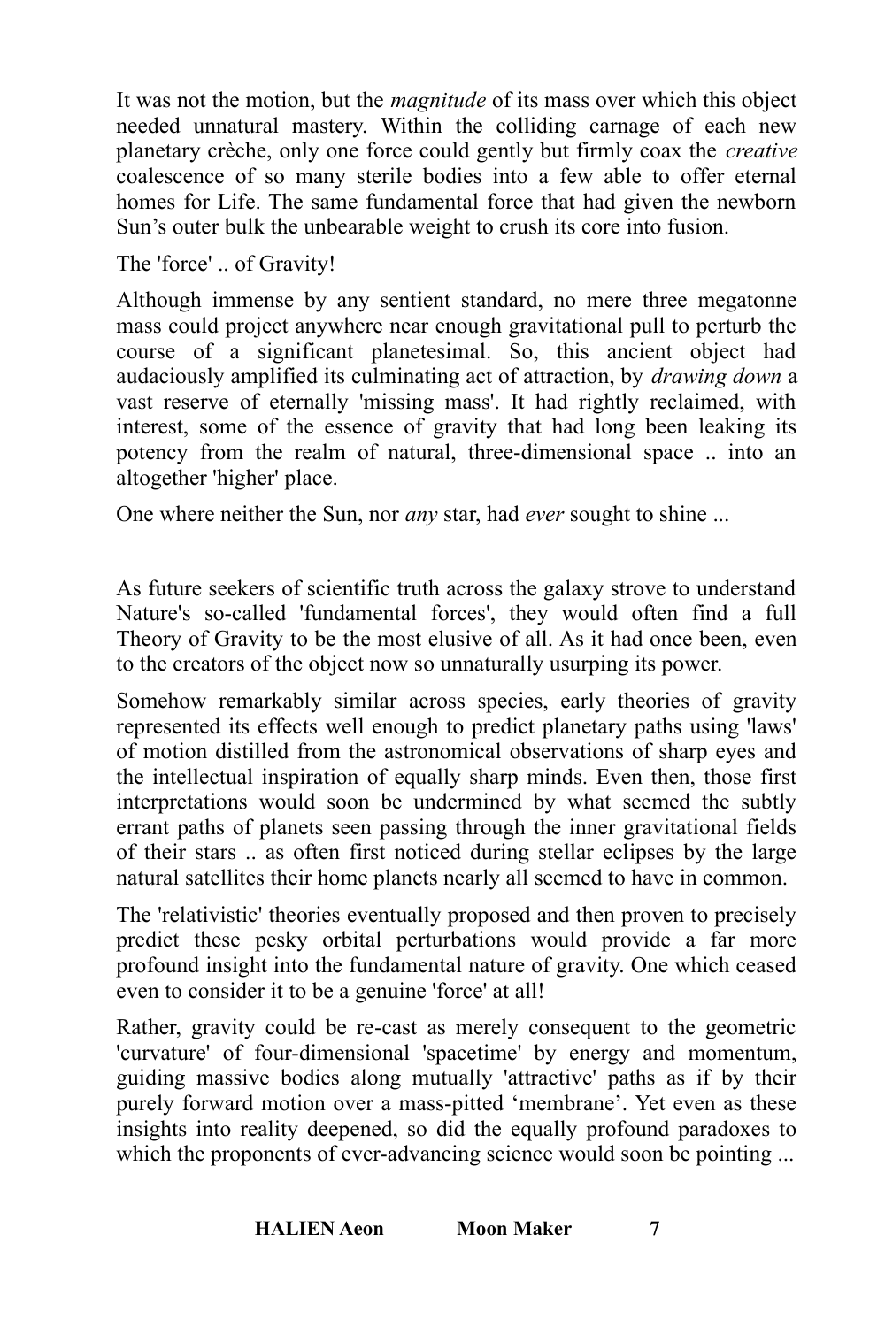It was not the motion, but the *magnitude* of its mass over which this object needed unnatural mastery. Within the colliding carnage of each new planetary crèche, only one force could gently but firmly coax the *creative* coalescence of so many sterile bodies into a few able to offer eternal homes for Life. The same fundamental force that had given the newborn Sun's outer bulk the unbearable weight to crush its core into fusion.

The 'force' .. of Gravity!

Although immense by any sentient standard, no mere three megatonne mass could project anywhere near enough gravitational pull to perturb the course of a significant planetesimal. So, this ancient object had audaciously amplified its culminating act of attraction, by *drawing down* a vast reserve of eternally 'missing mass'. It had rightly reclaimed, with interest, some of the essence of gravity that had long been leaking its potency from the realm of natural, three-dimensional space .. into an altogether 'higher' place.

One where neither the Sun, nor *any* star, had *ever* sought to shine ...

As future seekers of scientific truth across the galaxy strove to understand Nature's so-called 'fundamental forces', they would often find a full Theory of Gravity to be the most elusive of all. As it had once been, even to the creators of the object now so unnaturally usurping its power.

Somehow remarkably similar across species, early theories of gravity represented its effects well enough to predict planetary paths using 'laws' of motion distilled from the astronomical observations of sharp eyes and the intellectual inspiration of equally sharp minds. Even then, those first interpretations would soon be undermined by what seemed the subtly errant paths of planets seen passing through the inner gravitational fields of their stars .. as often first noticed during stellar eclipses by the large natural satellites their home planets nearly all seemed to have in common.

The 'relativistic' theories eventually proposed and then proven to precisely predict these pesky orbital perturbations would provide a far more profound insight into the fundamental nature of gravity. One which ceased even to consider it to be a genuine 'force' at all!

Rather, gravity could be re-cast as merely consequent to the geometric 'curvature' of four-dimensional 'spacetime' by energy and momentum, guiding massive bodies along mutually 'attractive' paths as if by their purely forward motion over a mass-pitted 'membrane'. Yet even as these insights into reality deepened, so did the equally profound paradoxes to which the proponents of ever-advancing science would soon be pointing ...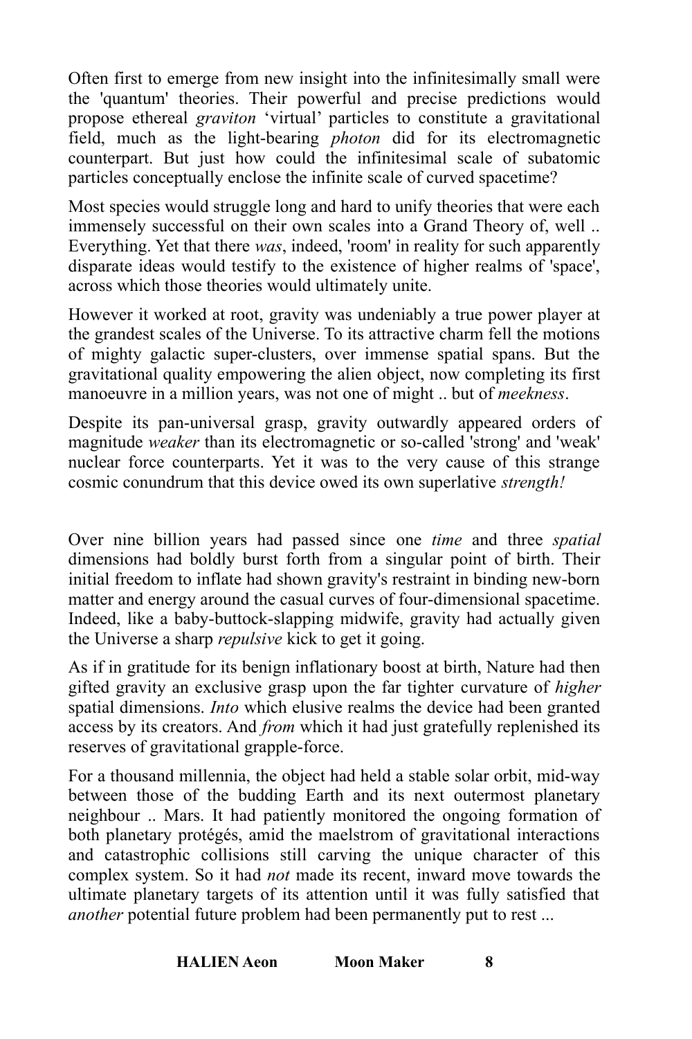Often first to emerge from new insight into the infinitesimally small were the 'quantum' theories. Their powerful and precise predictions would propose ethereal *graviton* 'virtual' particles to constitute a gravitational field, much as the light-bearing *photon* did for its electromagnetic counterpart. But just how could the infinitesimal scale of subatomic particles conceptually enclose the infinite scale of curved spacetime?

Most species would struggle long and hard to unify theories that were each immensely successful on their own scales into a Grand Theory of, well .. Everything. Yet that there *was*, indeed, 'room' in reality for such apparently disparate ideas would testify to the existence of higher realms of 'space', across which those theories would ultimately unite.

However it worked at root, gravity was undeniably a true power player at the grandest scales of the Universe. To its attractive charm fell the motions of mighty galactic super-clusters, over immense spatial spans. But the gravitational quality empowering the alien object, now completing its first manoeuvre in a million years, was not one of might .. but of *meekness*.

Despite its pan-universal grasp, gravity outwardly appeared orders of magnitude *weaker* than its electromagnetic or so-called 'strong' and 'weak' nuclear force counterparts. Yet it was to the very cause of this strange cosmic conundrum that this device owed its own superlative *strength!*

Over nine billion years had passed since one *time* and three *spatial* dimensions had boldly burst forth from a singular point of birth. Their initial freedom to inflate had shown gravity's restraint in binding new-born matter and energy around the casual curves of four-dimensional spacetime. Indeed, like a baby-buttock-slapping midwife, gravity had actually given the Universe a sharp *repulsive* kick to get it going.

As if in gratitude for its benign inflationary boost at birth, Nature had then gifted gravity an exclusive grasp upon the far tighter curvature of *higher* spatial dimensions. *Into* which elusive realms the device had been granted access by its creators. And *from* which it had just gratefully replenished its reserves of gravitational grapple-force.

For a thousand millennia, the object had held a stable solar orbit, mid-way between those of the budding Earth and its next outermost planetary neighbour .. Mars. It had patiently monitored the ongoing formation of both planetary protégés, amid the maelstrom of gravitational interactions and catastrophic collisions still carving the unique character of this complex system. So it had *not* made its recent, inward move towards the ultimate planetary targets of its attention until it was fully satisfied that *another* potential future problem had been permanently put to rest ...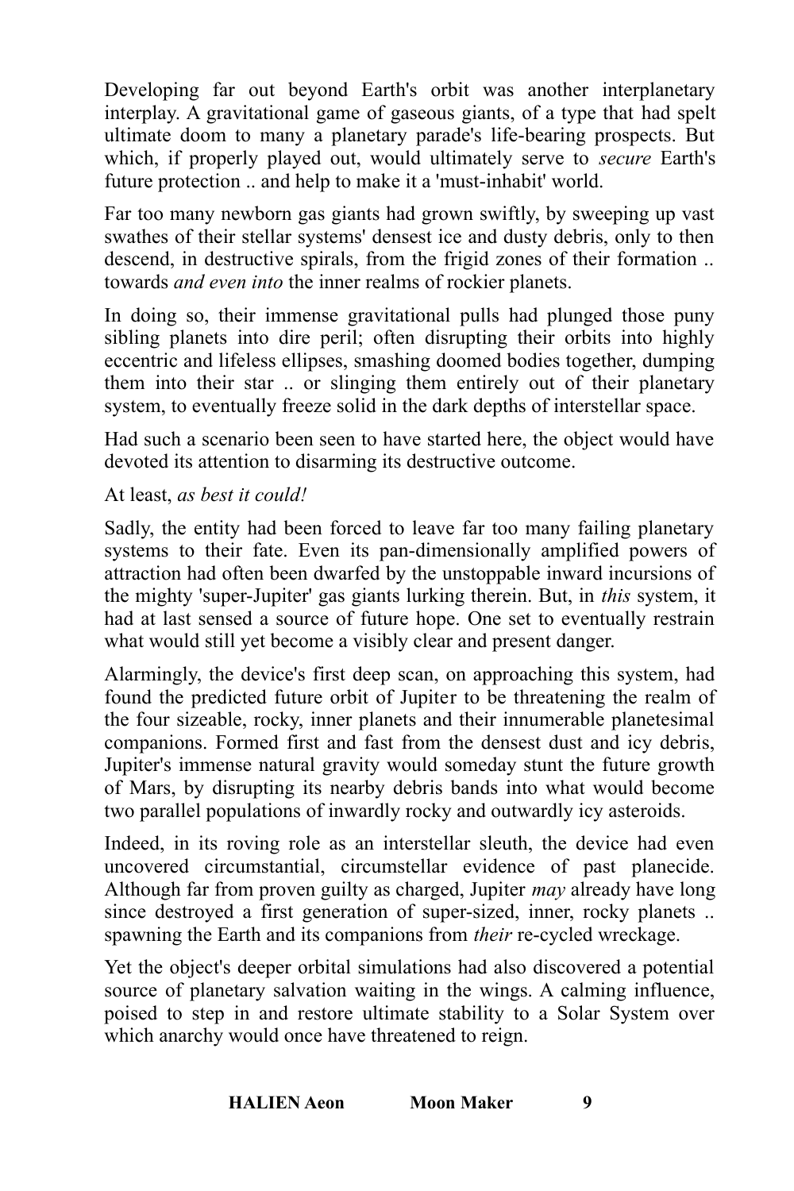Developing far out beyond Earth's orbit was another interplanetary interplay. A gravitational game of gaseous giants, of a type that had spelt ultimate doom to many a planetary parade's life-bearing prospects. But which, if properly played out, would ultimately serve to *secure* Earth's future protection .. and help to make it a 'must-inhabit' world.

Far too many newborn gas giants had grown swiftly, by sweeping up vast swathes of their stellar systems' densest ice and dusty debris, only to then descend, in destructive spirals, from the frigid zones of their formation .. towards *and even into* the inner realms of rockier planets.

In doing so, their immense gravitational pulls had plunged those puny sibling planets into dire peril; often disrupting their orbits into highly eccentric and lifeless ellipses, smashing doomed bodies together, dumping them into their star .. or slinging them entirely out of their planetary system, to eventually freeze solid in the dark depths of interstellar space.

Had such a scenario been seen to have started here, the object would have devoted its attention to disarming its destructive outcome.

At least, *as best it could!*

Sadly, the entity had been forced to leave far too many failing planetary systems to their fate. Even its pan-dimensionally amplified powers of attraction had often been dwarfed by the unstoppable inward incursions of the mighty 'super-Jupiter' gas giants lurking therein. But, in *this* system, it had at last sensed a source of future hope. One set to eventually restrain what would still yet become a visibly clear and present danger.

Alarmingly, the device's first deep scan, on approaching this system, had found the predicted future orbit of Jupiter to be threatening the realm of the four sizeable, rocky, inner planets and their innumerable planetesimal companions. Formed first and fast from the densest dust and icy debris, Jupiter's immense natural gravity would someday stunt the future growth of Mars, by disrupting its nearby debris bands into what would become two parallel populations of inwardly rocky and outwardly icy asteroids.

Indeed, in its roving role as an interstellar sleuth, the device had even uncovered circumstantial, circumstellar evidence of past planecide. Although far from proven guilty as charged, Jupiter *may* already have long since destroyed a first generation of super-sized, inner, rocky planets .. spawning the Earth and its companions from *their* re-cycled wreckage.

Yet the object's deeper orbital simulations had also discovered a potential source of planetary salvation waiting in the wings. A calming influence, poised to step in and restore ultimate stability to a Solar System over which anarchy would once have threatened to reign.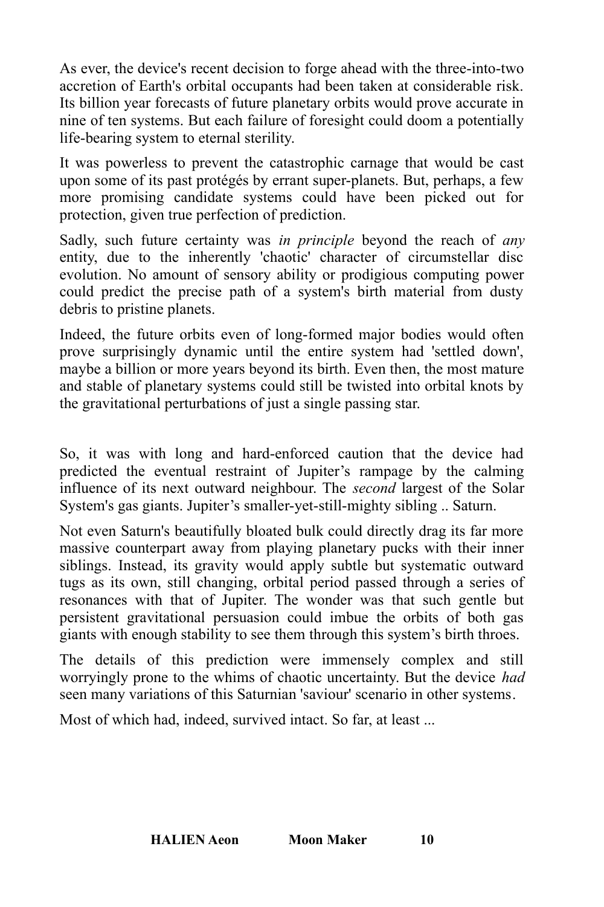As ever, the device's recent decision to forge ahead with the three-into-two accretion of Earth's orbital occupants had been taken at considerable risk. Its billion year forecasts of future planetary orbits would prove accurate in nine of ten systems. But each failure of foresight could doom a potentially life-bearing system to eternal sterility.

It was powerless to prevent the catastrophic carnage that would be cast upon some of its past protégés by errant super-planets. But, perhaps, a few more promising candidate systems could have been picked out for protection, given true perfection of prediction.

Sadly, such future certainty was *in principle* beyond the reach of *any* entity, due to the inherently 'chaotic' character of circumstellar disc evolution. No amount of sensory ability or prodigious computing power could predict the precise path of a system's birth material from dusty debris to pristine planets.

Indeed, the future orbits even of long-formed major bodies would often prove surprisingly dynamic until the entire system had 'settled down', maybe a billion or more years beyond its birth. Even then, the most mature and stable of planetary systems could still be twisted into orbital knots by the gravitational perturbations of just a single passing star.

So, it was with long and hard-enforced caution that the device had predicted the eventual restraint of Jupiter's rampage by the calming influence of its next outward neighbour. The *second* largest of the Solar System's gas giants. Jupiter's smaller-yet-still-mighty sibling .. Saturn.

Not even Saturn's beautifully bloated bulk could directly drag its far more massive counterpart away from playing planetary pucks with their inner siblings. Instead, its gravity would apply subtle but systematic outward tugs as its own, still changing, orbital period passed through a series of resonances with that of Jupiter. The wonder was that such gentle but persistent gravitational persuasion could imbue the orbits of both gas giants with enough stability to see them through this system's birth throes.

The details of this prediction were immensely complex and still worryingly prone to the whims of chaotic uncertainty. But the device *had* seen many variations of this Saturnian 'saviour' scenario in other systems.

Most of which had, indeed, survived intact. So far, at least ...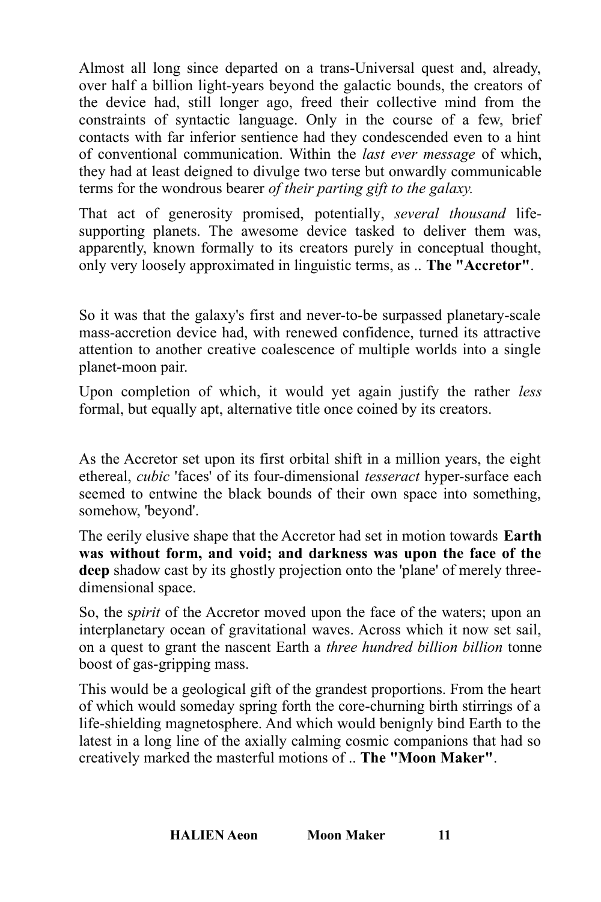Almost all long since departed on a trans-Universal quest and, already, over half a billion light-years beyond the galactic bounds, the creators of the device had, still longer ago, freed their collective mind from the constraints of syntactic language. Only in the course of a few, brief contacts with far inferior sentience had they condescended even to a hint of conventional communication. Within the *last ever message* of which, they had at least deigned to divulge two terse but onwardly communicable terms for the wondrous bearer *of their parting gift to the galaxy.*

That act of generosity promised, potentially, *several thousand* life-supporting planets. The awesome device tasked to deliver them was, apparently, known formally to its creators purely in conceptual thought, only very loosely approximated in linguistic terms, as .. **The "Accretor"**.

So it was that the galaxy's first and never-to-be surpassed planetary-scale mass-accretion device had, with renewed confidence, turned its attractive attention to another creative coalescence of multiple worlds into a single planet-moon pair.

Upon completion of which, it would yet again justify the rather *less* formal, but equally apt, alternative title once coined by its creators.

As the Accretor set upon its first orbital shift in a million years, the eight ethereal, *cubic* 'faces' of its four-dimensional *tesseract* hyper-surface each seemed to entwine the black bounds of their own space into something, somehow, 'beyond'.

The eerily elusive shape that the Accretor had set in motion towards **Earth was without form, and void; and darkness was upon the face of the deep** shadow cast by its ghostly projection onto the 'plane' of merely three-dimensional space.

So, the s*pirit* of the Accretor moved upon the face of the waters; upon an interplanetary ocean of gravitational waves. Across which it now set sail, on a quest to grant the nascent Earth a *three hundred billion billion* tonne boost of gas-gripping mass.

This would be a geological gift of the grandest proportions. From the heart of which would someday spring forth the core-churning birth stirrings of a life-shielding magnetosphere. And which would benignly bind Earth to the latest in a long line of the axially calming cosmic companions that had so creatively marked the masterful motions of .. **The "Moon Maker"**.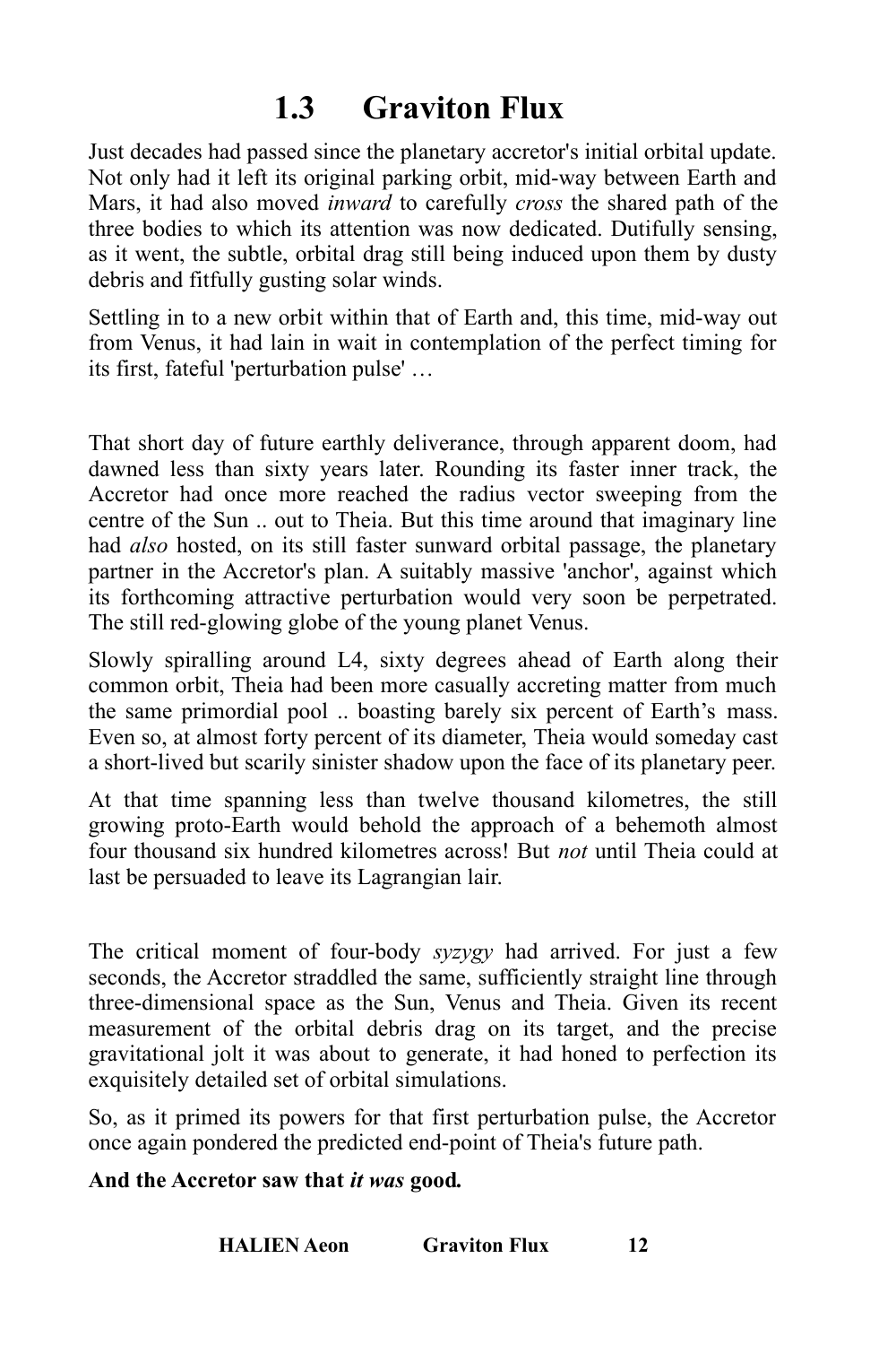## 1.3 Graviton Flux

Just decades had passed since the planetary accretor's initial orbital update. Not only had it left its original parking orbit, mid-way between Earth and Mars, it had also moved *inward* to carefully *cross* the shared path of the three bodies to which its attention was now dedicated. Dutifully sensing, as it went, the subtle, orbital drag still being induced upon them by dusty debris and fitfully gusting solar winds.

Settling in to a new orbit within that of Earth and, this time, mid-way out from Venus, it had lain in wait in contemplation of the perfect timing for its first, fateful 'perturbation pulse' …

That short day of future earthly deliverance, through apparent doom, had dawned less than sixty years later. Rounding its faster inner track, the Accretor had once more reached the radius vector sweeping from the centre of the Sun .. out to Theia. But this time around that imaginary line had *also* hosted, on its still faster sunward orbital passage, the planetary partner in the Accretor's plan. A suitably massive 'anchor', against which its forthcoming attractive perturbation would very soon be perpetrated. The still red-glowing globe of the young planet Venus.

Slowly spiralling around L4, sixty degrees ahead of Earth along their common orbit, Theia had been more casually accreting matter from much the same primordial pool .. boasting barely six percent of Earth's mass. Even so, at almost forty percent of its diameter, Theia would someday cast a short-lived but scarily sinister shadow upon the face of its planetary peer.

At that time spanning less than twelve thousand kilometres, the still growing proto-Earth would behold the approach of a behemoth almost four thousand six hundred kilometres across! But *not* until Theia could at last be persuaded to leave its Lagrangian lair.

The critical moment of four-body *syzygy* had arrived. For just a few seconds, the Accretor straddled the same, sufficiently straight line through three-dimensional space as the Sun, Venus and Theia. Given its recent measurement of the orbital debris drag on its target, and the precise gravitational jolt it was about to generate, it had honed to perfection its exquisitely detailed set of orbital simulations.

So, as it primed its powers for that first perturbation pulse, the Accretor once again pondered the predicted end-point of Theia's future path.

**And the Accretor saw that *it was* good.**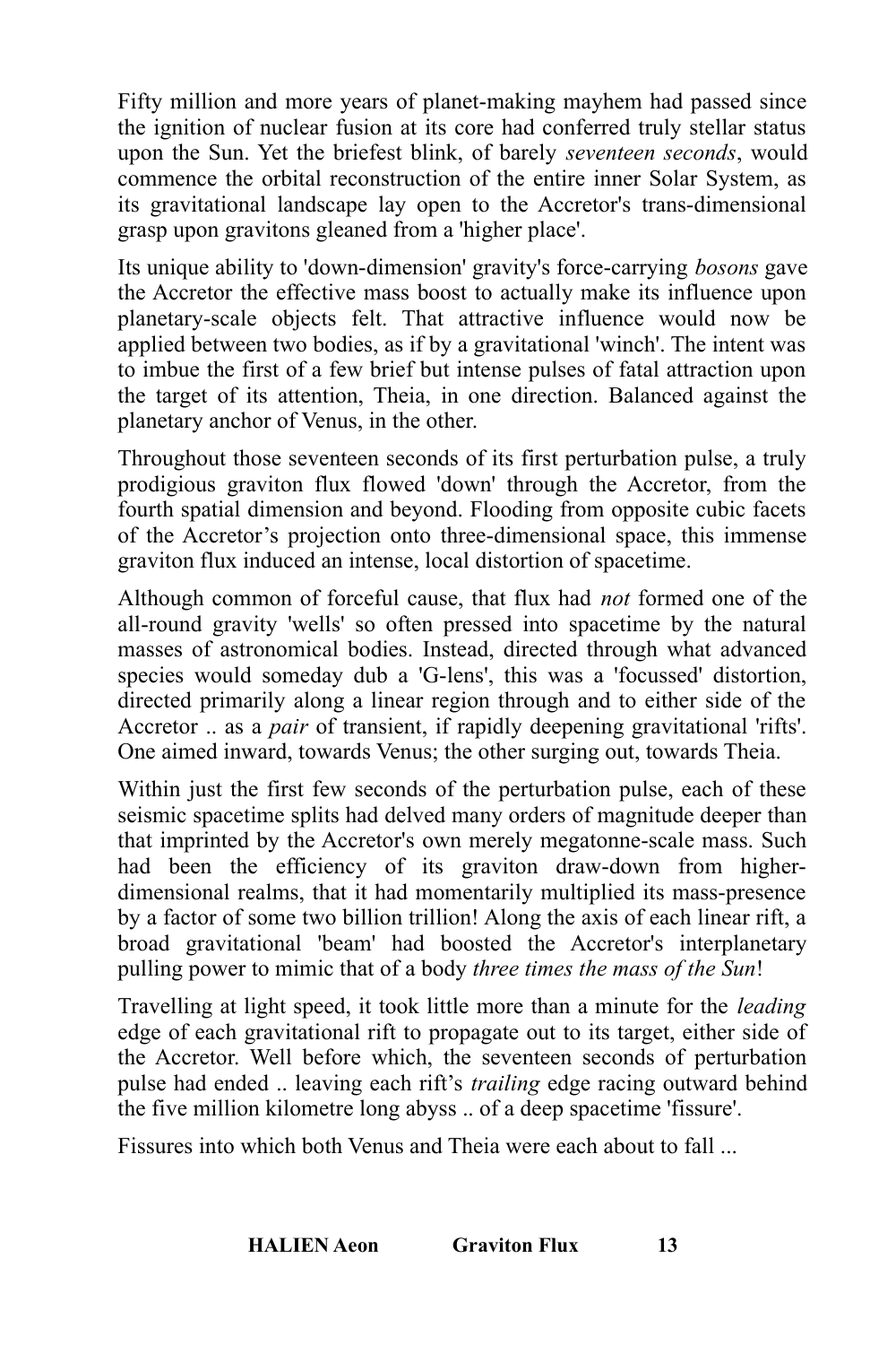Fifty million and more years of planet-making mayhem had passed since the ignition of nuclear fusion at its core had conferred truly stellar status upon the Sun. Yet the briefest blink, of barely *seventeen seconds*, would commence the orbital reconstruction of the entire inner Solar System, as its gravitational landscape lay open to the Accretor's trans-dimensional grasp upon gravitons gleaned from a 'higher place'.

Its unique ability to 'down-dimension' gravity's force-carrying *bosons* gave the Accretor the effective mass boost to actually make its influence upon planetary-scale objects felt. That attractive influence would now be applied between two bodies, as if by a gravitational 'winch'. The intent was to imbue the first of a few brief but intense pulses of fatal attraction upon the target of its attention, Theia, in one direction. Balanced against the planetary anchor of Venus, in the other.

Throughout those seventeen seconds of its first perturbation pulse, a truly prodigious graviton flux flowed 'down' through the Accretor, from the fourth spatial dimension and beyond. Flooding from opposite cubic facets of the Accretor's projection onto three-dimensional space, this immense graviton flux induced an intense, local distortion of spacetime.

Although common of forceful cause, that flux had *not* formed one of the all-round gravity 'wells' so often pressed into spacetime by the natural masses of astronomical bodies. Instead, directed through what advanced species would someday dub a 'G-lens', this was a 'focussed' distortion, directed primarily along a linear region through and to either side of the Accretor .. as a *pair* of transient, if rapidly deepening gravitational 'rifts'. One aimed inward, towards Venus; the other surging out, towards Theia.

Within just the first few seconds of the perturbation pulse, each of these seismic spacetime splits had delved many orders of magnitude deeper than that imprinted by the Accretor's own merely megatonne-scale mass. Such had been the efficiency of its graviton draw-down from higher-dimensional realms, that it had momentarily multiplied its mass-presence by a factor of some two billion trillion! Along the axis of each linear rift, a broad gravitational 'beam' had boosted the Accretor's interplanetary pulling power to mimic that of a body *three times the mass of the Sun*!

Travelling at light speed, it took little more than a minute for the *leading* edge of each gravitational rift to propagate out to its target, either side of the Accretor. Well before which, the seventeen seconds of perturbation pulse had ended .. leaving each rift's *trailing* edge racing outward behind the five million kilometre long abyss .. of a deep spacetime 'fissure'.

Fissures into which both Venus and Theia were each about to fall ...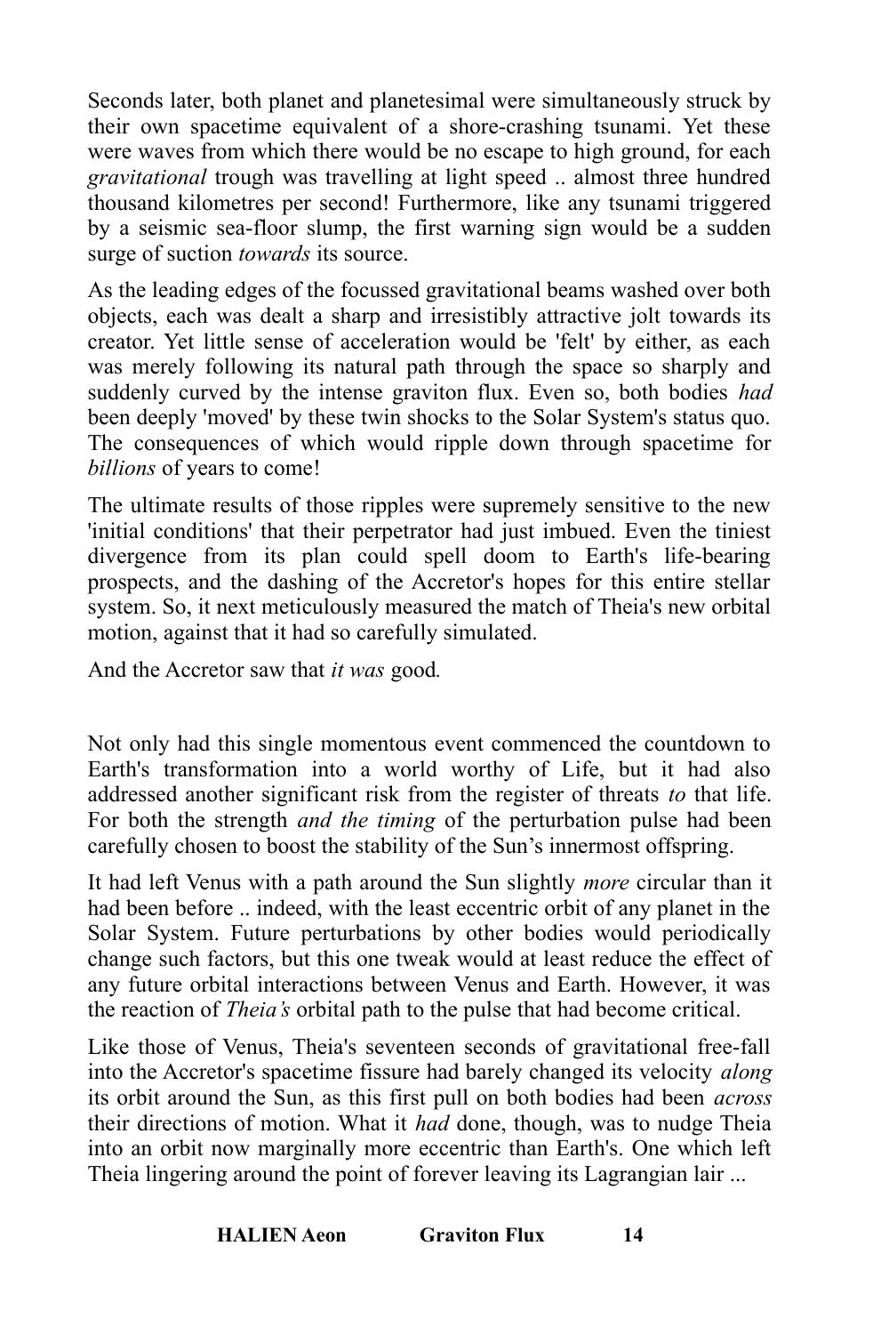Seconds later, both planet and planetesimal were simultaneously struck by their own spacetime equivalent of a shore-crashing tsunami. Yet these were waves from which there would be no escape to high ground, for each *gravitational* trough was travelling at light speed .. almost three hundred thousand kilometres per second! Furthermore, like any tsunami triggered by a seismic sea-floor slump, the first warning sign would be a sudden surge of suction *towards* its source.

As the leading edges of the focussed gravitational beams washed over both objects, each was dealt a sharp and irresistibly attractive jolt towards its creator. Yet little sense of acceleration would be 'felt' by either, as each was merely following its natural path through the space so sharply and suddenly curved by the intense graviton flux. Even so, both bodies *had* been deeply 'moved' by these twin shocks to the Solar System's status quo. The consequences of which would ripple down through spacetime for *billions* of years to come!

The ultimate results of those ripples were supremely sensitive to the new 'initial conditions' that their perpetrator had just imbued. Even the tiniest divergence from its plan could spell doom to Earth's life-bearing prospects, and the dashing of the Accretor's hopes for this entire stellar system. So, it next meticulously measured the match of Theia's new orbital motion, against that it had so carefully simulated.

And the Accretor saw that *it was* good*.*

Not only had this single momentous event commenced the countdown to Earth's transformation into a world worthy of Life, but it had also addressed another significant risk from the register of threats *to* that life. For both the strength *and the timing* of the perturbation pulse had been carefully chosen to boost the stability of the Sun's innermost offspring.

It had left Venus with a path around the Sun slightly *more* circular than it had been before .. indeed, with the least eccentric orbit of any planet in the Solar System. Future perturbations by other bodies would periodically change such factors, but this one tweak would at least reduce the effect of any future orbital interactions between Venus and Earth. However, it was the reaction of *Theia's* orbital path to the pulse that had become critical.

Like those of Venus, Theia's seventeen seconds of gravitational free-fall into the Accretor's spacetime fissure had barely changed its velocity *along* its orbit around the Sun, as this first pull on both bodies had been *across* their directions of motion. What it *had* done, though, was to nudge Theia into an orbit now marginally more eccentric than Earth's. One which left Theia lingering around the point of forever leaving its Lagrangian lair ...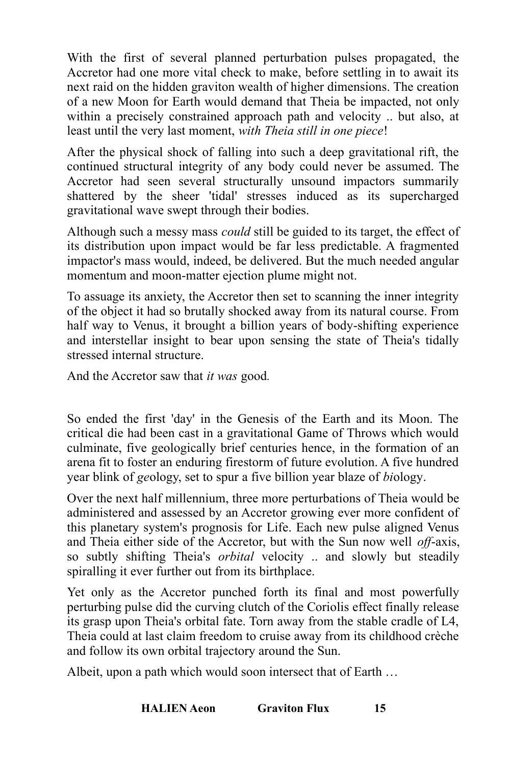With the first of several planned perturbation pulses propagated, the Accretor had one more vital check to make, before settling in to await its next raid on the hidden graviton wealth of higher dimensions. The creation of a new Moon for Earth would demand that Theia be impacted, not only within a precisely constrained approach path and velocity .. but also, at least until the very last moment, *with Theia still in one piece*!

After the physical shock of falling into such a deep gravitational rift, the continued structural integrity of any body could never be assumed. The Accretor had seen several structurally unsound impactors summarily shattered by the sheer 'tidal' stresses induced as its supercharged gravitational wave swept through their bodies.

Although such a messy mass *could* still be guided to its target, the effect of its distribution upon impact would be far less predictable. A fragmented impactor's mass would, indeed, be delivered. But the much needed angular momentum and moon-matter ejection plume might not.

To assuage its anxiety, the Accretor then set to scanning the inner integrity of the object it had so brutally shocked away from its natural course. From half way to Venus, it brought a billion years of body-shifting experience and interstellar insight to bear upon sensing the state of Theia's tidally stressed internal structure.

And the Accretor saw that *it was* good.

So ended the first 'day' in the Genesis of the Earth and its Moon. The critical die had been cast in a gravitational Game of Throws which would culminate, five geologically brief centuries hence, in the formation of an arena fit to foster an enduring firestorm of future evolution. A five hundred year blink of *ge*ology, set to spur a five billion year blaze of *bi*ology.

Over the next half millennium, three more perturbations of Theia would be administered and assessed by an Accretor growing ever more confident of this planetary system's prognosis for Life. Each new pulse aligned Venus and Theia either side of the Accretor, but with the Sun now well *off*-axis, so subtly shifting Theia's *orbital* velocity .. and slowly but steadily spiralling it ever further out from its birthplace.

Yet only as the Accretor punched forth its final and most powerfully perturbing pulse did the curving clutch of the Coriolis effect finally release its grasp upon Theia's orbital fate. Torn away from the stable cradle of L4, Theia could at last claim freedom to cruise away from its childhood crèche and follow its own orbital trajectory around the Sun.

Albeit, upon a path which would soon intersect that of Earth …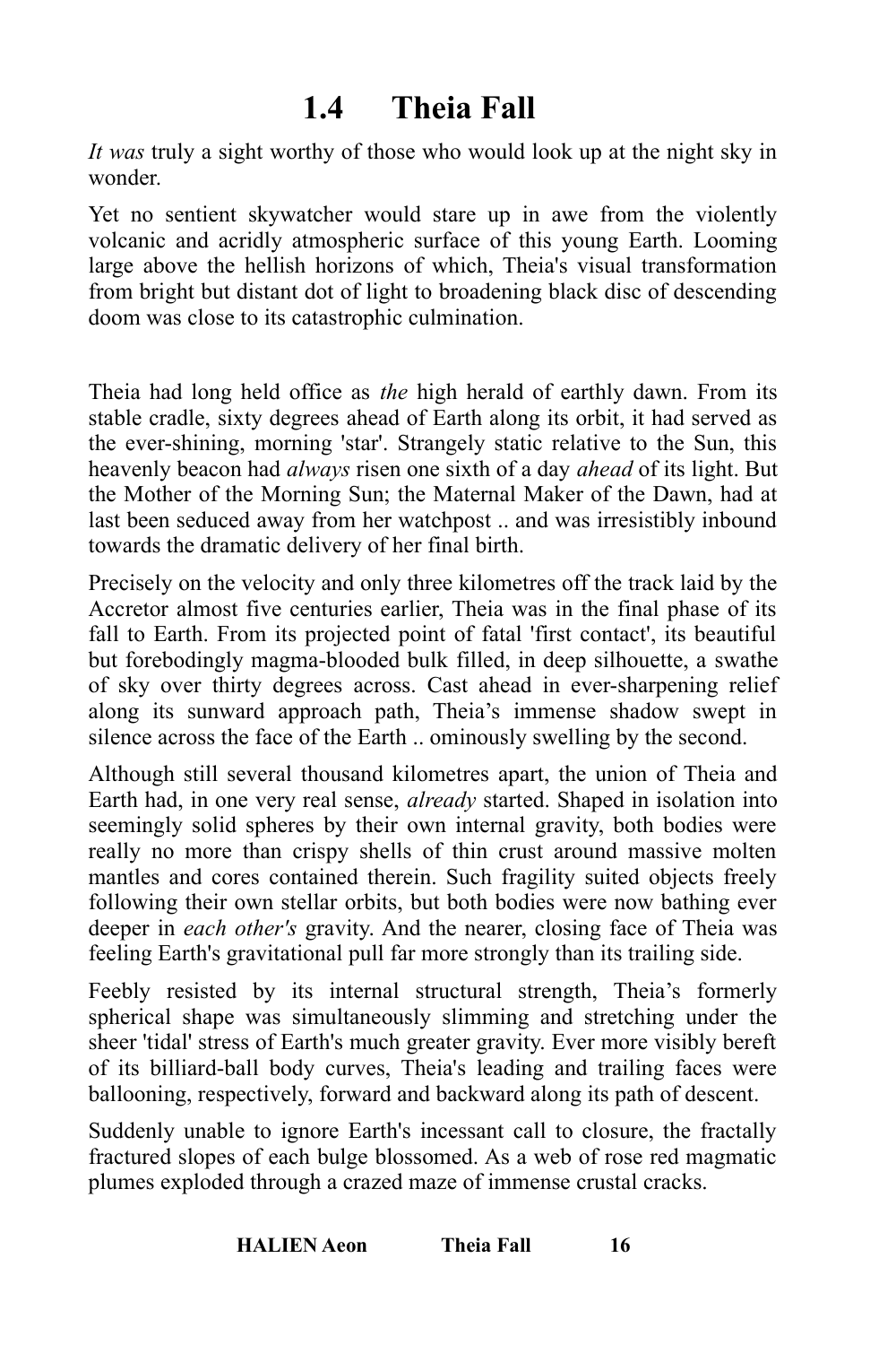# 1.4 Theia Fall

*It was* truly a sight worthy of those who would look up at the night sky in wonder.

Yet no sentient skywatcher would stare up in awe from the violently volcanic and acridly atmospheric surface of this young Earth. Looming large above the hellish horizons of which, Theia's visual transformation from bright but distant dot of light to broadening black disc of descending doom was close to its catastrophic culmination.

Theia had long held office as *the* high herald of earthly dawn. From its stable cradle, sixty degrees ahead of Earth along its orbit, it had served as the ever-shining, morning 'star'. Strangely static relative to the Sun, this heavenly beacon had *always* risen one sixth of a day *ahead* of its light. But the Mother of the Morning Sun; the Maternal Maker of the Dawn, had at last been seduced away from her watchpost .. and was irresistibly inbound towards the dramatic delivery of her final birth.

Precisely on the velocity and only three kilometres off the track laid by the Accretor almost five centuries earlier, Theia was in the final phase of its fall to Earth. From its projected point of fatal 'first contact', its beautiful but forebodingly magma-blooded bulk filled, in deep silhouette, a swathe of sky over thirty degrees across. Cast ahead in ever-sharpening relief along its sunward approach path, Theia's immense shadow swept in silence across the face of the Earth .. ominously swelling by the second.

Although still several thousand kilometres apart, the union of Theia and Earth had, in one very real sense, *already* started. Shaped in isolation into seemingly solid spheres by their own internal gravity, both bodies were really no more than crispy shells of thin crust around massive molten mantles and cores contained therein. Such fragility suited objects freely following their own stellar orbits, but both bodies were now bathing ever deeper in *each other's* gravity. And the nearer, closing face of Theia was feeling Earth's gravitational pull far more strongly than its trailing side.

Feebly resisted by its internal structural strength, Theia's formerly spherical shape was simultaneously slimming and stretching under the sheer 'tidal' stress of Earth's much greater gravity. Ever more visibly bereft of its billiard-ball body curves, Theia's leading and trailing faces were ballooning, respectively, forward and backward along its path of descent.

Suddenly unable to ignore Earth's incessant call to closure, the fractally fractured slopes of each bulge blossomed. As a web of rose red magmatic plumes exploded through a crazed maze of immense crustal cracks.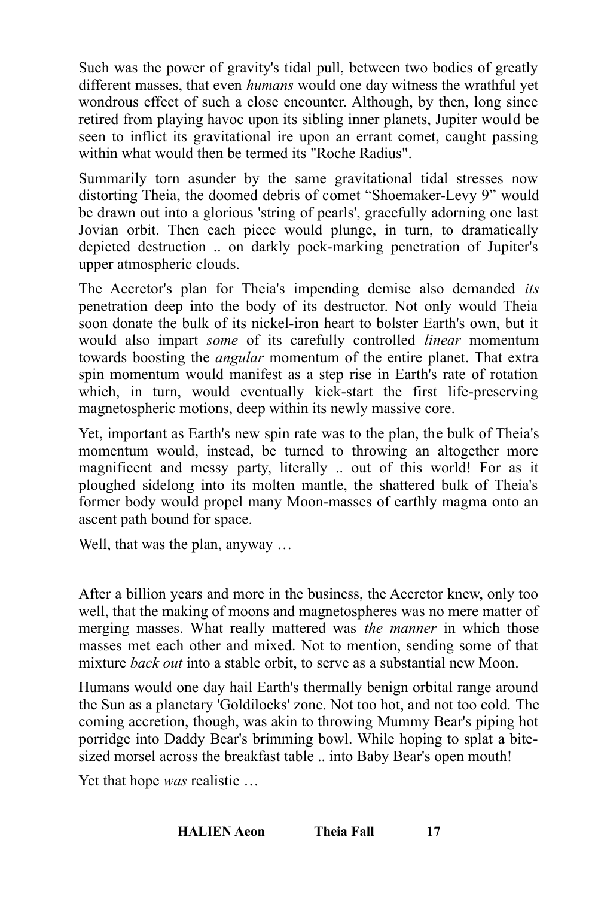Such was the power of gravity's tidal pull, between two bodies of greatly different masses, that even *humans* would one day witness the wrathful yet wondrous effect of such a close encounter. Although, by then, long since retired from playing havoc upon its sibling inner planets, Jupiter would be seen to inflict its gravitational ire upon an errant comet, caught passing within what would then be termed its "Roche Radius".

Summarily torn asunder by the same gravitational tidal stresses now distorting Theia, the doomed debris of comet "Shoemaker-Levy 9" would be drawn out into a glorious 'string of pearls', gracefully adorning one last Jovian orbit. Then each piece would plunge, in turn, to dramatically depicted destruction .. on darkly pock-marking penetration of Jupiter's upper atmospheric clouds.

The Accretor's plan for Theia's impending demise also demanded *its* penetration deep into the body of its destructor. Not only would Theia soon donate the bulk of its nickel-iron heart to bolster Earth's own, but it would also impart *some* of its carefully controlled *linear* momentum towards boosting the *angular* momentum of the entire planet. That extra spin momentum would manifest as a step rise in Earth's rate of rotation which, in turn, would eventually kick-start the first life-preserving magnetospheric motions, deep within its newly massive core.

Yet, important as Earth's new spin rate was to the plan, the bulk of Theia's momentum would, instead, be turned to throwing an altogether more magnificent and messy party, literally .. out of this world! For as it ploughed sidelong into its molten mantle, the shattered bulk of Theia's former body would propel many Moon-masses of earthly magma onto an ascent path bound for space.

Well, that was the plan, anyway …

After a billion years and more in the business, the Accretor knew, only too well, that the making of moons and magnetospheres was no mere matter of merging masses. What really mattered was *the manner* in which those masses met each other and mixed. Not to mention, sending some of that mixture *back out* into a stable orbit, to serve as a substantial new Moon.

Humans would one day hail Earth's thermally benign orbital range around the Sun as a planetary 'Goldilocks' zone. Not too hot, and not too cold. The coming accretion, though, was akin to throwing Mummy Bear's piping hot porridge into Daddy Bear's brimming bowl. While hoping to splat a bite-sized morsel across the breakfast table .. into Baby Bear's open mouth!

Yet that hope *was* realistic …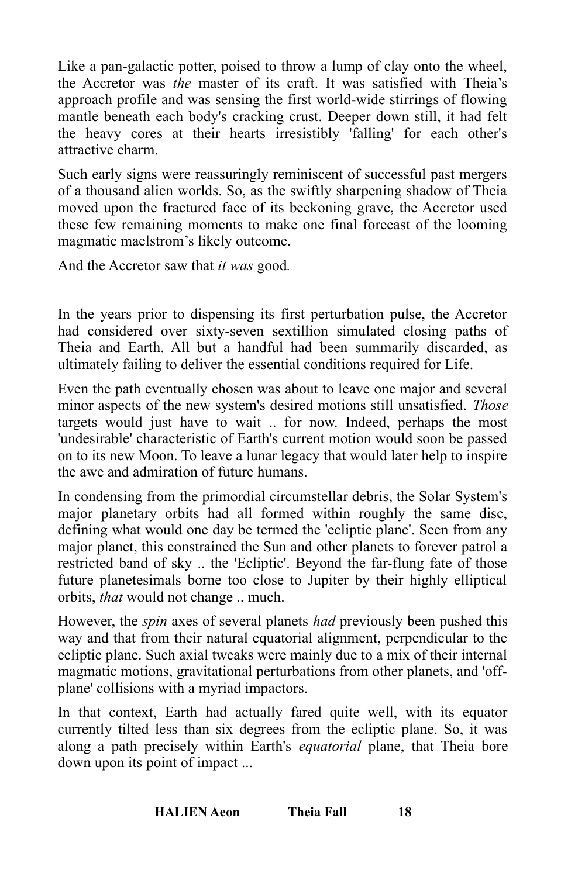Like a pan-galactic potter, poised to throw a lump of clay onto the wheel, the Accretor was *the* master of its craft. It was satisfied with Theia's approach profile and was sensing the first world-wide stirrings of flowing mantle beneath each body's cracking crust. Deeper down still, it had felt the heavy cores at their hearts irresistibly 'falling' for each other's attractive charm.

Such early signs were reassuringly reminiscent of successful past mergers of a thousand alien worlds. So, as the swiftly sharpening shadow of Theia moved upon the fractured face of its beckoning grave, the Accretor used these few remaining moments to make one final forecast of the looming magmatic maelstrom's likely outcome.

And the Accretor saw that *it was* good*.*

In the years prior to dispensing its first perturbation pulse, the Accretor had considered over sixty-seven sextillion simulated closing paths of Theia and Earth. All but a handful had been summarily discarded, as ultimately failing to deliver the essential conditions required for Life.

Even the path eventually chosen was about to leave one major and several minor aspects of the new system's desired motions still unsatisfied. *Those* targets would just have to wait .. for now. Indeed, perhaps the most 'undesirable' characteristic of Earth's current motion would soon be passed on to its new Moon. To leave a lunar legacy that would later help to inspire the awe and admiration of future humans.

In condensing from the primordial circumstellar debris, the Solar System's major planetary orbits had all formed within roughly the same disc, defining what would one day be termed the 'ecliptic plane'. Seen from any major planet, this constrained the Sun and other planets to forever patrol a restricted band of sky .. the 'Ecliptic'. Beyond the far-flung fate of those future planetesimals borne too close to Jupiter by their highly elliptical orbits, *that* would not change .. much.

However, the *spin* axes of several planets *had* previously been pushed this way and that from their natural equatorial alignment, perpendicular to the ecliptic plane. Such axial tweaks were mainly due to a mix of their internal magmatic motions, gravitational perturbations from other planets, and 'off-plane' collisions with a myriad impactors.

In that context, Earth had actually fared quite well, with its equator currently tilted less than six degrees from the ecliptic plane. So, it was along a path precisely within Earth's *equatorial* plane, that Theia bore down upon its point of impact ...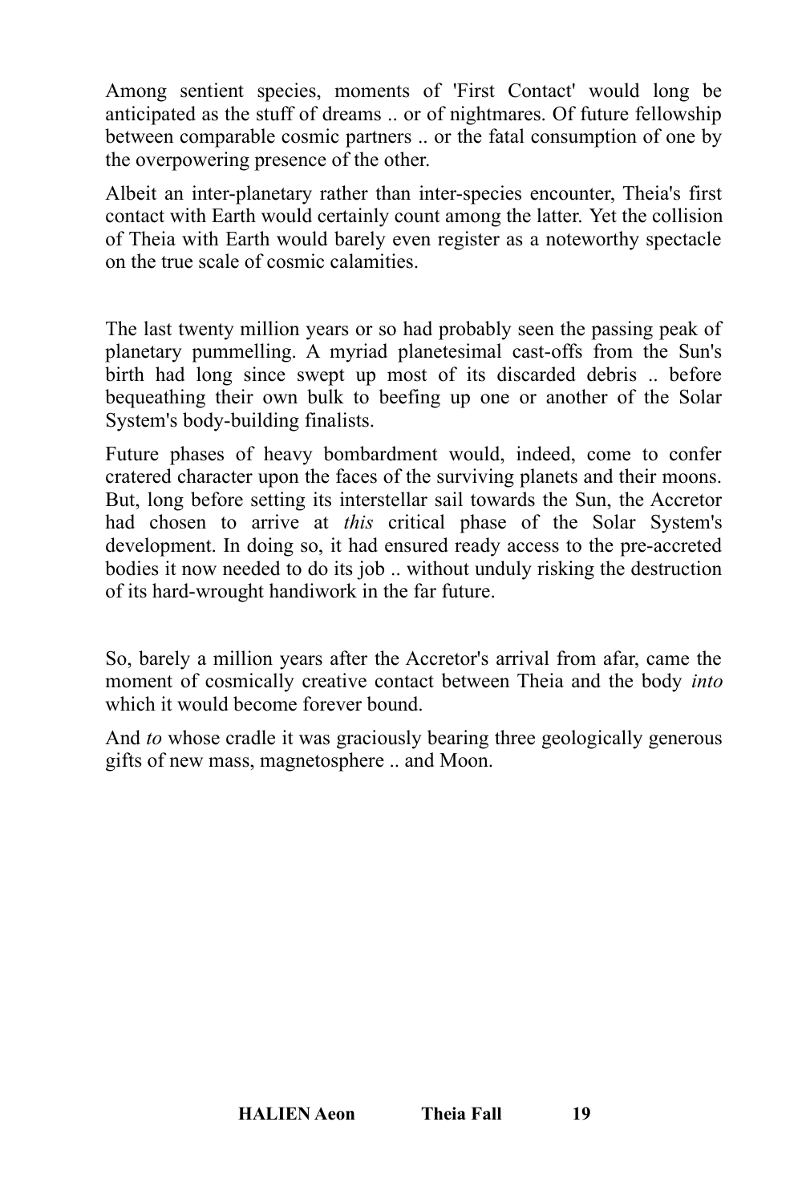Among sentient species, moments of 'First Contact' would long be anticipated as the stuff of dreams .. or of nightmares. Of future fellowship between comparable cosmic partners .. or the fatal consumption of one by the overpowering presence of the other.

Albeit an inter-planetary rather than inter-species encounter, Theia's first contact with Earth would certainly count among the latter. Yet the collision of Theia with Earth would barely even register as a noteworthy spectacle on the true scale of cosmic calamities.

The last twenty million years or so had probably seen the passing peak of planetary pummelling. A myriad planetesimal cast-offs from the Sun's birth had long since swept up most of its discarded debris .. before bequeathing their own bulk to beefing up one or another of the Solar System's body-building finalists.

Future phases of heavy bombardment would, indeed, come to confer cratered character upon the faces of the surviving planets and their moons. But, long before setting its interstellar sail towards the Sun, the Accretor had chosen to arrive at *this* critical phase of the Solar System's development. In doing so, it had ensured ready access to the pre-accreted bodies it now needed to do its job .. without unduly risking the destruction of its hard-wrought handiwork in the far future.

So, barely a million years after the Accretor's arrival from afar, came the moment of cosmically creative contact between Theia and the body *into* which it would become forever bound.

And *to* whose cradle it was graciously bearing three geologically generous gifts of new mass, magnetosphere .. and Moon.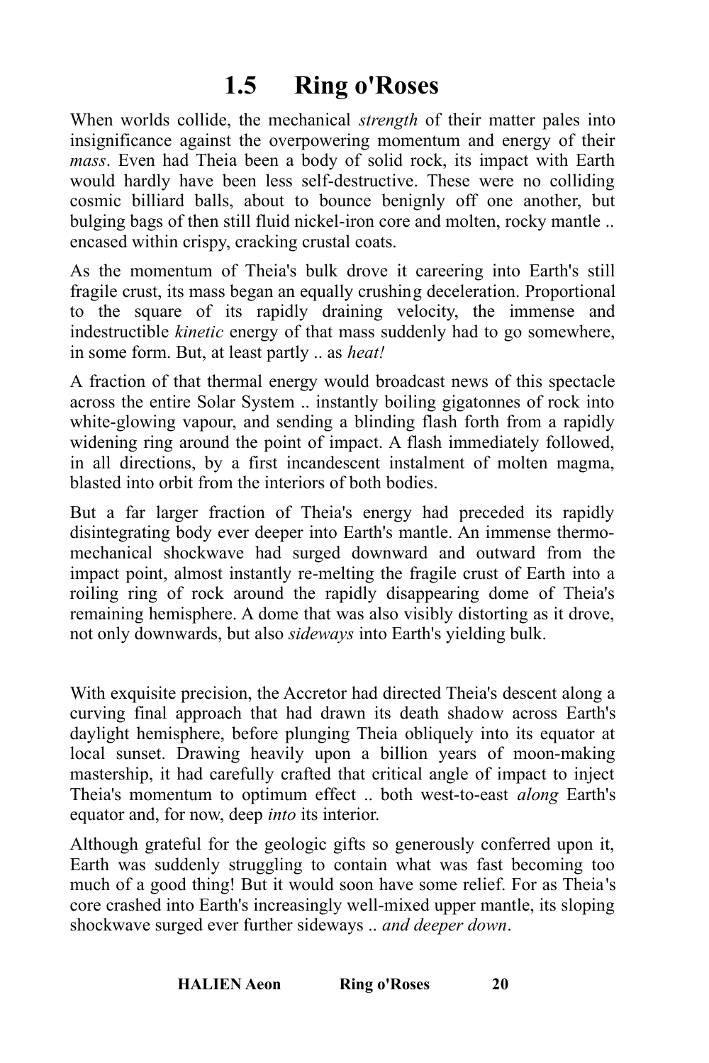## 1.5 Ring o'Roses

When worlds collide, the mechanical *strength* of their matter pales into insignificance against the overpowering momentum and energy of their *mass*. Even had Theia been a body of solid rock, its impact with Earth would hardly have been less self-destructive. These were no colliding cosmic billiard balls, about to bounce benignly off one another, but bulging bags of then still fluid nickel-iron core and molten, rocky mantle .. encased within crispy, cracking crustal coats.

As the momentum of Theia's bulk drove it careering into Earth's still fragile crust, its mass began an equally crushing deceleration. Proportional to the square of its rapidly draining velocity, the immense and indestructible *kinetic* energy of that mass suddenly had to go somewhere, in some form. But, at least partly .. as *heat!*

A fraction of that thermal energy would broadcast news of this spectacle across the entire Solar System .. instantly boiling gigatonnes of rock into white-glowing vapour, and sending a blinding flash forth from a rapidly widening ring around the point of impact. A flash immediately followed, in all directions, by a first incandescent instalment of molten magma, blasted into orbit from the interiors of both bodies.

But a far larger fraction of Theia's energy had preceded its rapidly disintegrating body ever deeper into Earth's mantle. An immense thermo-mechanical shockwave had surged downward and outward from the impact point, almost instantly re-melting the fragile crust of Earth into a roiling ring of rock around the rapidly disappearing dome of Theia's remaining hemisphere. A dome that was also visibly distorting as it drove, not only downwards, but also *sideways* into Earth's yielding bulk.

With exquisite precision, the Accretor had directed Theia's descent along a curving final approach that had drawn its death shadow across Earth's daylight hemisphere, before plunging Theia obliquely into its equator at local sunset. Drawing heavily upon a billion years of moon-making mastership, it had carefully crafted that critical angle of impact to inject Theia's momentum to optimum effect .. both west-to-east *along* Earth's equator and, for now, deep *into* its interior.

Although grateful for the geologic gifts so generously conferred upon it, Earth was suddenly struggling to contain what was fast becoming too much of a good thing! But it would soon have some relief. For as Theia's core crashed into Earth's increasingly well-mixed upper mantle, its sloping shockwave surged ever further sideways .. *and deeper down*.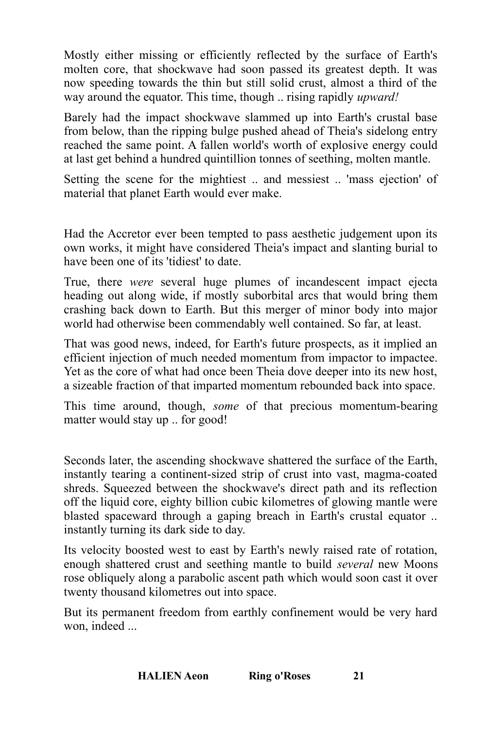Mostly either missing or efficiently reflected by the surface of Earth's molten core, that shockwave had soon passed its greatest depth. It was now speeding towards the thin but still solid crust, almost a third of the way around the equator. This time, though .. rising rapidly *upward!*

Barely had the impact shockwave slammed up into Earth's crustal base from below, than the ripping bulge pushed ahead of Theia's sidelong entry reached the same point. A fallen world's worth of explosive energy could at last get behind a hundred quintillion tonnes of seething, molten mantle.

Setting the scene for the mightiest .. and messiest .. 'mass ejection' of material that planet Earth would ever make.

Had the Accretor ever been tempted to pass aesthetic judgement upon its own works, it might have considered Theia's impact and slanting burial to have been one of its 'tidiest' to date.

True, there *were* several huge plumes of incandescent impact ejecta heading out along wide, if mostly suborbital arcs that would bring them crashing back down to Earth. But this merger of minor body into major world had otherwise been commendably well contained. So far, at least.

That was good news, indeed, for Earth's future prospects, as it implied an efficient injection of much needed momentum from impactor to impactee. Yet as the core of what had once been Theia dove deeper into its new host, a sizeable fraction of that imparted momentum rebounded back into space.

This time around, though, *some* of that precious momentum-bearing matter would stay up .. for good!

Seconds later, the ascending shockwave shattered the surface of the Earth, instantly tearing a continent-sized strip of crust into vast, magma-coated shreds. Squeezed between the shockwave's direct path and its reflection off the liquid core, eighty billion cubic kilometres of glowing mantle were blasted spaceward through a gaping breach in Earth's crustal equator .. instantly turning its dark side to day.

Its velocity boosted west to east by Earth's newly raised rate of rotation, enough shattered crust and seething mantle to build *several* new Moons rose obliquely along a parabolic ascent path which would soon cast it over twenty thousand kilometres out into space.

But its permanent freedom from earthly confinement would be very hard won, indeed ...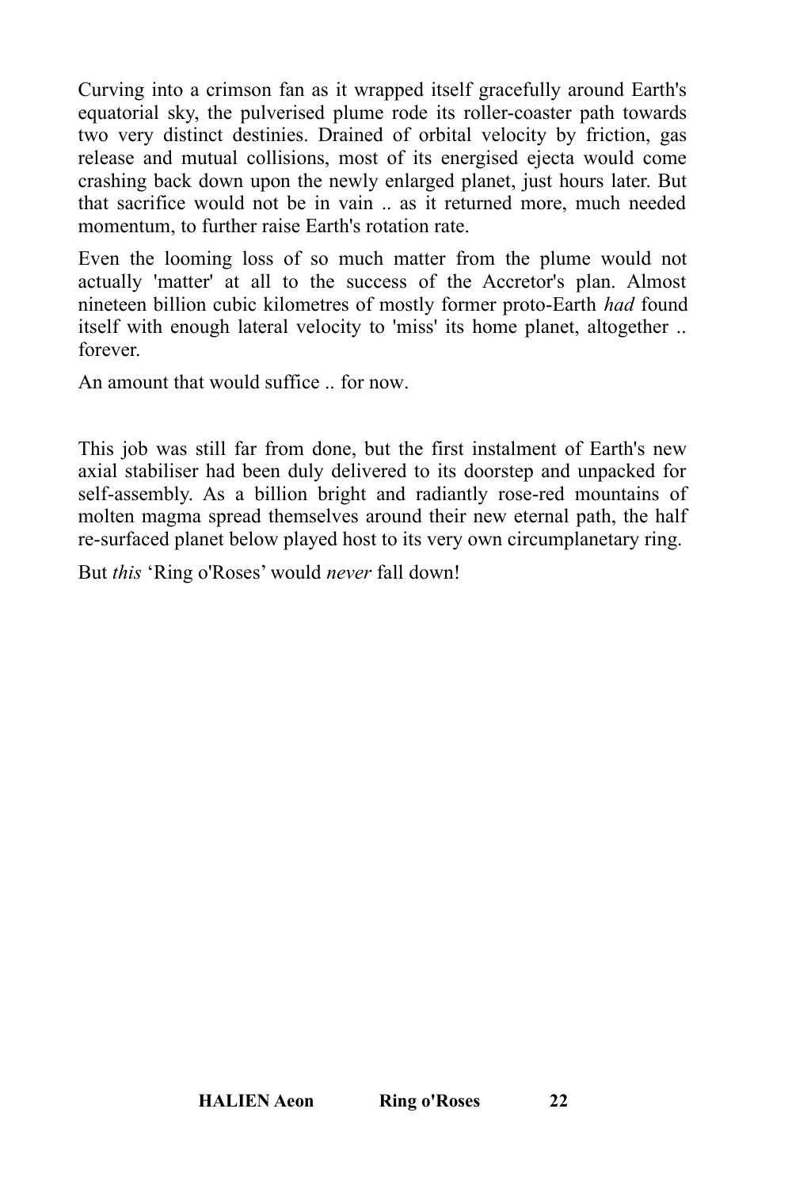Curving into a crimson fan as it wrapped itself gracefully around Earth's equatorial sky, the pulverised plume rode its roller-coaster path towards two very distinct destinies. Drained of orbital velocity by friction, gas release and mutual collisions, most of its energised ejecta would come crashing back down upon the newly enlarged planet, just hours later. But that sacrifice would not be in vain .. as it returned more, much needed momentum, to further raise Earth's rotation rate.

Even the looming loss of so much matter from the plume would not actually 'matter' at all to the success of the Accretor's plan. Almost nineteen billion cubic kilometres of mostly former proto-Earth *had* found itself with enough lateral velocity to 'miss' its home planet, altogether .. forever.

An amount that would suffice .. for now.

This job was still far from done, but the first instalment of Earth's new axial stabiliser had been duly delivered to its doorstep and unpacked for self-assembly. As a billion bright and radiantly rose-red mountains of molten magma spread themselves around their new eternal path, the half re-surfaced planet below played host to its very own circumplanetary ring.

But *this* 'Ring o'Roses' would *never* fall down!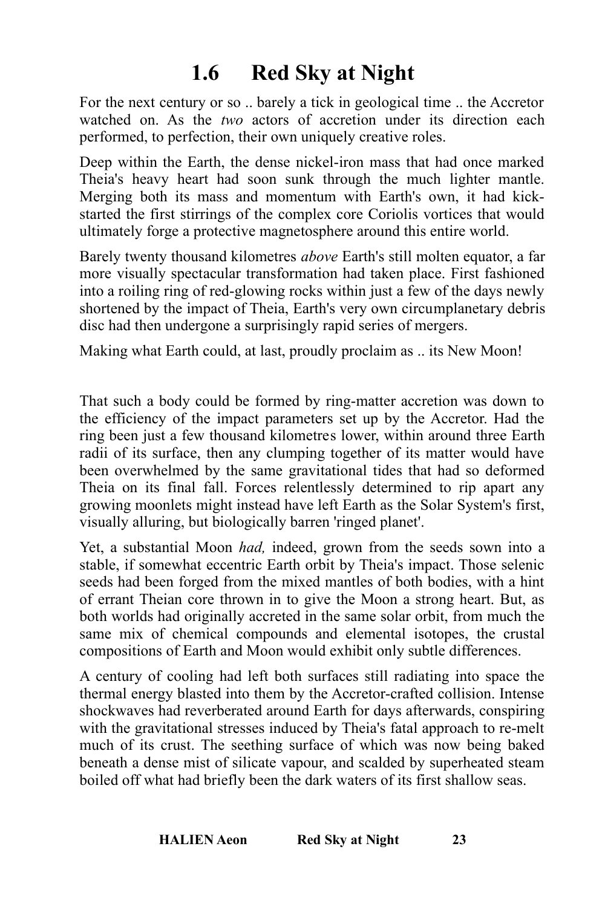# 1.6 Red Sky at Night

For the next century or so .. barely a tick in geological time .. the Accretor watched on. As the *two* actors of accretion under its direction each performed, to perfection, their own uniquely creative roles.

Deep within the Earth, the dense nickel-iron mass that had once marked Theia's heavy heart had soon sunk through the much lighter mantle. Merging both its mass and momentum with Earth's own, it had kick-started the first stirrings of the complex core Coriolis vortices that would ultimately forge a protective magnetosphere around this entire world.

Barely twenty thousand kilometres *above* Earth's still molten equator, a far more visually spectacular transformation had taken place. First fashioned into a roiling ring of red-glowing rocks within just a few of the days newly shortened by the impact of Theia, Earth's very own circumplanetary debris disc had then undergone a surprisingly rapid series of mergers.

Making what Earth could, at last, proudly proclaim as .. its New Moon!

That such a body could be formed by ring-matter accretion was down to the efficiency of the impact parameters set up by the Accretor. Had the ring been just a few thousand kilometres lower, within around three Earth radii of its surface, then any clumping together of its matter would have been overwhelmed by the same gravitational tides that had so deformed Theia on its final fall. Forces relentlessly determined to rip apart any growing moonlets might instead have left Earth as the Solar System's first, visually alluring, but biologically barren 'ringed planet'.

Yet, a substantial Moon *had,* indeed, grown from the seeds sown into a stable, if somewhat eccentric Earth orbit by Theia's impact. Those selenic seeds had been forged from the mixed mantles of both bodies, with a hint of errant Theian core thrown in to give the Moon a strong heart. But, as both worlds had originally accreted in the same solar orbit, from much the same mix of chemical compounds and elemental isotopes, the crustal compositions of Earth and Moon would exhibit only subtle differences.

A century of cooling had left both surfaces still radiating into space the thermal energy blasted into them by the Accretor-crafted collision. Intense shockwaves had reverberated around Earth for days afterwards, conspiring with the gravitational stresses induced by Theia's fatal approach to re-melt much of its crust. The seething surface of which was now being baked beneath a dense mist of silicate vapour, and scalded by superheated steam boiled off what had briefly been the dark waters of its first shallow seas.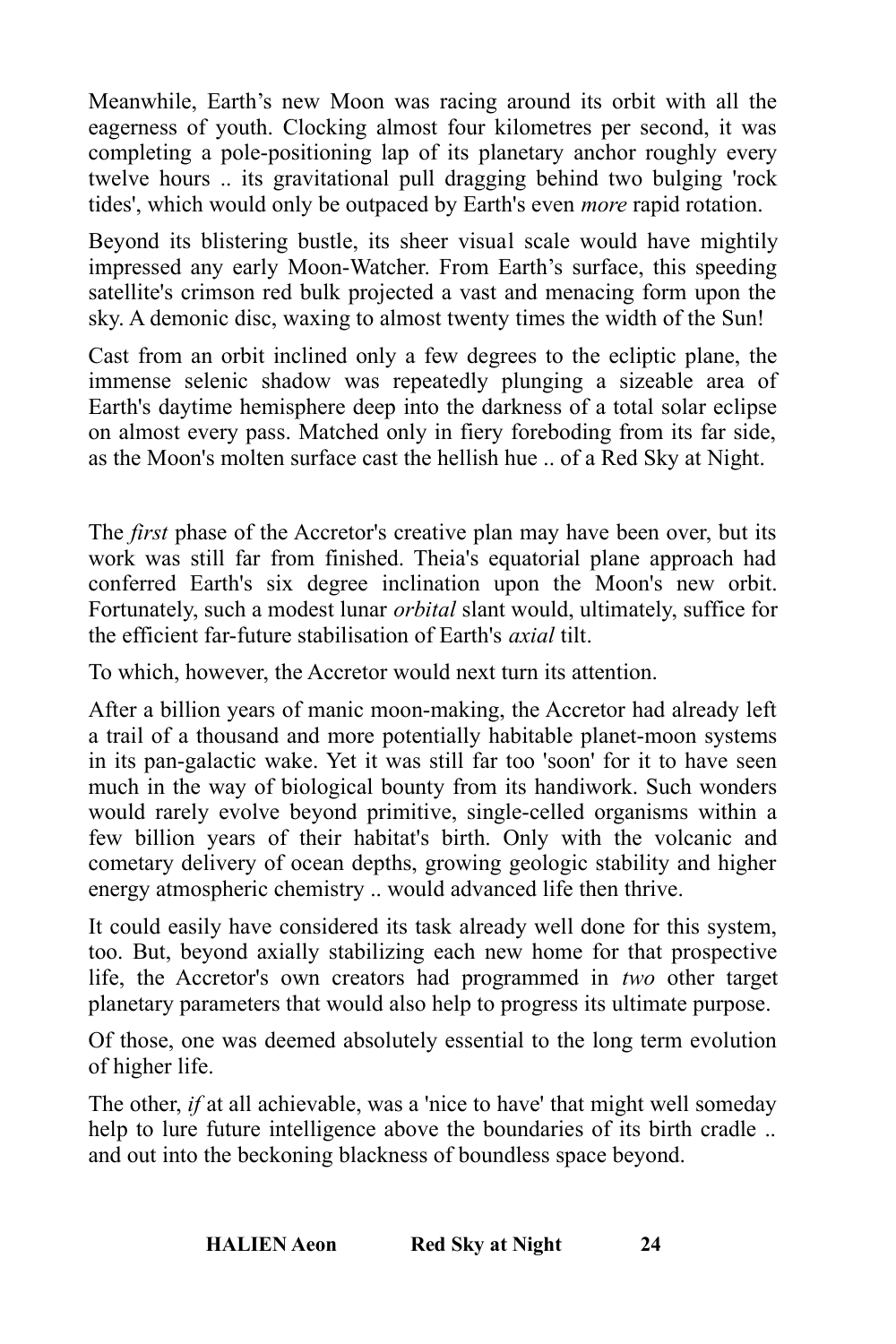Meanwhile, Earth's new Moon was racing around its orbit with all the eagerness of youth. Clocking almost four kilometres per second, it was completing a pole-positioning lap of its planetary anchor roughly every twelve hours .. its gravitational pull dragging behind two bulging 'rock tides', which would only be outpaced by Earth's even *more* rapid rotation.

Beyond its blistering bustle, its sheer visual scale would have mightily impressed any early Moon-Watcher. From Earth's surface, this speeding satellite's crimson red bulk projected a vast and menacing form upon the sky. A demonic disc, waxing to almost twenty times the width of the Sun!

Cast from an orbit inclined only a few degrees to the ecliptic plane, the immense selenic shadow was repeatedly plunging a sizeable area of Earth's daytime hemisphere deep into the darkness of a total solar eclipse on almost every pass. Matched only in fiery foreboding from its far side, as the Moon's molten surface cast the hellish hue .. of a Red Sky at Night.

The *first* phase of the Accretor's creative plan may have been over, but its work was still far from finished. Theia's equatorial plane approach had conferred Earth's six degree inclination upon the Moon's new orbit. Fortunately, such a modest lunar *orbital* slant would, ultimately, suffice for the efficient far-future stabilisation of Earth's *axial* tilt.

To which, however, the Accretor would next turn its attention.

After a billion years of manic moon-making, the Accretor had already left a trail of a thousand and more potentially habitable planet-moon systems in its pan-galactic wake. Yet it was still far too 'soon' for it to have seen much in the way of biological bounty from its handiwork. Such wonders would rarely evolve beyond primitive, single-celled organisms within a few billion years of their habitat's birth. Only with the volcanic and cometary delivery of ocean depths, growing geologic stability and higher energy atmospheric chemistry .. would advanced life then thrive.

It could easily have considered its task already well done for this system, too. But, beyond axially stabilizing each new home for that prospective life, the Accretor's own creators had programmed in *two* other target planetary parameters that would also help to progress its ultimate purpose.

Of those, one was deemed absolutely essential to the long term evolution of higher life.

The other, *if* at all achievable, was a 'nice to have' that might well someday help to lure future intelligence above the boundaries of its birth cradle .. and out into the beckoning blackness of boundless space beyond.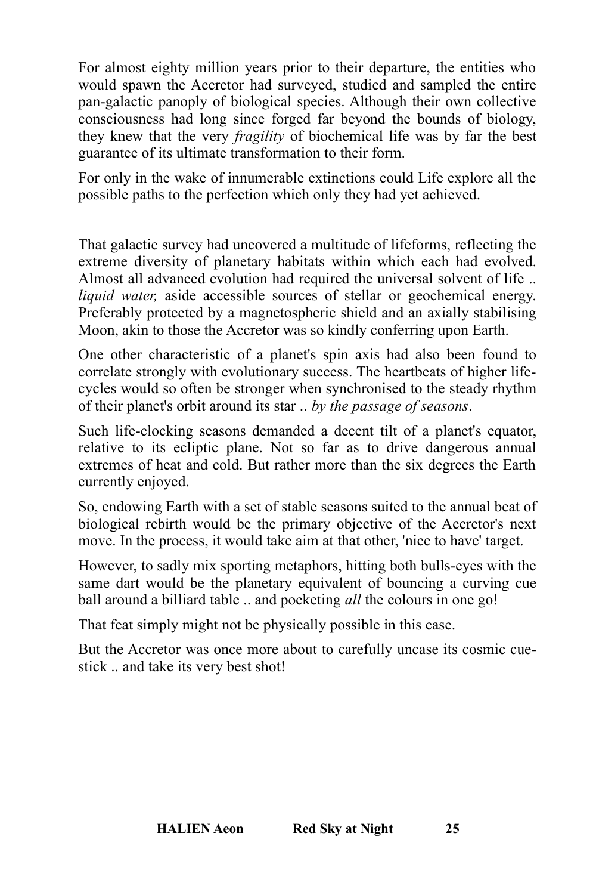For almost eighty million years prior to their departure, the entities who would spawn the Accretor had surveyed, studied and sampled the entire pan-galactic panoply of biological species. Although their own collective consciousness had long since forged far beyond the bounds of biology, they knew that the very *fragility* of biochemical life was by far the best guarantee of its ultimate transformation to their form.

For only in the wake of innumerable extinctions could Life explore all the possible paths to the perfection which only they had yet achieved.

That galactic survey had uncovered a multitude of lifeforms, reflecting the extreme diversity of planetary habitats within which each had evolved. Almost all advanced evolution had required the universal solvent of life .. *liquid water,* aside accessible sources of stellar or geochemical energy. Preferably protected by a magnetospheric shield and an axially stabilising Moon, akin to those the Accretor was so kindly conferring upon Earth.

One other characteristic of a planet's spin axis had also been found to correlate strongly with evolutionary success. The heartbeats of higher life-cycles would so often be stronger when synchronised to the steady rhythm of their planet's orbit around its star .. *by the passage of seasons*.

Such life-clocking seasons demanded a decent tilt of a planet's equator, relative to its ecliptic plane. Not so far as to drive dangerous annual extremes of heat and cold. But rather more than the six degrees the Earth currently enjoyed.

So, endowing Earth with a set of stable seasons suited to the annual beat of biological rebirth would be the primary objective of the Accretor's next move. In the process, it would take aim at that other, 'nice to have' target.

However, to sadly mix sporting metaphors, hitting both bulls-eyes with the same dart would be the planetary equivalent of bouncing a curving cue ball around a billiard table .. and pocketing *all* the colours in one go!

That feat simply might not be physically possible in this case.

But the Accretor was once more about to carefully uncase its cosmic cue-stick .. and take its very best shot!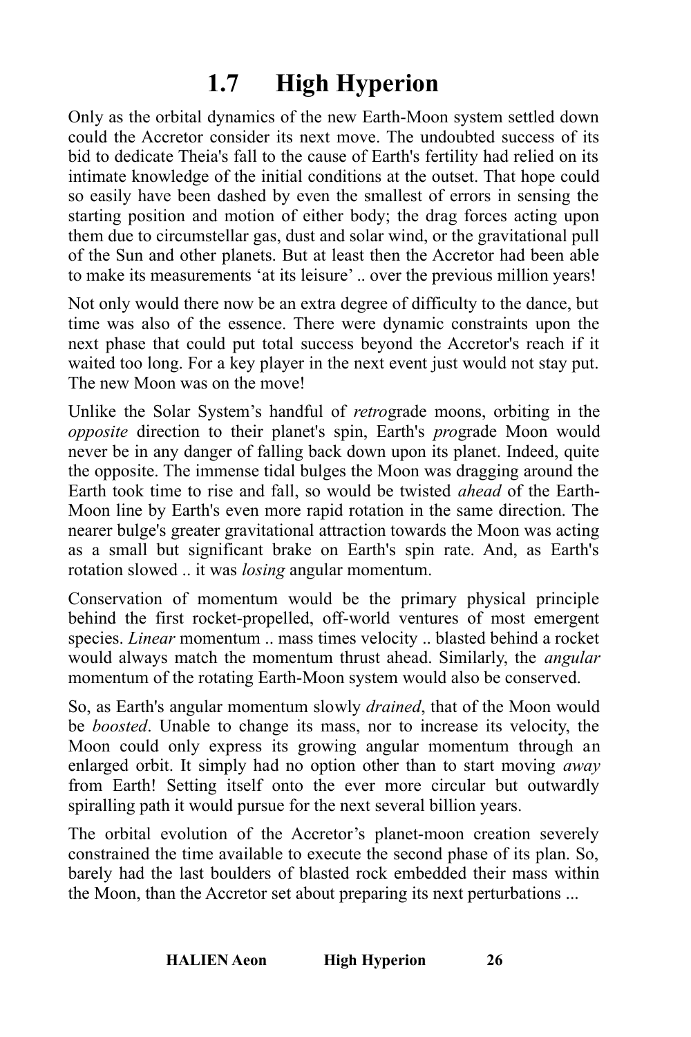# 1.7 High Hyperion

Only as the orbital dynamics of the new Earth-Moon system settled down could the Accretor consider its next move. The undoubted success of its bid to dedicate Theia's fall to the cause of Earth's fertility had relied on its intimate knowledge of the initial conditions at the outset. That hope could so easily have been dashed by even the smallest of errors in sensing the starting position and motion of either body; the drag forces acting upon them due to circumstellar gas, dust and solar wind, or the gravitational pull of the Sun and other planets. But at least then the Accretor had been able to make its measurements 'at its leisure' .. over the previous million years!

Not only would there now be an extra degree of difficulty to the dance, but time was also of the essence. There were dynamic constraints upon the next phase that could put total success beyond the Accretor's reach if it waited too long. For a key player in the next event just would not stay put. The new Moon was on the move!

Unlike the Solar System's handful of *retro*grade moons, orbiting in the *opposite* direction to their planet's spin, Earth's *pro*grade Moon would never be in any danger of falling back down upon its planet. Indeed, quite the opposite. The immense tidal bulges the Moon was dragging around the Earth took time to rise and fall, so would be twisted *ahead* of the Earth-Moon line by Earth's even more rapid rotation in the same direction. The nearer bulge's greater gravitational attraction towards the Moon was acting as a small but significant brake on Earth's spin rate. And, as Earth's rotation slowed .. it was *losing* angular momentum.

Conservation of momentum would be the primary physical principle behind the first rocket-propelled, off-world ventures of most emergent species. *Linear* momentum .. mass times velocity .. blasted behind a rocket would always match the momentum thrust ahead. Similarly, the *angular* momentum of the rotating Earth-Moon system would also be conserved.

So, as Earth's angular momentum slowly *drained*, that of the Moon would be *boosted*. Unable to change its mass, nor to increase its velocity, the Moon could only express its growing angular momentum through an enlarged orbit. It simply had no option other than to start moving *away* from Earth! Setting itself onto the ever more circular but outwardly spiralling path it would pursue for the next several billion years.

The orbital evolution of the Accretor's planet-moon creation severely constrained the time available to execute the second phase of its plan. So, barely had the last boulders of blasted rock embedded their mass within the Moon, than the Accretor set about preparing its next perturbations ...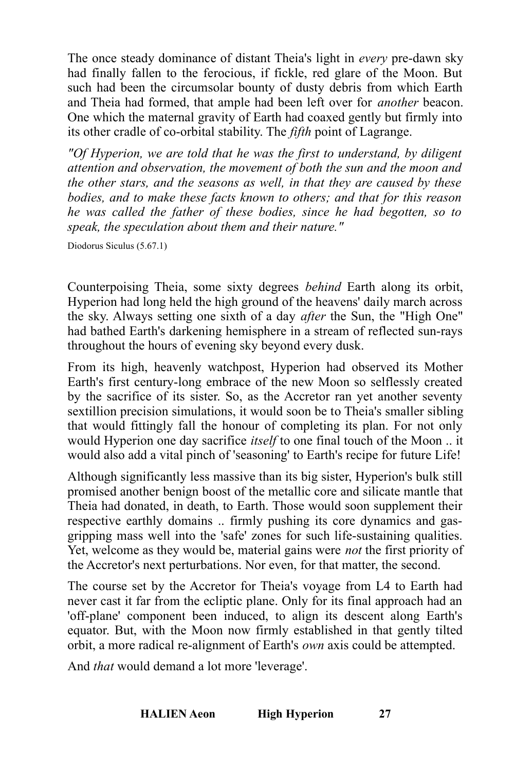The once steady dominance of distant Theia's light in *every* pre-dawn sky had finally fallen to the ferocious, if fickle, red glare of the Moon. But such had been the circumsolar bounty of dusty debris from which Earth and Theia had formed, that ample had been left over for *another* beacon. One which the maternal gravity of Earth had coaxed gently but firmly into its other cradle of co-orbital stability. The *fifth* point of Lagrange.

*"Of Hyperion, we are told that he was the first to understand, by diligent attention and observation, the movement of both the sun and the moon and the other stars, and the seasons as well, in that they are caused by these bodies, and to make these facts known to others; and that for this reason he was called the father of these bodies, since he had begotten, so to speak, the speculation about them and their nature."*

Diodorus Siculus (5.67.1)

Counterpoising Theia, some sixty degrees *behind* Earth along its orbit, Hyperion had long held the high ground of the heavens' daily march across the sky. Always setting one sixth of a day *after* the Sun, the "High One" had bathed Earth's darkening hemisphere in a stream of reflected sun-rays throughout the hours of evening sky beyond every dusk.

From its high, heavenly watchpost, Hyperion had observed its Mother Earth's first century-long embrace of the new Moon so selflessly created by the sacrifice of its sister. So, as the Accretor ran yet another seventy sextillion precision simulations, it would soon be to Theia's smaller sibling that would fittingly fall the honour of completing its plan. For not only would Hyperion one day sacrifice *itself* to one final touch of the Moon .. it would also add a vital pinch of 'seasoning' to Earth's recipe for future Life!

Although significantly less massive than its big sister, Hyperion's bulk still promised another benign boost of the metallic core and silicate mantle that Theia had donated, in death, to Earth. Those would soon supplement their respective earthly domains .. firmly pushing its core dynamics and gas-gripping mass well into the 'safe' zones for such life-sustaining qualities. Yet, welcome as they would be, material gains were *not* the first priority of the Accretor's next perturbations. Nor even, for that matter, the second.

The course set by the Accretor for Theia's voyage from L4 to Earth had never cast it far from the ecliptic plane. Only for its final approach had an 'off-plane' component been induced, to align its descent along Earth's equator. But, with the Moon now firmly established in that gently tilted orbit, a more radical re-alignment of Earth's *own* axis could be attempted.

And *that* would demand a lot more 'leverage'.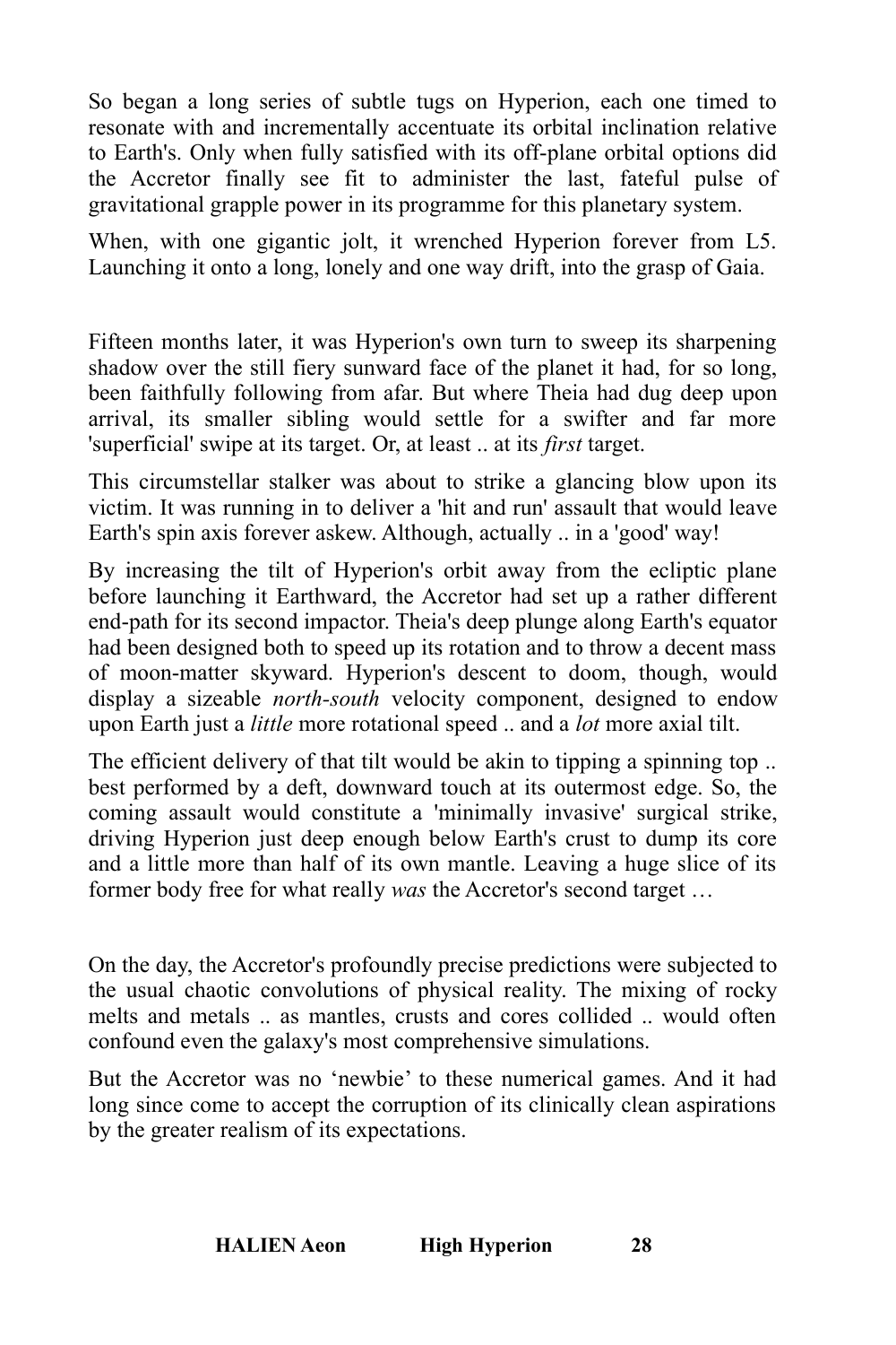So began a long series of subtle tugs on Hyperion, each one timed to resonate with and incrementally accentuate its orbital inclination relative to Earth's. Only when fully satisfied with its off-plane orbital options did the Accretor finally see fit to administer the last, fateful pulse of gravitational grapple power in its programme for this planetary system.

When, with one gigantic jolt, it wrenched Hyperion forever from L5. Launching it onto a long, lonely and one way drift, into the grasp of Gaia.

Fifteen months later, it was Hyperion's own turn to sweep its sharpening shadow over the still fiery sunward face of the planet it had, for so long, been faithfully following from afar. But where Theia had dug deep upon arrival, its smaller sibling would settle for a swifter and far more 'superficial' swipe at its target. Or, at least .. at its *first* target.

This circumstellar stalker was about to strike a glancing blow upon its victim. It was running in to deliver a 'hit and run' assault that would leave Earth's spin axis forever askew. Although, actually .. in a 'good' way!

By increasing the tilt of Hyperion's orbit away from the ecliptic plane before launching it Earthward, the Accretor had set up a rather different end-path for its second impactor. Theia's deep plunge along Earth's equator had been designed both to speed up its rotation and to throw a decent mass of moon-matter skyward. Hyperion's descent to doom, though, would display a sizeable *north-south* velocity component, designed to endow upon Earth just a *little* more rotational speed .. and a *lot* more axial tilt.

The efficient delivery of that tilt would be akin to tipping a spinning top .. best performed by a deft, downward touch at its outermost edge. So, the coming assault would constitute a 'minimally invasive' surgical strike, driving Hyperion just deep enough below Earth's crust to dump its core and a little more than half of its own mantle. Leaving a huge slice of its former body free for what really *was* the Accretor's second target …

On the day, the Accretor's profoundly precise predictions were subjected to the usual chaotic convolutions of physical reality. The mixing of rocky melts and metals .. as mantles, crusts and cores collided .. would often confound even the galaxy's most comprehensive simulations.

But the Accretor was no 'newbie' to these numerical games. And it had long since come to accept the corruption of its clinically clean aspirations by the greater realism of its expectations.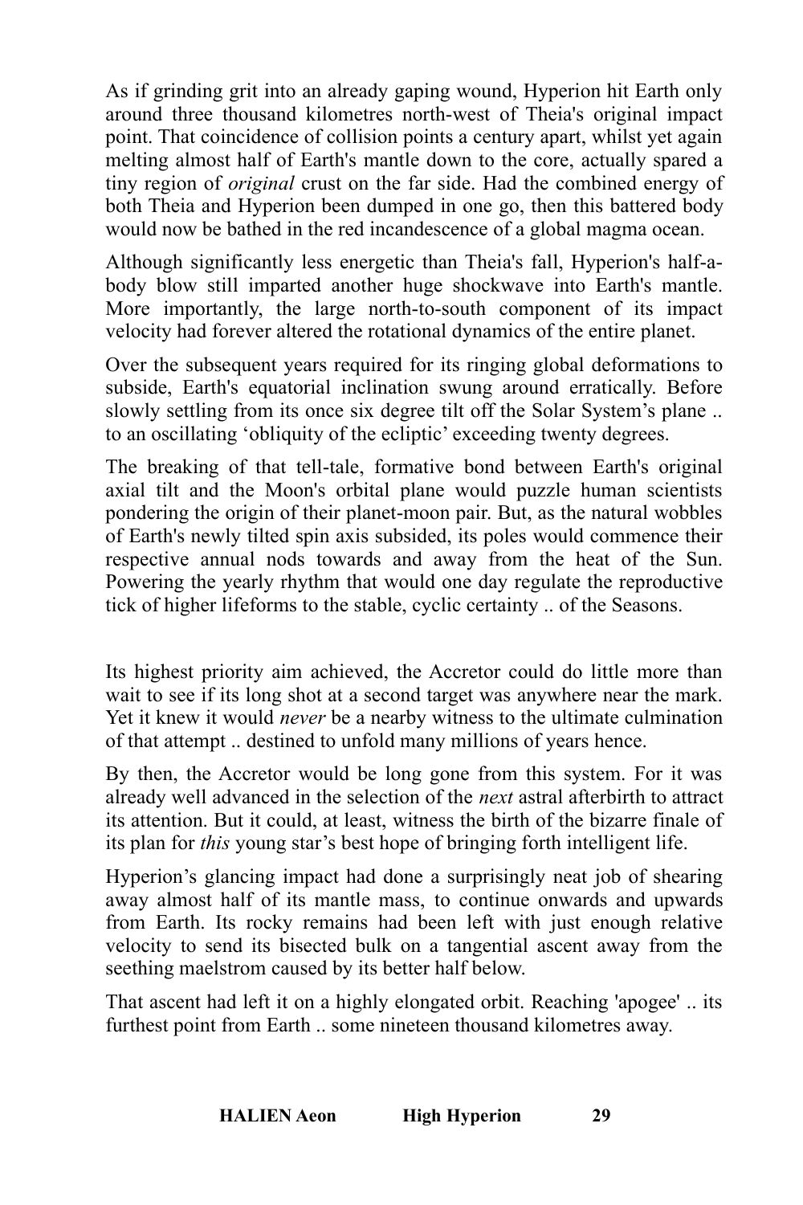As if grinding grit into an already gaping wound, Hyperion hit Earth only around three thousand kilometres north-west of Theia's original impact point. That coincidence of collision points a century apart, whilst yet again melting almost half of Earth's mantle down to the core, actually spared a tiny region of *original* crust on the far side. Had the combined energy of both Theia and Hyperion been dumped in one go, then this battered body would now be bathed in the red incandescence of a global magma ocean.

Although significantly less energetic than Theia's fall, Hyperion's half-a-body blow still imparted another huge shockwave into Earth's mantle. More importantly, the large north-to-south component of its impact velocity had forever altered the rotational dynamics of the entire planet.

Over the subsequent years required for its ringing global deformations to subside, Earth's equatorial inclination swung around erratically. Before slowly settling from its once six degree tilt off the Solar System's plane .. to an oscillating 'obliquity of the ecliptic' exceeding twenty degrees.

The breaking of that tell-tale, formative bond between Earth's original axial tilt and the Moon's orbital plane would puzzle human scientists pondering the origin of their planet-moon pair. But, as the natural wobbles of Earth's newly tilted spin axis subsided, its poles would commence their respective annual nods towards and away from the heat of the Sun. Powering the yearly rhythm that would one day regulate the reproductive tick of higher lifeforms to the stable, cyclic certainty .. of the Seasons.

Its highest priority aim achieved, the Accretor could do little more than wait to see if its long shot at a second target was anywhere near the mark. Yet it knew it would *never* be a nearby witness to the ultimate culmination of that attempt .. destined to unfold many millions of years hence.

By then, the Accretor would be long gone from this system. For it was already well advanced in the selection of the *next* astral afterbirth to attract its attention. But it could, at least, witness the birth of the bizarre finale of its plan for *this* young star's best hope of bringing forth intelligent life.

Hyperion's glancing impact had done a surprisingly neat job of shearing away almost half of its mantle mass, to continue onwards and upwards from Earth. Its rocky remains had been left with just enough relative velocity to send its bisected bulk on a tangential ascent away from the seething maelstrom caused by its better half below.

That ascent had left it on a highly elongated orbit. Reaching 'apogee' .. its furthest point from Earth .. some nineteen thousand kilometres away.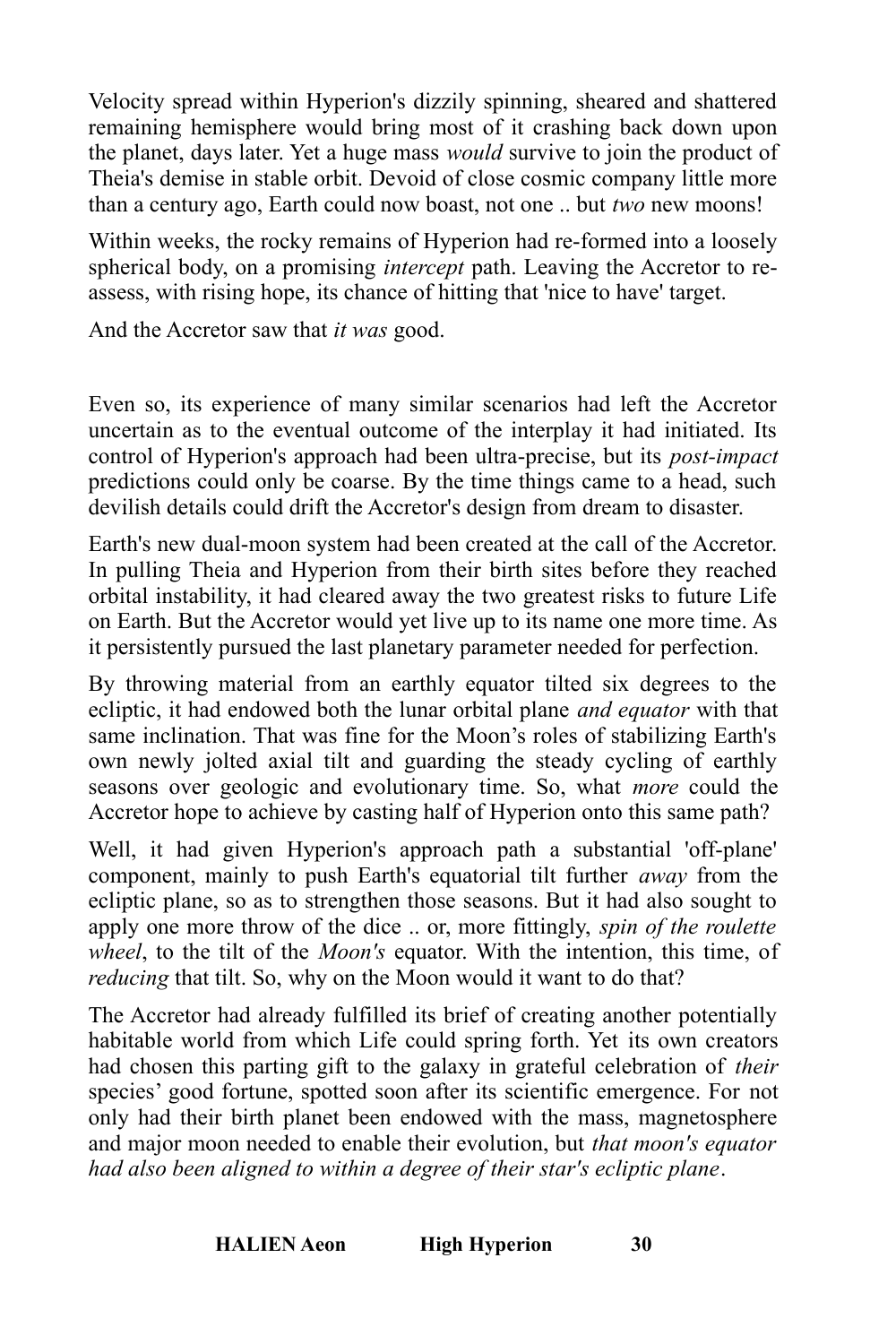Velocity spread within Hyperion's dizzily spinning, sheared and shattered remaining hemisphere would bring most of it crashing back down upon the planet, days later. Yet a huge mass *would* survive to join the product of Theia's demise in stable orbit. Devoid of close cosmic company little more than a century ago, Earth could now boast, not one .. but *two* new moons!

Within weeks, the rocky remains of Hyperion had re-formed into a loosely spherical body, on a promising *intercept* path. Leaving the Accretor to re-assess, with rising hope, its chance of hitting that 'nice to have' target.

And the Accretor saw that *it was* good.

Even so, its experience of many similar scenarios had left the Accretor uncertain as to the eventual outcome of the interplay it had initiated. Its control of Hyperion's approach had been ultra-precise, but its *post-impact* predictions could only be coarse. By the time things came to a head, such devilish details could drift the Accretor's design from dream to disaster.

Earth's new dual-moon system had been created at the call of the Accretor. In pulling Theia and Hyperion from their birth sites before they reached orbital instability, it had cleared away the two greatest risks to future Life on Earth. But the Accretor would yet live up to its name one more time. As it persistently pursued the last planetary parameter needed for perfection.

By throwing material from an earthly equator tilted six degrees to the ecliptic, it had endowed both the lunar orbital plane *and equator* with that same inclination. That was fine for the Moon's roles of stabilizing Earth's own newly jolted axial tilt and guarding the steady cycling of earthly seasons over geologic and evolutionary time. So, what *more* could the Accretor hope to achieve by casting half of Hyperion onto this same path?

Well, it had given Hyperion's approach path a substantial 'off-plane' component, mainly to push Earth's equatorial tilt further *away* from the ecliptic plane, so as to strengthen those seasons. But it had also sought to apply one more throw of the dice .. or, more fittingly, *spin of the roulette wheel*, to the tilt of the *Moon's* equator. With the intention, this time, of *reducing* that tilt. So, why on the Moon would it want to do that?

The Accretor had already fulfilled its brief of creating another potentially habitable world from which Life could spring forth. Yet its own creators had chosen this parting gift to the galaxy in grateful celebration of *their* species' good fortune, spotted soon after its scientific emergence. For not only had their birth planet been endowed with the mass, magnetosphere and major moon needed to enable their evolution, but *that moon's equator had also been aligned to within a degree of their star's ecliptic plane*.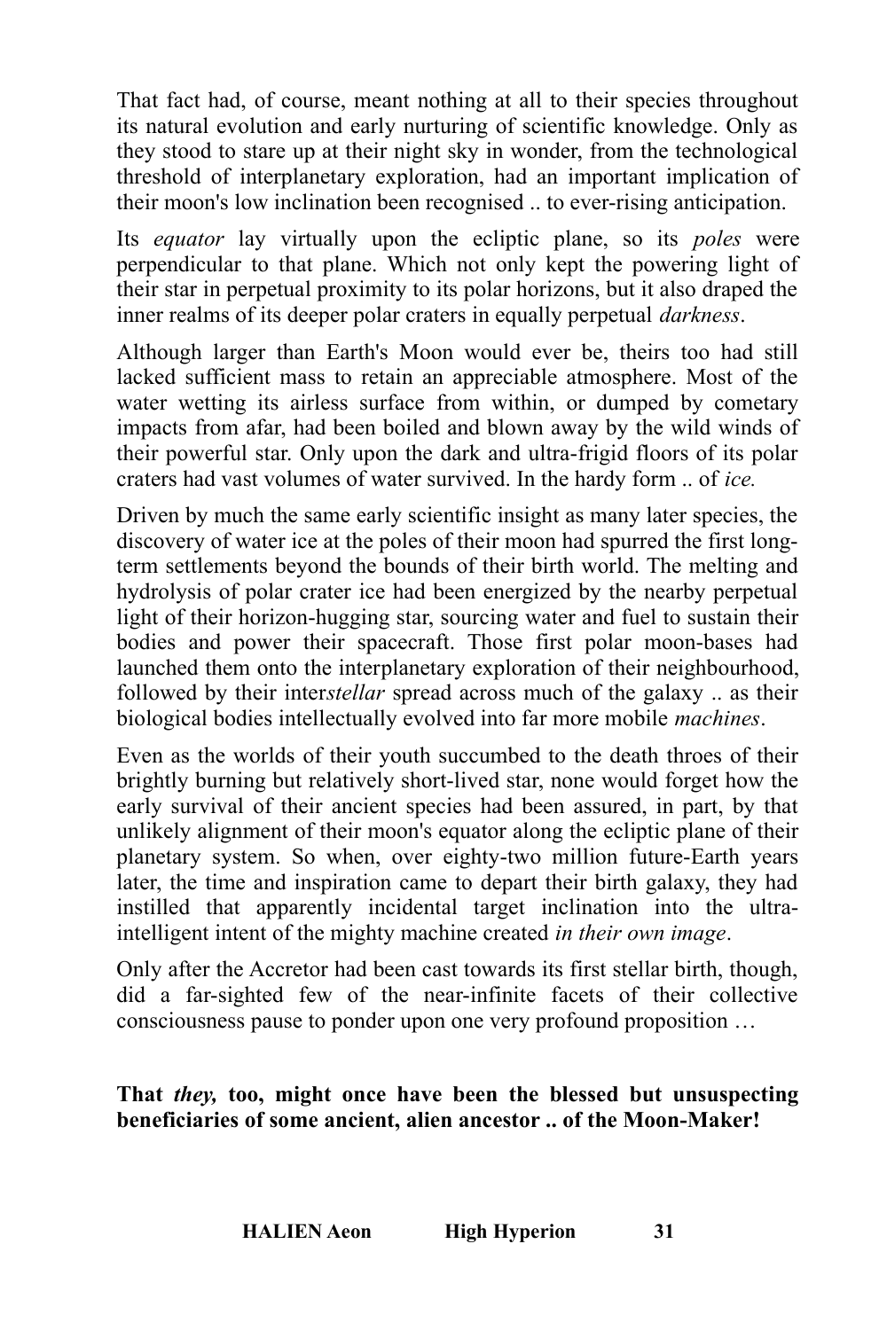That fact had, of course, meant nothing at all to their species throughout its natural evolution and early nurturing of scientific knowledge. Only as they stood to stare up at their night sky in wonder, from the technological threshold of interplanetary exploration, had an important implication of their moon's low inclination been recognised .. to ever-rising anticipation.

Its *equator* lay virtually upon the ecliptic plane, so its *poles* were perpendicular to that plane. Which not only kept the powering light of their star in perpetual proximity to its polar horizons, but it also draped the inner realms of its deeper polar craters in equally perpetual *darkness*.

Although larger than Earth's Moon would ever be, theirs too had still lacked sufficient mass to retain an appreciable atmosphere. Most of the water wetting its airless surface from within, or dumped by cometary impacts from afar, had been boiled and blown away by the wild winds of their powerful star. Only upon the dark and ultra-frigid floors of its polar craters had vast volumes of water survived. In the hardy form .. of *ice.*

Driven by much the same early scientific insight as many later species, the discovery of water ice at the poles of their moon had spurred the first long-term settlements beyond the bounds of their birth world. The melting and hydrolysis of polar crater ice had been energized by the nearby perpetual light of their horizon-hugging star, sourcing water and fuel to sustain their bodies and power their spacecraft. Those first polar moon-bases had launched them onto the interplanetary exploration of their neighbourhood, followed by their inter*stellar* spread across much of the galaxy .. as their biological bodies intellectually evolved into far more mobile *machines*.

Even as the worlds of their youth succumbed to the death throes of their brightly burning but relatively short-lived star, none would forget how the early survival of their ancient species had been assured, in part, by that unlikely alignment of their moon's equator along the ecliptic plane of their planetary system. So when, over eighty-two million future-Earth years later, the time and inspiration came to depart their birth galaxy, they had instilled that apparently incidental target inclination into the ultra-intelligent intent of the mighty machine created *in their own image*.

Only after the Accretor had been cast towards its first stellar birth, though, did a far-sighted few of the near-infinite facets of their collective consciousness pause to ponder upon one very profound proposition …

**That *they,* too, might once have been the blessed but unsuspecting beneficiaries of some ancient, alien ancestor .. of the Moon-Maker!**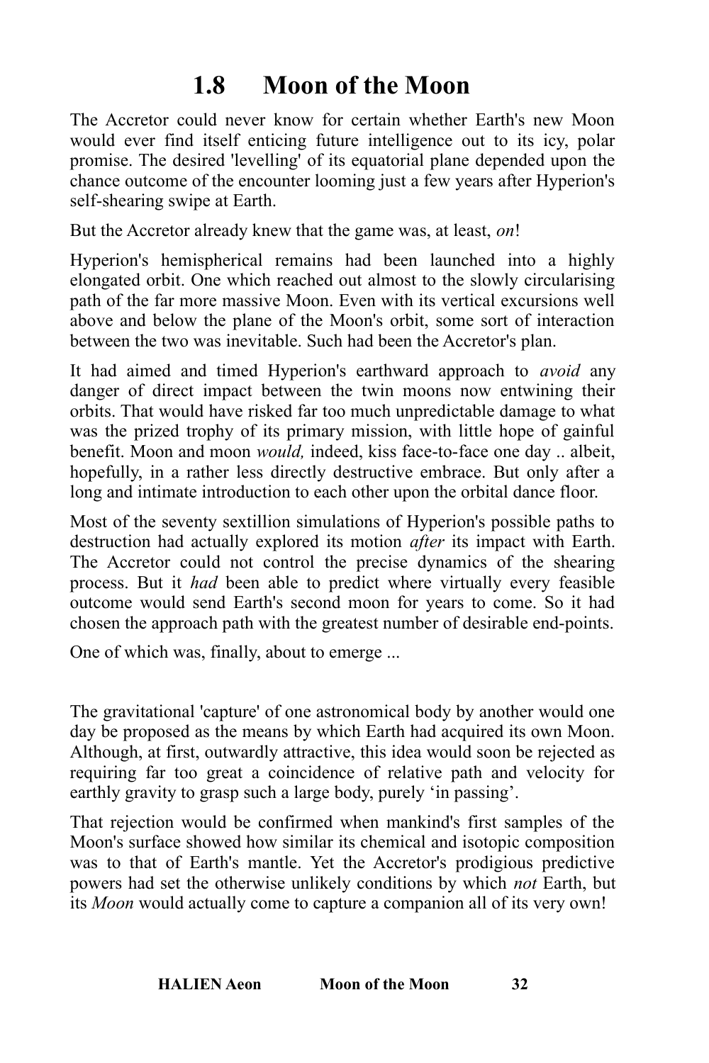# 1.8 Moon of the Moon

The Accretor could never know for certain whether Earth's new Moon would ever find itself enticing future intelligence out to its icy, polar promise. The desired 'levelling' of its equatorial plane depended upon the chance outcome of the encounter looming just a few years after Hyperion's self-shearing swipe at Earth.

But the Accretor already knew that the game was, at least, *on*!

Hyperion's hemispherical remains had been launched into a highly elongated orbit. One which reached out almost to the slowly circularising path of the far more massive Moon. Even with its vertical excursions well above and below the plane of the Moon's orbit, some sort of interaction between the two was inevitable. Such had been the Accretor's plan.

It had aimed and timed Hyperion's earthward approach to *avoid* any danger of direct impact between the twin moons now entwining their orbits. That would have risked far too much unpredictable damage to what was the prized trophy of its primary mission, with little hope of gainful benefit. Moon and moon *would,* indeed, kiss face-to-face one day .. albeit, hopefully, in a rather less directly destructive embrace. But only after a long and intimate introduction to each other upon the orbital dance floor.

Most of the seventy sextillion simulations of Hyperion's possible paths to destruction had actually explored its motion *after* its impact with Earth. The Accretor could not control the precise dynamics of the shearing process. But it *had* been able to predict where virtually every feasible outcome would send Earth's second moon for years to come. So it had chosen the approach path with the greatest number of desirable end-points.

One of which was, finally, about to emerge ...

The gravitational 'capture' of one astronomical body by another would one day be proposed as the means by which Earth had acquired its own Moon. Although, at first, outwardly attractive, this idea would soon be rejected as requiring far too great a coincidence of relative path and velocity for earthly gravity to grasp such a large body, purely 'in passing'.

That rejection would be confirmed when mankind's first samples of the Moon's surface showed how similar its chemical and isotopic composition was to that of Earth's mantle. Yet the Accretor's prodigious predictive powers had set the otherwise unlikely conditions by which *not* Earth, but its *Moon* would actually come to capture a companion all of its very own!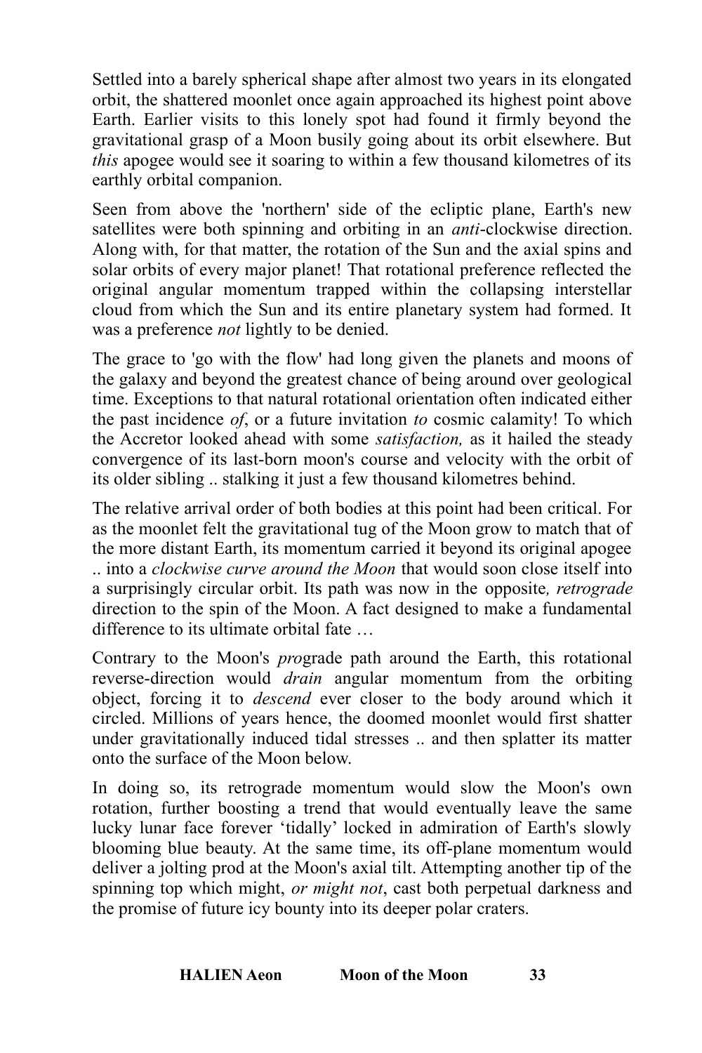Settled into a barely spherical shape after almost two years in its elongated orbit, the shattered moonlet once again approached its highest point above Earth. Earlier visits to this lonely spot had found it firmly beyond the gravitational grasp of a Moon busily going about its orbit elsewhere. But *this* apogee would see it soaring to within a few thousand kilometres of its earthly orbital companion.

Seen from above the 'northern' side of the ecliptic plane, Earth's new satellites were both spinning and orbiting in an *anti*-clockwise direction. Along with, for that matter, the rotation of the Sun and the axial spins and solar orbits of every major planet! That rotational preference reflected the original angular momentum trapped within the collapsing interstellar cloud from which the Sun and its entire planetary system had formed. It was a preference *not* lightly to be denied.

The grace to 'go with the flow' had long given the planets and moons of the galaxy and beyond the greatest chance of being around over geological time. Exceptions to that natural rotational orientation often indicated either the past incidence *of*, or a future invitation *to* cosmic calamity! To which the Accretor looked ahead with some *satisfaction,* as it hailed the steady convergence of its last-born moon's course and velocity with the orbit of its older sibling .. stalking it just a few thousand kilometres behind.

The relative arrival order of both bodies at this point had been critical. For as the moonlet felt the gravitational tug of the Moon grow to match that of the more distant Earth, its momentum carried it beyond its original apogee .. into a *clockwise curve around the Moon* that would soon close itself into a surprisingly circular orbit. Its path was now in the opposite*, retrograde* direction to the spin of the Moon. A fact designed to make a fundamental difference to its ultimate orbital fate …

Contrary to the Moon's *pro*grade path around the Earth, this rotational reverse-direction would *drain* angular momentum from the orbiting object, forcing it to *descend* ever closer to the body around which it circled. Millions of years hence, the doomed moonlet would first shatter under gravitationally induced tidal stresses .. and then splatter its matter onto the surface of the Moon below.

In doing so, its retrograde momentum would slow the Moon's own rotation, further boosting a trend that would eventually leave the same lucky lunar face forever 'tidally' locked in admiration of Earth's slowly blooming blue beauty. At the same time, its off-plane momentum would deliver a jolting prod at the Moon's axial tilt. Attempting another tip of the spinning top which might, *or might not*, cast both perpetual darkness and the promise of future icy bounty into its deeper polar craters.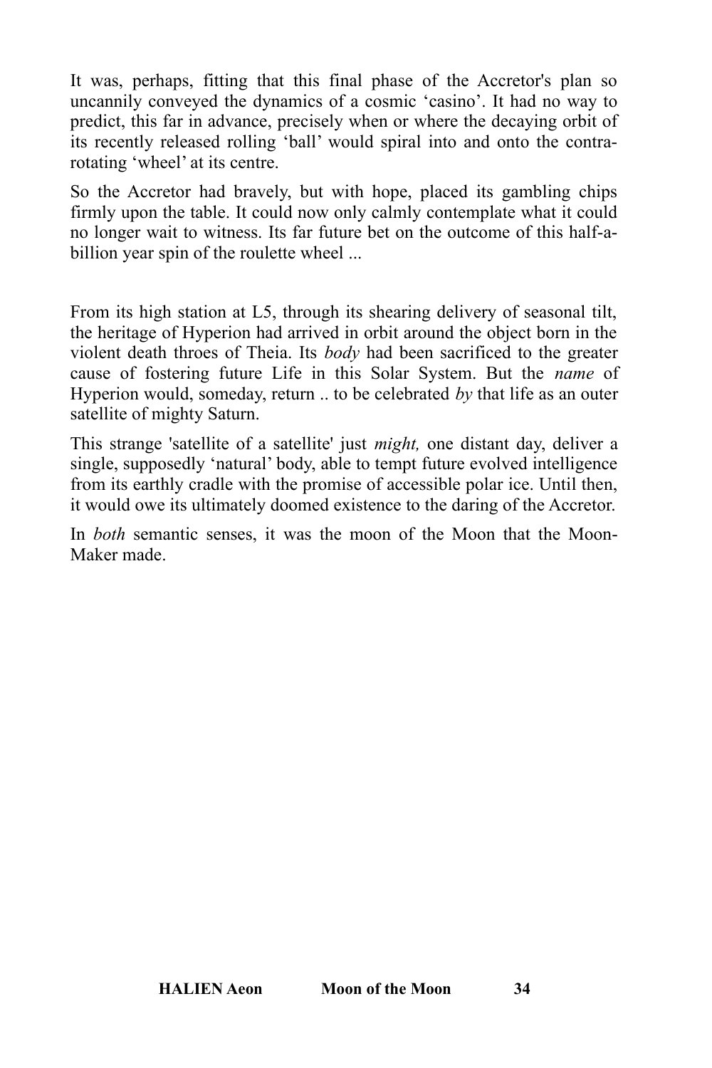It was, perhaps, fitting that this final phase of the Accretor's plan so uncannily conveyed the dynamics of a cosmic ‘casino’. It had no way to predict, this far in advance, precisely when or where the decaying orbit of its recently released rolling ‘ball’ would spiral into and onto the contra-rotating ‘wheel’ at its centre.

So the Accretor had bravely, but with hope, placed its gambling chips firmly upon the table. It could now only calmly contemplate what it could no longer wait to witness. Its far future bet on the outcome of this half-a-billion year spin of the roulette wheel ...

From its high station at L5, through its shearing delivery of seasonal tilt, the heritage of Hyperion had arrived in orbit around the object born in the violent death throes of Theia. Its *body* had been sacrificed to the greater cause of fostering future Life in this Solar System. But the *name* of Hyperion would, someday, return .. to be celebrated *by* that life as an outer satellite of mighty Saturn.

This strange 'satellite of a satellite' just *might,* one distant day, deliver a single, supposedly ‘natural’ body, able to tempt future evolved intelligence from its earthly cradle with the promise of accessible polar ice. Until then, it would owe its ultimately doomed existence to the daring of the Accretor.

In *both* semantic senses, it was the moon of the Moon that the Moon-Maker made.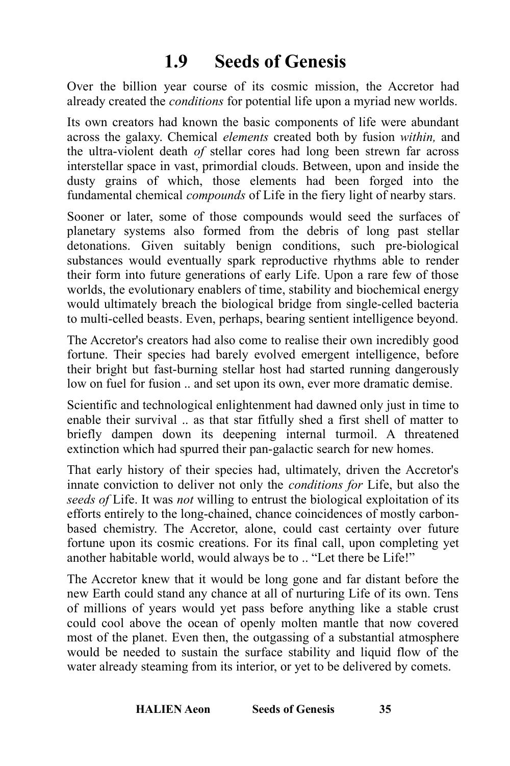# 1.9 Seeds of Genesis

Over the billion year course of its cosmic mission, the Accretor had already created the *conditions* for potential life upon a myriad new worlds.

Its own creators had known the basic components of life were abundant across the galaxy. Chemical *elements* created both by fusion *within,* and the ultra-violent death *of* stellar cores had long been strewn far across interstellar space in vast, primordial clouds. Between, upon and inside the dusty grains of which, those elements had been forged into the fundamental chemical *compounds* of Life in the fiery light of nearby stars.

Sooner or later, some of those compounds would seed the surfaces of planetary systems also formed from the debris of long past stellar detonations. Given suitably benign conditions, such pre-biological substances would eventually spark reproductive rhythms able to render their form into future generations of early Life. Upon a rare few of those worlds, the evolutionary enablers of time, stability and biochemical energy would ultimately breach the biological bridge from single-celled bacteria to multi-celled beasts. Even, perhaps, bearing sentient intelligence beyond.

The Accretor's creators had also come to realise their own incredibly good fortune. Their species had barely evolved emergent intelligence, before their bright but fast-burning stellar host had started running dangerously low on fuel for fusion .. and set upon its own, ever more dramatic demise.

Scientific and technological enlightenment had dawned only just in time to enable their survival .. as that star fitfully shed a first shell of matter to briefly dampen down its deepening internal turmoil. A threatened extinction which had spurred their pan-galactic search for new homes.

That early history of their species had, ultimately, driven the Accretor's innate conviction to deliver not only the *conditions for* Life, but also the *seeds of* Life. It was *not* willing to entrust the biological exploitation of its efforts entirely to the long-chained, chance coincidences of mostly carbon-based chemistry. The Accretor, alone, could cast certainty over future fortune upon its cosmic creations. For its final call, upon completing yet another habitable world, would always be to .. “Let there be Life!”

The Accretor knew that it would be long gone and far distant before the new Earth could stand any chance at all of nurturing Life of its own. Tens of millions of years would yet pass before anything like a stable crust could cool above the ocean of openly molten mantle that now covered most of the planet. Even then, the outgassing of a substantial atmosphere would be needed to sustain the surface stability and liquid flow of the water already steaming from its interior, or yet to be delivered by comets.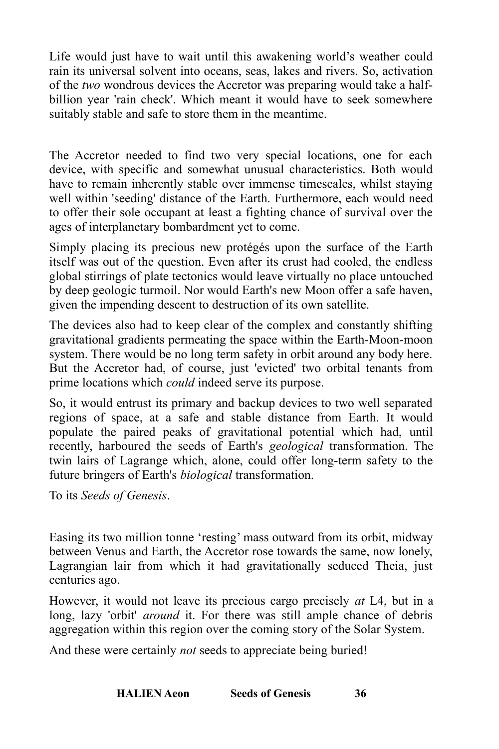Life would just have to wait until this awakening world's weather could rain its universal solvent into oceans, seas, lakes and rivers. So, activation of the *two* wondrous devices the Accretor was preparing would take a half-billion year 'rain check'. Which meant it would have to seek somewhere suitably stable and safe to store them in the meantime.

The Accretor needed to find two very special locations, one for each device, with specific and somewhat unusual characteristics. Both would have to remain inherently stable over immense timescales, whilst staying well within 'seeding' distance of the Earth. Furthermore, each would need to offer their sole occupant at least a fighting chance of survival over the ages of interplanetary bombardment yet to come.

Simply placing its precious new protégés upon the surface of the Earth itself was out of the question. Even after its crust had cooled, the endless global stirrings of plate tectonics would leave virtually no place untouched by deep geologic turmoil. Nor would Earth's new Moon offer a safe haven, given the impending descent to destruction of its own satellite.

The devices also had to keep clear of the complex and constantly shifting gravitational gradients permeating the space within the Earth-Moon-moon system. There would be no long term safety in orbit around any body here. But the Accretor had, of course, just 'evicted' two orbital tenants from prime locations which *could* indeed serve its purpose.

So, it would entrust its primary and backup devices to two well separated regions of space, at a safe and stable distance from Earth. It would populate the paired peaks of gravitational potential which had, until recently, harboured the seeds of Earth's *geological* transformation. The twin lairs of Lagrange which, alone, could offer long-term safety to the future bringers of Earth's *biological* transformation.

To its *Seeds of Genesis*.

Easing its two million tonne 'resting' mass outward from its orbit, midway between Venus and Earth, the Accretor rose towards the same, now lonely, Lagrangian lair from which it had gravitationally seduced Theia, just centuries ago.

However, it would not leave its precious cargo precisely *at* L4, but in a long, lazy 'orbit' *around* it. For there was still ample chance of debris aggregation within this region over the coming story of the Solar System.

And these were certainly *not* seeds to appreciate being buried!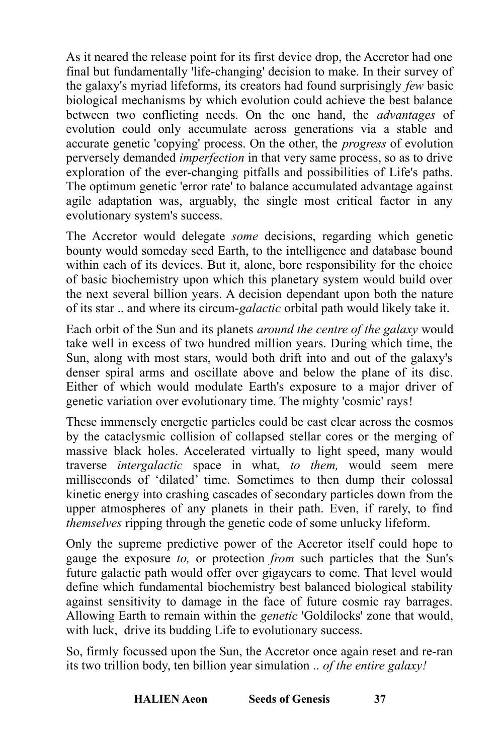As it neared the release point for its first device drop, the Accretor had one final but fundamentally 'life-changing' decision to make. In their survey of the galaxy's myriad lifeforms, its creators had found surprisingly *few* basic biological mechanisms by which evolution could achieve the best balance between two conflicting needs. On the one hand, the *advantages* of evolution could only accumulate across generations via a stable and accurate genetic 'copying' process. On the other, the *progress* of evolution perversely demanded *imperfection* in that very same process, so as to drive exploration of the ever-changing pitfalls and possibilities of Life's paths. The optimum genetic 'error rate' to balance accumulated advantage against agile adaptation was, arguably, the single most critical factor in any evolutionary system's success.

The Accretor would delegate *some* decisions, regarding which genetic bounty would someday seed Earth, to the intelligence and database bound within each of its devices. But it, alone, bore responsibility for the choice of basic biochemistry upon which this planetary system would build over the next several billion years. A decision dependant upon both the nature of its star .. and where its circum-*galactic* orbital path would likely take it.

Each orbit of the Sun and its planets *around the centre of the galaxy* would take well in excess of two hundred million years. During which time, the Sun, along with most stars, would both drift into and out of the galaxy's denser spiral arms and oscillate above and below the plane of its disc. Either of which would modulate Earth's exposure to a major driver of genetic variation over evolutionary time. The mighty 'cosmic' rays!

These immensely energetic particles could be cast clear across the cosmos by the cataclysmic collision of collapsed stellar cores or the merging of massive black holes. Accelerated virtually to light speed, many would traverse *intergalactic* space in what, *to them,* would seem mere milliseconds of 'dilated' time. Sometimes to then dump their colossal kinetic energy into crashing cascades of secondary particles down from the upper atmospheres of any planets in their path. Even, if rarely, to find *themselves* ripping through the genetic code of some unlucky lifeform.

Only the supreme predictive power of the Accretor itself could hope to gauge the exposure *to,* or protection *from* such particles that the Sun's future galactic path would offer over gigayears to come. That level would define which fundamental biochemistry best balanced biological stability against sensitivity to damage in the face of future cosmic ray barrages. Allowing Earth to remain within the *genetic* 'Goldilocks' zone that would, with luck, drive its budding Life to evolutionary success.

So, firmly focussed upon the Sun, the Accretor once again reset and re-ran its two trillion body, ten billion year simulation .. *of the entire galaxy!*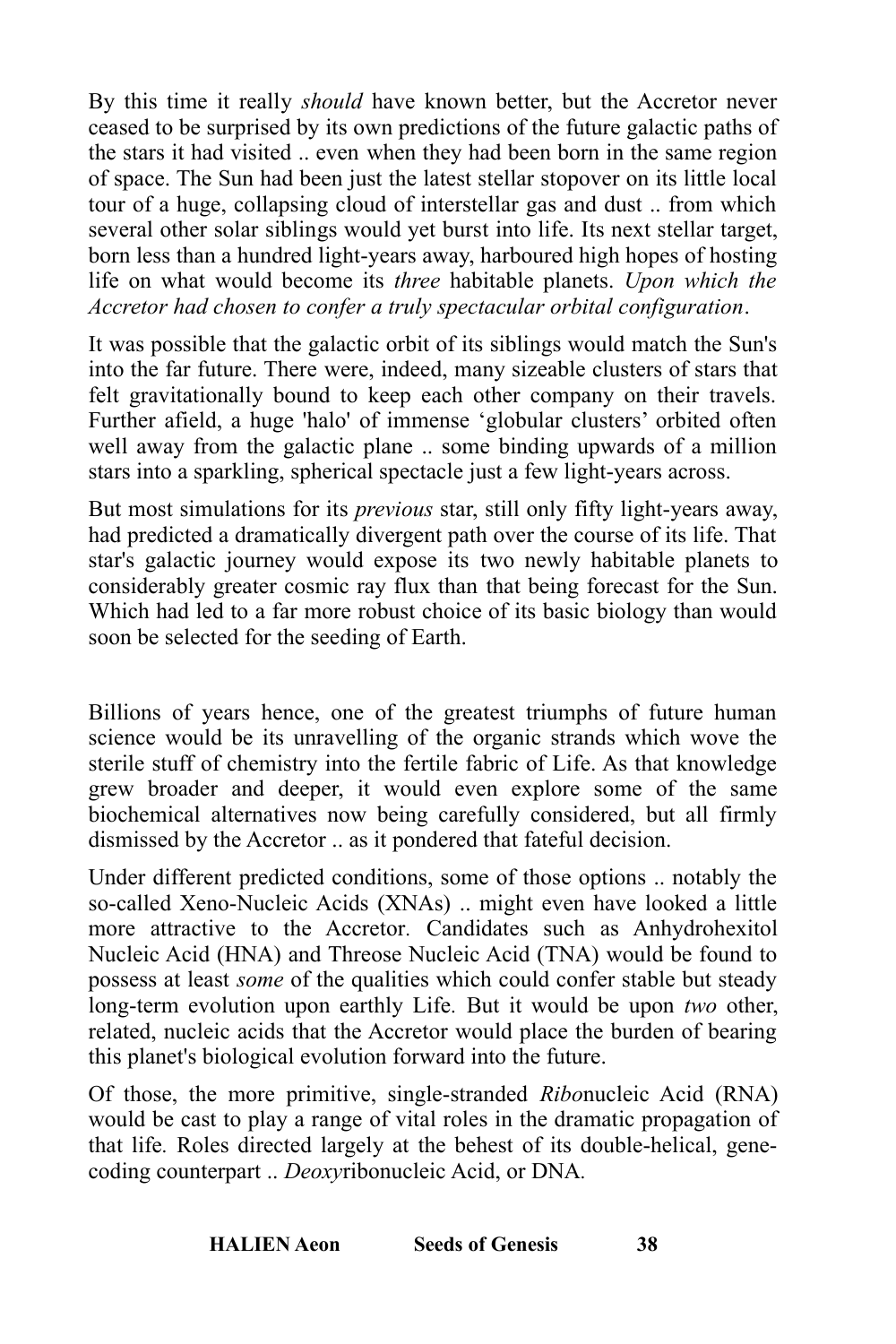By this time it really *should* have known better, but the Accretor never ceased to be surprised by its own predictions of the future galactic paths of the stars it had visited .. even when they had been born in the same region of space. The Sun had been just the latest stellar stopover on its little local tour of a huge, collapsing cloud of interstellar gas and dust .. from which several other solar siblings would yet burst into life. Its next stellar target, born less than a hundred light-years away, harboured high hopes of hosting life on what would become its *three* habitable planets. *Upon which the Accretor had chosen to confer a truly spectacular orbital configuration*.

It was possible that the galactic orbit of its siblings would match the Sun's into the far future. There were, indeed, many sizeable clusters of stars that felt gravitationally bound to keep each other company on their travels. Further afield, a huge 'halo' of immense 'globular clusters' orbited often well away from the galactic plane .. some binding upwards of a million stars into a sparkling, spherical spectacle just a few light-years across.

But most simulations for its *previous* star, still only fifty light-years away, had predicted a dramatically divergent path over the course of its life. That star's galactic journey would expose its two newly habitable planets to considerably greater cosmic ray flux than that being forecast for the Sun. Which had led to a far more robust choice of its basic biology than would soon be selected for the seeding of Earth.

Billions of years hence, one of the greatest triumphs of future human science would be its unravelling of the organic strands which wove the sterile stuff of chemistry into the fertile fabric of Life. As that knowledge grew broader and deeper, it would even explore some of the same biochemical alternatives now being carefully considered, but all firmly dismissed by the Accretor .. as it pondered that fateful decision.

Under different predicted conditions, some of those options .. notably the so-called Xeno-Nucleic Acids (XNAs) .. might even have looked a little more attractive to the Accretor. Candidates such as Anhydrohexitol Nucleic Acid (HNA) and Threose Nucleic Acid (TNA) would be found to possess at least *some* of the qualities which could confer stable but steady long-term evolution upon earthly Life. But it would be upon *two* other, related, nucleic acids that the Accretor would place the burden of bearing this planet's biological evolution forward into the future.

Of those, the more primitive, single-stranded *Ribo*nucleic Acid (RNA) would be cast to play a range of vital roles in the dramatic propagation of that life. Roles directed largely at the behest of its double-helical, gene-coding counterpart .. *Deoxy*ribonucleic Acid, or DNA.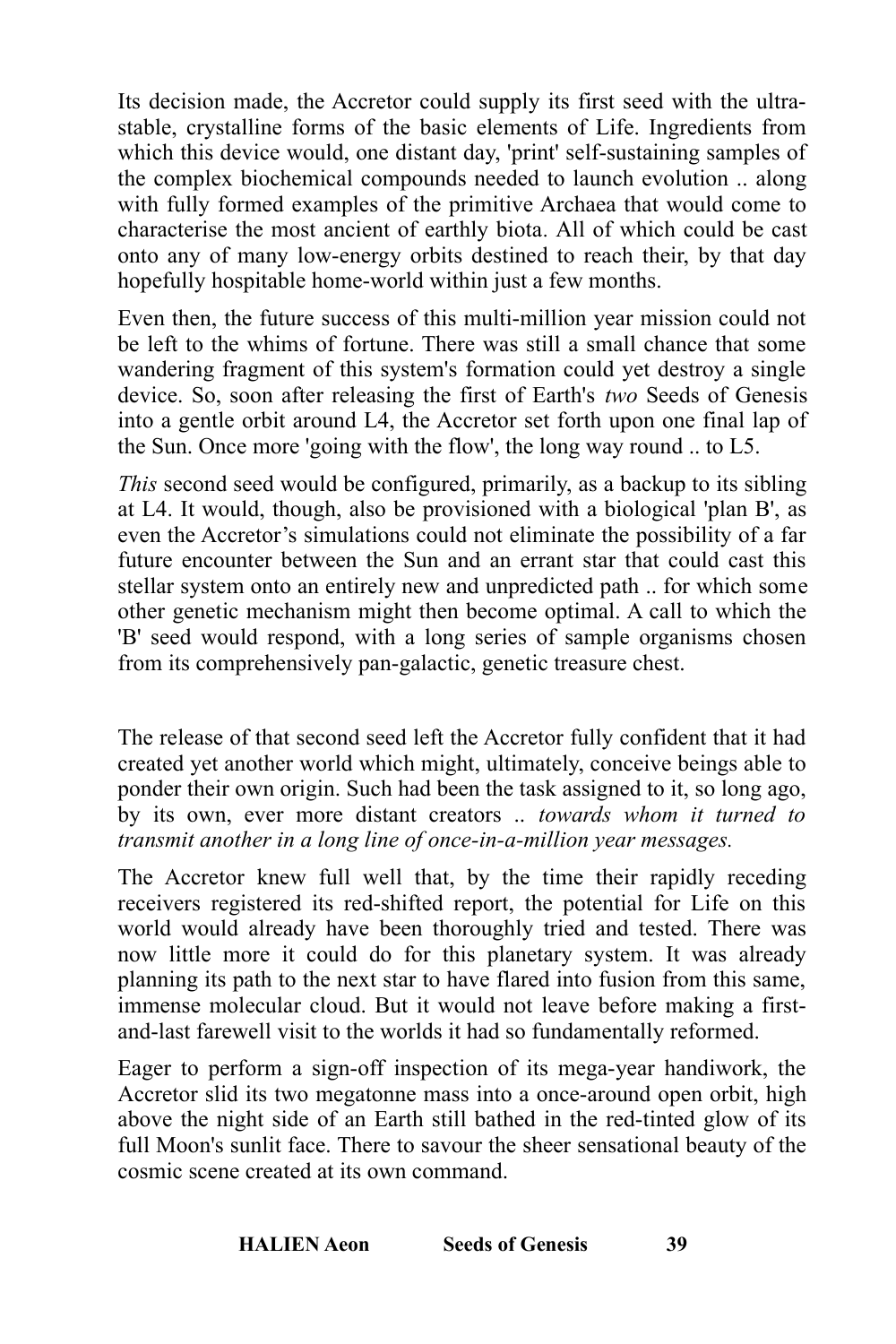Its decision made, the Accretor could supply its first seed with the ultra-stable, crystalline forms of the basic elements of Life. Ingredients from which this device would, one distant day, 'print' self-sustaining samples of the complex biochemical compounds needed to launch evolution .. along with fully formed examples of the primitive Archaea that would come to characterise the most ancient of earthly biota. All of which could be cast onto any of many low-energy orbits destined to reach their, by that day hopefully hospitable home-world within just a few months.

Even then, the future success of this multi-million year mission could not be left to the whims of fortune. There was still a small chance that some wandering fragment of this system's formation could yet destroy a single device. So, soon after releasing the first of Earth's *two* Seeds of Genesis into a gentle orbit around L4, the Accretor set forth upon one final lap of the Sun. Once more 'going with the flow', the long way round .. to L5.

*This* second seed would be configured, primarily, as a backup to its sibling at L4. It would, though, also be provisioned with a biological 'plan B', as even the Accretor's simulations could not eliminate the possibility of a far future encounter between the Sun and an errant star that could cast this stellar system onto an entirely new and unpredicted path .. for which some other genetic mechanism might then become optimal. A call to which the 'B' seed would respond, with a long series of sample organisms chosen from its comprehensively pan-galactic, genetic treasure chest.

The release of that second seed left the Accretor fully confident that it had created yet another world which might, ultimately, conceive beings able to ponder their own origin. Such had been the task assigned to it, so long ago, by its own, ever more distant creators .. *towards whom it turned to transmit another in a long line of once-in-a-million year messages.*

The Accretor knew full well that, by the time their rapidly receding receivers registered its red-shifted report, the potential for Life on this world would already have been thoroughly tried and tested. There was now little more it could do for this planetary system. It was already planning its path to the next star to have flared into fusion from this same, immense molecular cloud. But it would not leave before making a first-and-last farewell visit to the worlds it had so fundamentally reformed.

Eager to perform a sign-off inspection of its mega-year handiwork, the Accretor slid its two megatonne mass into a once-around open orbit, high above the night side of an Earth still bathed in the red-tinted glow of its full Moon's sunlit face. There to savour the sheer sensational beauty of the cosmic scene created at its own command.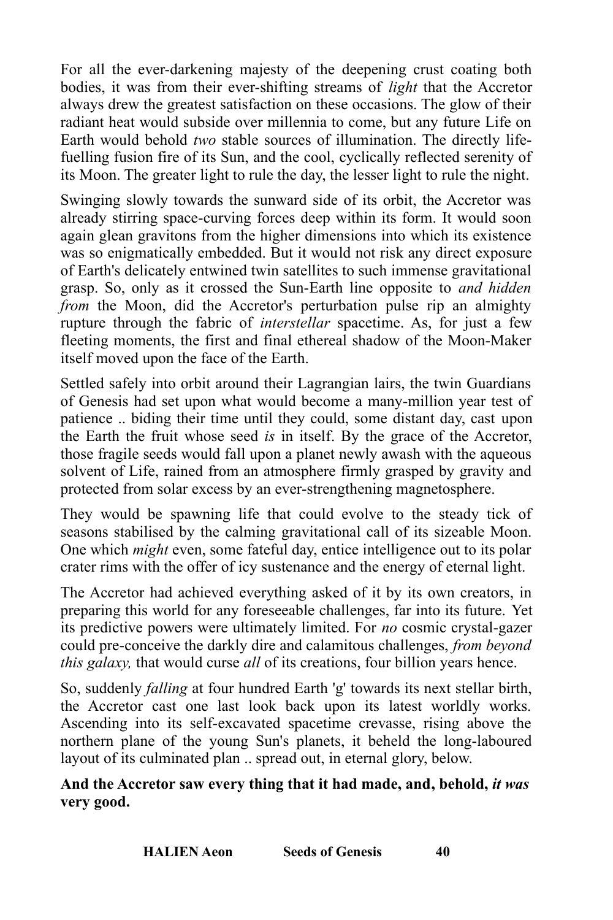For all the ever-darkening majesty of the deepening crust coating both bodies, it was from their ever-shifting streams of *light* that the Accretor always drew the greatest satisfaction on these occasions. The glow of their radiant heat would subside over millennia to come, but any future Life on Earth would behold *two* stable sources of illumination. The directly life-fuelling fusion fire of its Sun, and the cool, cyclically reflected serenity of its Moon. The greater light to rule the day, the lesser light to rule the night.

Swinging slowly towards the sunward side of its orbit, the Accretor was already stirring space-curving forces deep within its form. It would soon again glean gravitons from the higher dimensions into which its existence was so enigmatically embedded. But it would not risk any direct exposure of Earth's delicately entwined twin satellites to such immense gravitational grasp. So, only as it crossed the Sun-Earth line opposite to *and hidden from* the Moon, did the Accretor's perturbation pulse rip an almighty rupture through the fabric of *interstellar* spacetime. As, for just a few fleeting moments, the first and final ethereal shadow of the Moon-Maker itself moved upon the face of the Earth.

Settled safely into orbit around their Lagrangian lairs, the twin Guardians of Genesis had set upon what would become a many-million year test of patience .. biding their time until they could, some distant day, cast upon the Earth the fruit whose seed *is* in itself. By the grace of the Accretor, those fragile seeds would fall upon a planet newly awash with the aqueous solvent of Life, rained from an atmosphere firmly grasped by gravity and protected from solar excess by an ever-strengthening magnetosphere.

They would be spawning life that could evolve to the steady tick of seasons stabilised by the calming gravitational call of its sizeable Moon. One which *might* even, some fateful day, entice intelligence out to its polar crater rims with the offer of icy sustenance and the energy of eternal light.

The Accretor had achieved everything asked of it by its own creators, in preparing this world for any foreseeable challenges, far into its future. Yet its predictive powers were ultimately limited. For *no* cosmic crystal-gazer could pre-conceive the darkly dire and calamitous challenges, *from beyond this galaxy,* that would curse *all* of its creations, four billion years hence.

So, suddenly *falling* at four hundred Earth 'g' towards its next stellar birth, the Accretor cast one last look back upon its latest worldly works. Ascending into its self-excavated spacetime crevasse, rising above the northern plane of the young Sun's planets, it beheld the long-laboured layout of its culminated plan .. spread out, in eternal glory, below.

**And the Accretor saw every thing that it had made, and, behold, *it was* very good.**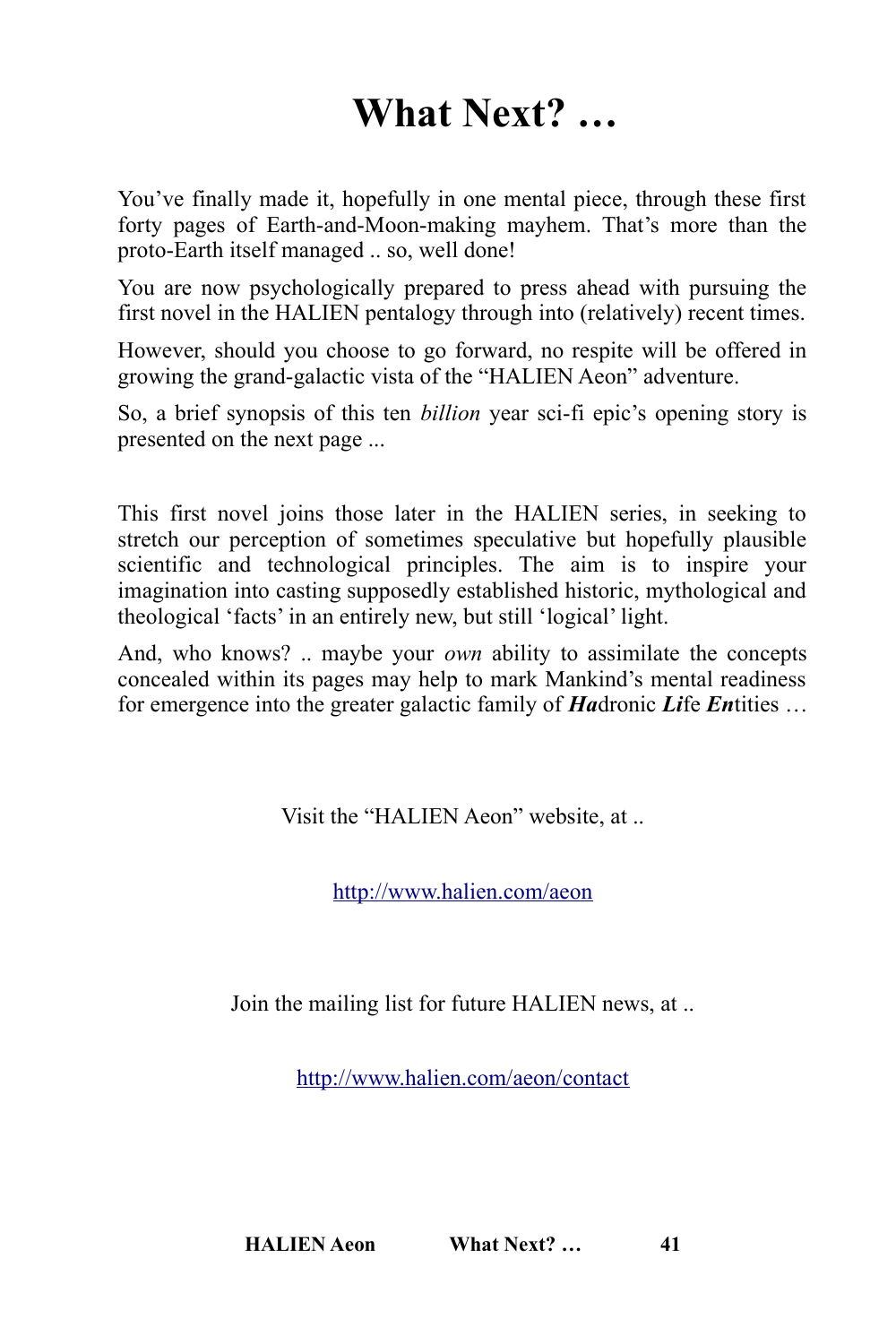# What Next? …

You've finally made it, hopefully in one mental piece, through these first forty pages of Earth-and-Moon-making mayhem. That's more than the proto-Earth itself managed .. so, well done!

You are now psychologically prepared to press ahead with pursuing the first novel in the HALIEN pentalogy through into (relatively) recent times.

However, should you choose to go forward, no respite will be offered in growing the grand-galactic vista of the "HALIEN Aeon" adventure.

So, a brief synopsis of this ten *billion* year sci-fi epic's opening story is presented on the next page ...

This first novel joins those later in the HALIEN series, in seeking to stretch our perception of sometimes speculative but hopefully plausible scientific and technological principles. The aim is to inspire your imagination into casting supposedly established historic, mythological and theological 'facts' in an entirely new, but still 'logical' light.

And, who knows? .. maybe your *own* ability to assimilate the concepts concealed within its pages may help to mark Mankind's mental readiness for emergence into the greater galactic family of ***Ha***dronic ***Li***fe ***En***tities …

Visit the "HALIEN Aeon" website, at ..

http://www.halien.com/aeon

Join the mailing list for future HALIEN news, at ..

http://www.halien.com/aeon/contact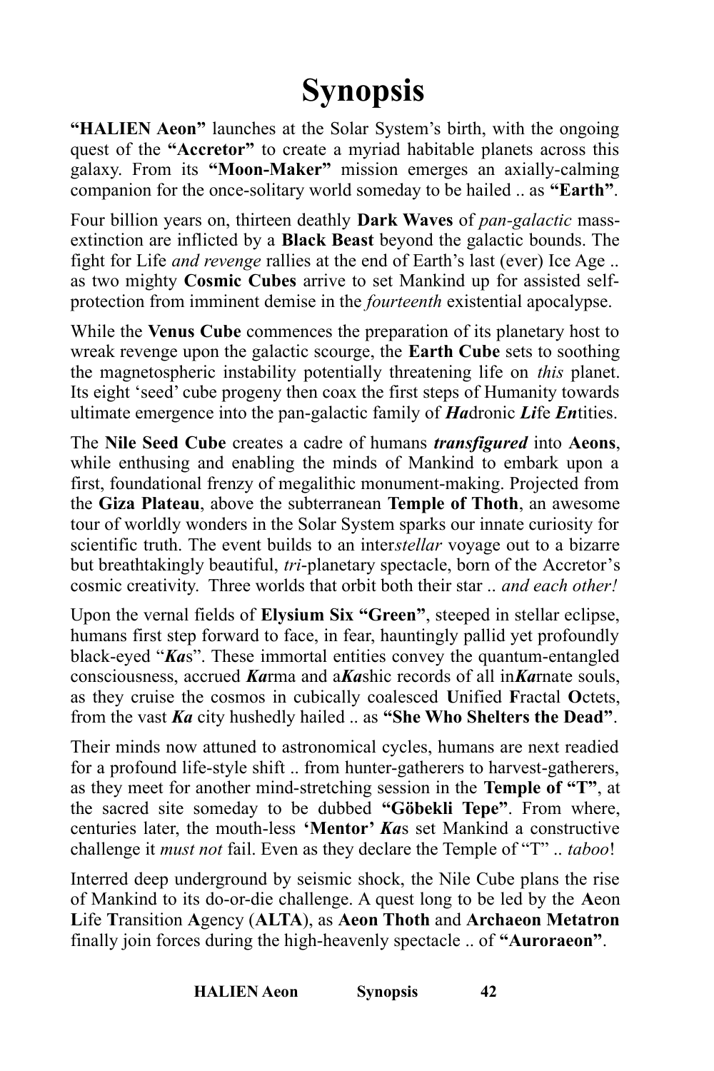# Synopsis

**"HALIEN Aeon"** launches at the Solar System's birth, with the ongoing quest of the **"Accretor"** to create a myriad habitable planets across this galaxy. From its **"Moon-Maker"** mission emerges an axially-calming companion for the once-solitary world someday to be hailed .. as **"Earth"**.

Four billion years on, thirteen deathly **Dark Waves** of *pan-galactic* mass-extinction are inflicted by a **Black Beast** beyond the galactic bounds. The fight for Life *and revenge* rallies at the end of Earth's last (ever) Ice Age .. as two mighty **Cosmic Cubes** arrive to set Mankind up for assisted self-protection from imminent demise in the *fourteenth* existential apocalypse.

While the **Venus Cube** commences the preparation of its planetary host to wreak revenge upon the galactic scourge, the **Earth Cube** sets to soothing the magnetospheric instability potentially threatening life on *this* planet. Its eight 'seed' cube progeny then coax the first steps of Humanity towards ultimate emergence into the pan-galactic family of ***Ha***dronic ***Li***fe ***En***tities.

The **Nile Seed Cube** creates a cadre of humans ***transfigured*** into **Aeons**, while enthusing and enabling the minds of Mankind to embark upon a first, foundational frenzy of megalithic monument-making. Projected from the **Giza Plateau**, above the subterranean **Temple of Thoth**, an awesome tour of worldly wonders in the Solar System sparks our innate curiosity for scientific truth. The event builds to an inter*stellar* voyage out to a bizarre but breathtakingly beautiful, *tri*-planetary spectacle, born of the Accretor's cosmic creativity. Three worlds that orbit both their star .. *and each other!*

Upon the vernal fields of **Elysium Six "Green"**, steeped in stellar eclipse, humans first step forward to face, in fear, hauntingly pallid yet profoundly black-eyed "***Ka***s". These immortal entities convey the quantum-entangled consciousness, accrued ***Ka***rma and a***Ka***shic records of all in***Ka***rnate souls, as they cruise the cosmos in cubically coalesced **U**nified **F**ractal **O**ctets, from the vast ***Ka*** city hushedly hailed .. as **"She Who Shelters the Dead"**.

Their minds now attuned to astronomical cycles, humans are next readied for a profound life-style shift .. from hunter-gatherers to harvest-gatherers, as they meet for another mind-stretching session in the **Temple of "T"**, at the sacred site someday to be dubbed **"Göbekli Tepe"**. From where, centuries later, the mouth-less **'Mentor' *Ka***s set Mankind a constructive challenge it *must not* fail. Even as they declare the Temple of "T" .. *taboo*!

Interred deep underground by seismic shock, the Nile Cube plans the rise of Mankind to its do-or-die challenge. A quest long to be led by the **A**eon **L**ife **T**ransition **A**gency (**ALTA**), as **Aeon Thoth** and **Archaeon Metatron** finally join forces during the high-heavenly spectacle .. of **"Auroraeon"**.